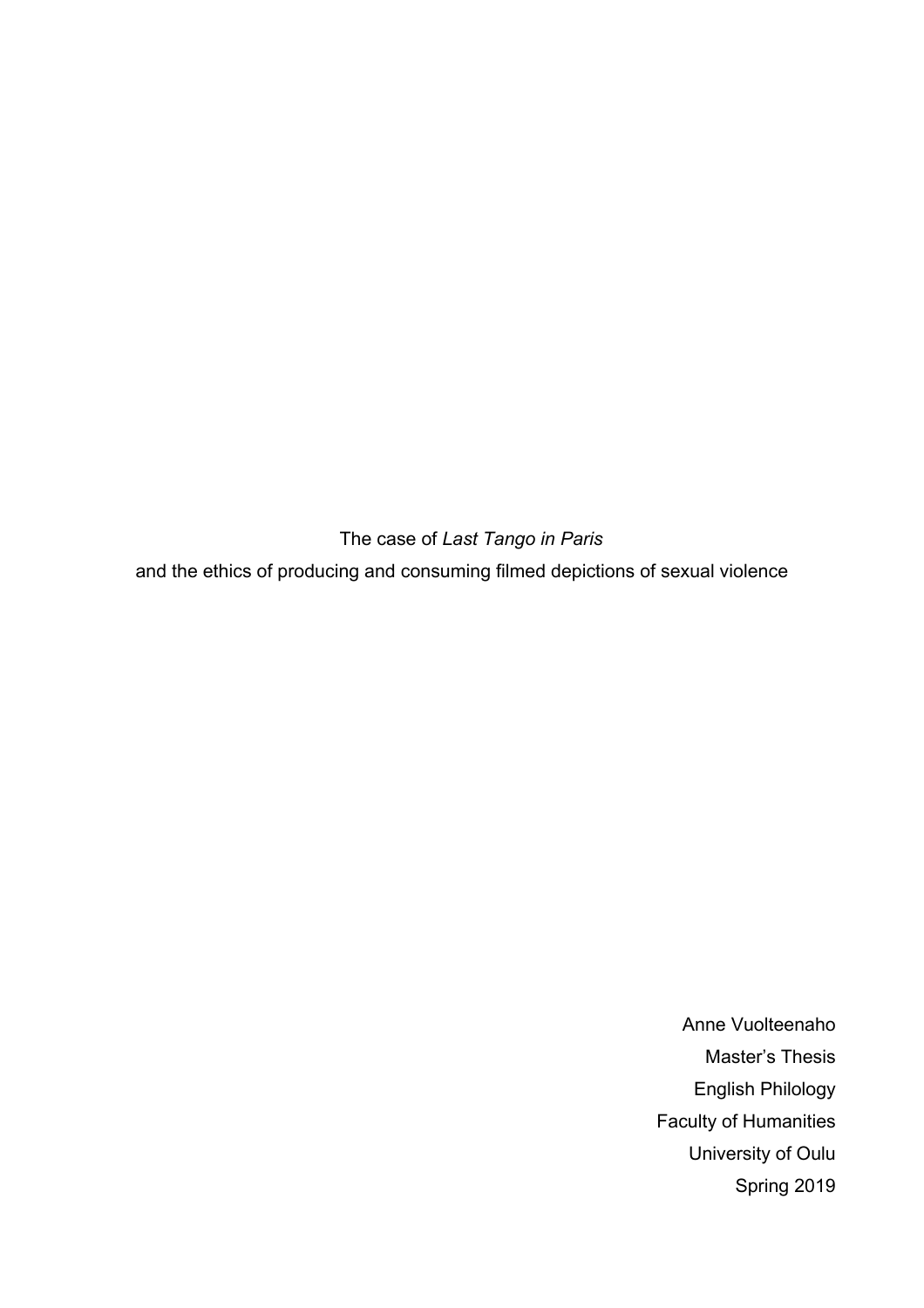The case of *Last Tango in Paris*

and the ethics of producing and consuming filmed depictions of sexual violence

Anne Vuolteenaho

Master's Thesis

English Philology

Faculty of Humanities

University of Oulu

Spring 2019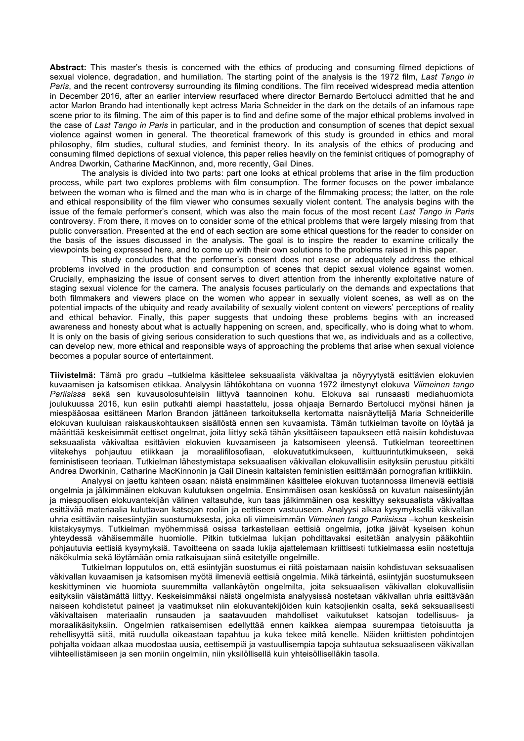**Abstract:** This master's thesis is concerned with the ethics of producing and consuming filmed depictions of sexual violence, degradation, and humiliation. The starting point of the analysis is the 1972 film, *Last Tango in Paris*, and the recent controversy surrounding its filming conditions. The film received widespread media attention in December 2016, after an earlier interview resurfaced where director Bernardo Bertolucci admitted that he and actor Marlon Brando had intentionally kept actress Maria Schneider in the dark on the details of an infamous rape scene prior to its filming. The aim of this paper is to find and define some of the major ethical problems involved in the case of *Last Tango in Paris* in particular, and in the production and consumption of scenes that depict sexual violence against women in general. The theoretical framework of this study is grounded in ethics and moral philosophy, film studies, cultural studies, and feminist theory. In its analysis of the ethics of producing and consuming filmed depictions of sexual violence, this paper relies heavily on the feminist critiques of pornography of Andrea Dworkin, Catharine MacKinnon, and, more recently, Gail Dines.

The analysis is divided into two parts: part one looks at ethical problems that arise in the film production process, while part two explores problems with film consumption. The former focuses on the power imbalance between the woman who is filmed and the man who is in charge of the filmmaking process; the latter, on the role and ethical responsibility of the film viewer who consumes sexually violent content. The analysis begins with the issue of the female performer's consent, which was also the main focus of the most recent *Last Tango in Paris* controversy. From there, it moves on to consider some of the ethical problems that were largely missing from that public conversation. Presented at the end of each section are some ethical questions for the reader to consider on the basis of the issues discussed in the analysis. The goal is to inspire the reader to examine critically the viewpoints being expressed here, and to come up with their own solutions to the problems raised in this paper.

This study concludes that the performer's consent does not erase or adequately address the ethical problems involved in the production and consumption of scenes that depict sexual violence against women. Crucially, emphasizing the issue of consent serves to divert attention from the inherently exploitative nature of staging sexual violence for the camera. The analysis focuses particularly on the demands and expectations that both filmmakers and viewers place on the women who appear in sexually violent scenes, as well as on the potential impacts of the ubiquity and ready availability of sexually violent content on viewers' perceptions of reality and ethical behavior. Finally, this paper suggests that undoing these problems begins with an increased awareness and honesty about what is actually happening on screen, and, specifically, who is doing what to whom. It is only on the basis of giving serious consideration to such questions that we, as individuals and as a collective, can develop new, more ethical and responsible ways of approaching the problems that arise when sexual violence becomes a popular source of entertainment.

**Tiivistelmä:** Tämä pro gradu –tutkielma käsittelee seksuaalista väkivaltaa ja nöyryytystä esittävien elokuvien kuvaamisen ja katsomisen etiikkaa. Analyysin lähtökohtana on vuonna 1972 ilmestynyt elokuva *Viimeinen tango Pariisissa* sekä sen kuvausolosuhteisiin liittyvä taannoinen kohu. Elokuva sai runsaasti mediahuomiota joulukuussa 2016, kun esiin putkahti aiempi haastattelu, jossa ohjaaja Bernardo Bertolucci myönsi hänen ja miespääosaa esittäneen Marlon Brandon jättäneen tarkoituksella kertomatta naisnäyttelijä Maria Schneiderille elokuvan kuuluisan raiskauskohtauksen sisällöstä ennen sen kuvaamista. Tämän tutkielman tavoite on löytää ja määrittää keskeisimmät eettiset ongelmat, joita liittyy sekä tähän yksittäiseen tapaukseen että naisiin kohdistuvaa seksuaalista väkivaltaa esittävien elokuvien kuvaamiseen ja katsomiseen yleensä. Tutkielman teoreettinen viitekehys pohjautuu etiikkaan ja moraalifilosofiaan, elokuvatutkimukseen, kulttuurintutkimukseen, sekä feministiseen teoriaan. Tutkielman lähestymistapa seksuaalisen väkivallan elokuvallisiin esityksiin perustuu pitkälti Andrea Dworkinin, Catharine MacKinnonin ja Gail Dinesin kaltaisten feministien esittämään pornografian kritiikkiin.

Analyysi on jaettu kahteen osaan: näistä ensimmäinen käsittelee elokuvan tuotannossa ilmeneviä eettisiä ongelmia ja jälkimmäinen elokuvan kulutuksen ongelmia. Ensimmäisen osan keskiössä on kuvatun naisesiintyjän ja miespuolisen elokuvantekijän välinen valtasuhde, kun taas jälkimmäinen osa keskittyy seksuaalista väkivaltaa esittävää materiaalia kuluttavan katsojan rooliin ja eettiseen vastuuseen. Analyysi alkaa kysymyksellä väkivallan uhria esittävän naisesiintyjän suostumuksesta, joka oli viimeisimmän *Viimeinen tango Pariisissa* –kohun keskeisin kiistakysymys. Tutkielman myöhemmissä osissa tarkastellaan eettisiä ongelmia, jotka jäivät kyseisen kohun yhteydessä vähäisemmälle huomiolle. Pitkin tutkielmaa lukijan pohdittavaksi esitetään analyysin pääkohtiin pohjautuvia eettisiä kysymyksiä. Tavoitteena on saada lukija ajattelemaan kriittisesti tutkielmassa esiin nostettuja näkökulmia sekä löytämään omia ratkaisujaan siinä esitetyille ongelmille.

Tutkielman lopputulos on, että esiintyjän suostumus ei riitä poistamaan naisiin kohdistuvan seksuaalisen väkivallan kuvaamisen ja katsomisen myötä ilmeneviä eettisiä ongelmia. Mikä tärkeintä, esiintyjän suostumukseen keskittyminen vie huomiota suuremmilta vallankäytön ongelmilta, joita seksuaalisen väkivallan elokuvallisiin esityksiin väistämättä liittyy. Keskeisimmäksi näistä ongelmista analyysissä nostetaan väkivallan uhria esittävään naiseen kohdistetut paineet ja vaatimukset niin elokuvantekijöiden kuin katsojienkin osalta, sekä seksuaalisesti väkivaltaisen materiaalin runsauden ja saatavuuden mahdolliset vaikutukset katsojan todellisuus- ja moraalikäsityksiin. Ongelmien ratkaisemisen edellyttää ennen kaikkea aiempaa suurempaa tietoisuutta ja rehellisyyttä siitä, mitä ruudulla oikeastaan tapahtuu ja kuka tekee mitä kenelle. Näiden kriittisten pohdintojen pohjalta voidaan alkaa muodostaa uusia, eettisempiä ja vastuullisempia tapoja suhtautua seksuaaliseen väkivallan viihteellistämiseen ja sen moniin ongelmiin, niin yksilöllisellä kuin yhteisöllisellläkin tasolla.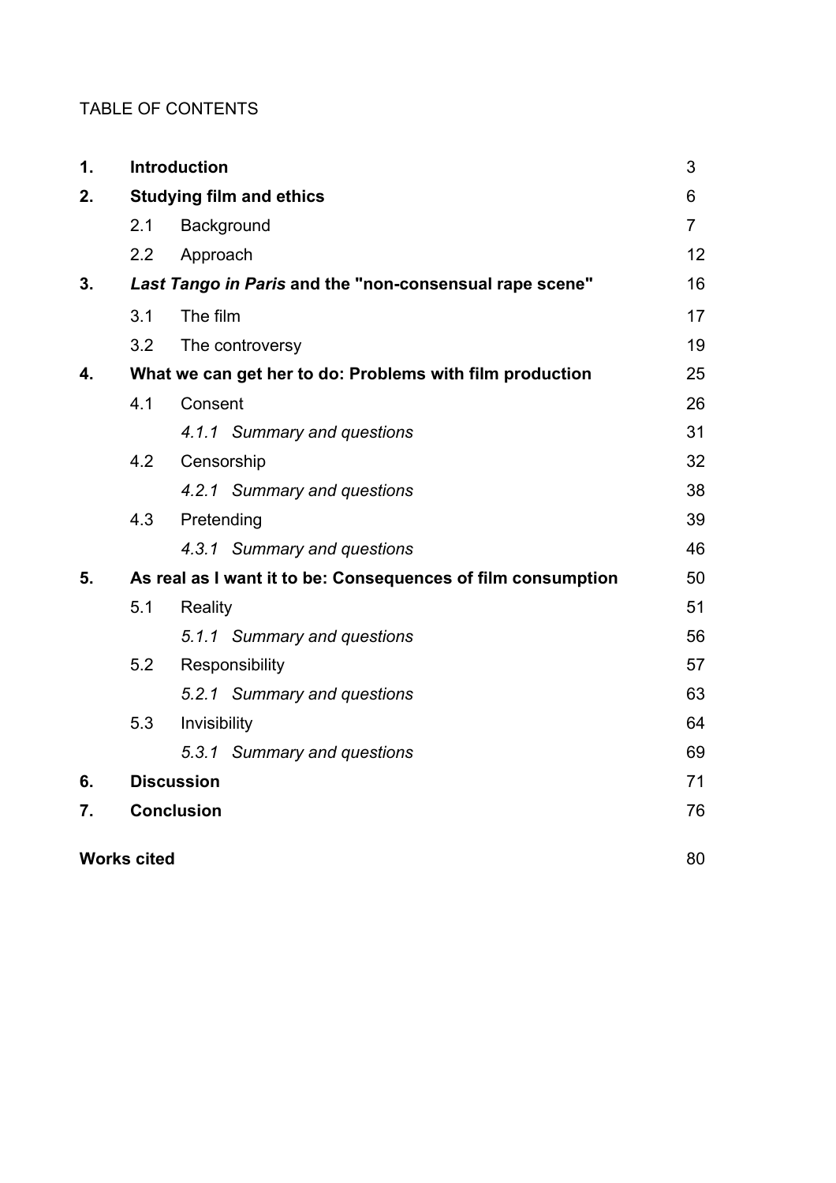TABLE OF CONTENTS

| | | | |
|---|---|---|---|
| **1.** | **Introduction** | | 3 |
| **2.** | **Studying film and ethics** | | 6 |
| | 2.1 | Background | 7 |
| | 2.2 | Approach | 12 |
| **3.** | ***Last Tango in Paris* and the "non-consensual rape scene"** | | 16 |
| | 3.1 | The film | 17 |
| | 3.2 | The controversy | 19 |
| **4.** | **What we can get her to do: Problems with film production** | | 25 |
| | 4.1 | Consent | 26 |
| | | *4.1.1 Summary and questions* | 31 |
| | 4.2 | Censorship | 32 |
| | | *4.2.1 Summary and questions* | 38 |
| | 4.3 | Pretending | 39 |
| | | *4.3.1 Summary and questions* | 46 |
| **5.** | **As real as I want it to be: Consequences of film consumption** | | 50 |
| | 5.1 | Reality | 51 |
| | | *5.1.1 Summary and questions* | 56 |
| | 5.2 | Responsibility | 57 |
| | | *5.2.1 Summary and questions* | 63 |
| | 5.3 | Invisibility | 64 |
| | | *5.3.1 Summary and questions* | 69 |
| **6.** | **Discussion** | | 71 |
| **7.** | **Conclusion** | | 76 |
| **Works cited** | | | 80 |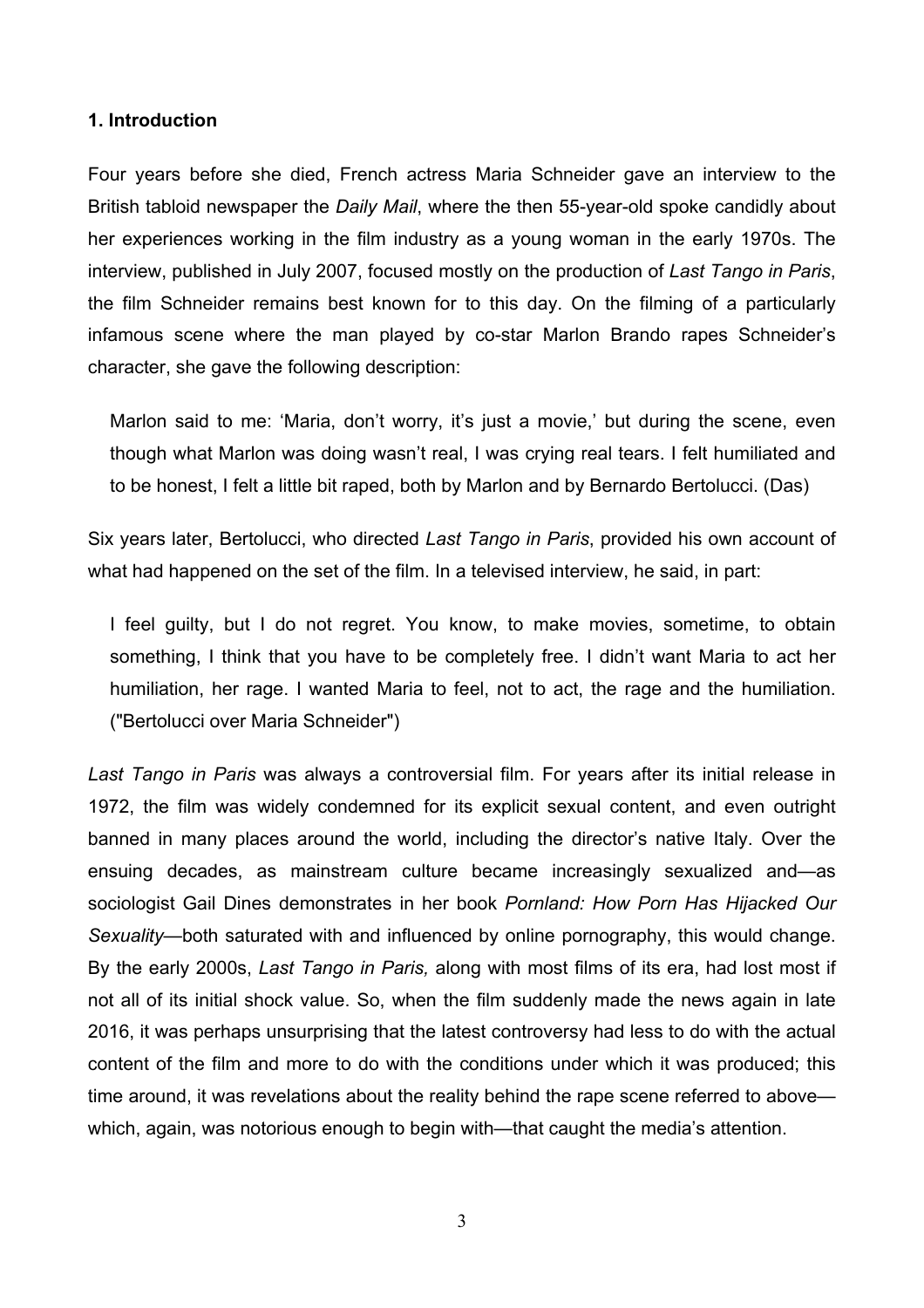## 1. Introduction

Four years before she died, French actress Maria Schneider gave an interview to the British tabloid newspaper the *Daily Mail*, where the then 55-year-old spoke candidly about her experiences working in the film industry as a young woman in the early 1970s. The interview, published in July 2007, focused mostly on the production of *Last Tango in Paris*, the film Schneider remains best known for to this day. On the filming of a particularly infamous scene where the man played by co-star Marlon Brando rapes Schneider's character, she gave the following description:

> Marlon said to me: 'Maria, don't worry, it's just a movie,' but during the scene, even though what Marlon was doing wasn't real, I was crying real tears. I felt humiliated and to be honest, I felt a little bit raped, both by Marlon and by Bernardo Bertolucci. (Das)

Six years later, Bertolucci, who directed *Last Tango in Paris*, provided his own account of what had happened on the set of the film. In a televised interview, he said, in part:

> I feel guilty, but I do not regret. You know, to make movies, sometime, to obtain something, I think that you have to be completely free. I didn't want Maria to act her humiliation, her rage. I wanted Maria to feel, not to act, the rage and the humiliation. ("Bertolucci over Maria Schneider")

*Last Tango in Paris* was always a controversial film. For years after its initial release in 1972, the film was widely condemned for its explicit sexual content, and even outright banned in many places around the world, including the director's native Italy. Over the ensuing decades, as mainstream culture became increasingly sexualized and—as sociologist Gail Dines demonstrates in her book *Pornland: How Porn Has Hijacked Our Sexuality*—both saturated with and influenced by online pornography, this would change. By the early 2000s, *Last Tango in Paris,* along with most films of its era, had lost most if not all of its initial shock value. So, when the film suddenly made the news again in late 2016, it was perhaps unsurprising that the latest controversy had less to do with the actual content of the film and more to do with the conditions under which it was produced; this time around, it was revelations about the reality behind the rape scene referred to above—which, again, was notorious enough to begin with—that caught the media's attention.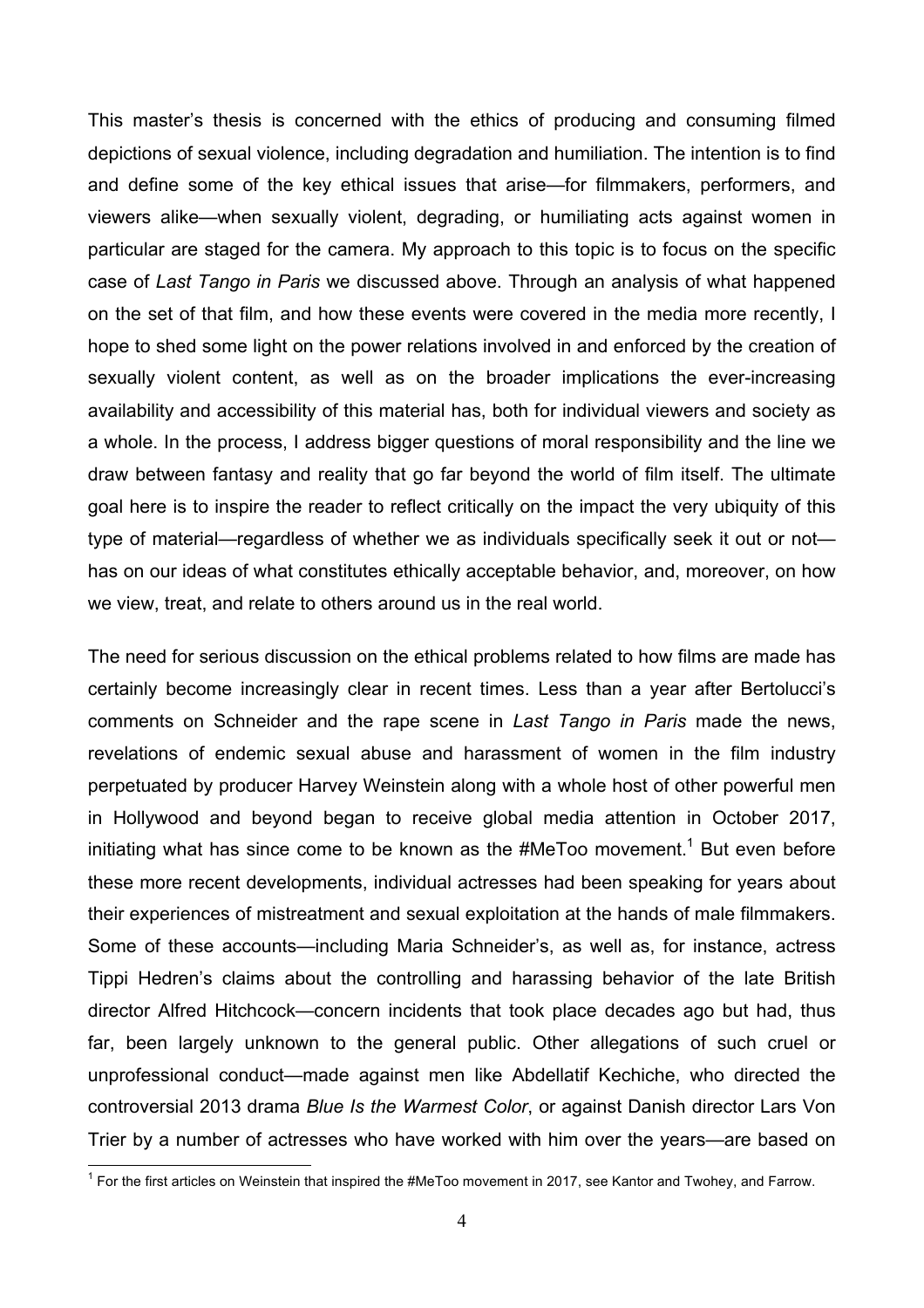This master's thesis is concerned with the ethics of producing and consuming filmed depictions of sexual violence, including degradation and humiliation. The intention is to find and define some of the key ethical issues that arise—for filmmakers, performers, and viewers alike—when sexually violent, degrading, or humiliating acts against women in particular are staged for the camera. My approach to this topic is to focus on the specific case of *Last Tango in Paris* we discussed above. Through an analysis of what happened on the set of that film, and how these events were covered in the media more recently, I hope to shed some light on the power relations involved in and enforced by the creation of sexually violent content, as well as on the broader implications the ever-increasing availability and accessibility of this material has, both for individual viewers and society as a whole. In the process, I address bigger questions of moral responsibility and the line we draw between fantasy and reality that go far beyond the world of film itself. The ultimate goal here is to inspire the reader to reflect critically on the impact the very ubiquity of this type of material—regardless of whether we as individuals specifically seek it out or not—has on our ideas of what constitutes ethically acceptable behavior, and, moreover, on how we view, treat, and relate to others around us in the real world.

The need for serious discussion on the ethical problems related to how films are made has certainly become increasingly clear in recent times. Less than a year after Bertolucci's comments on Schneider and the rape scene in *Last Tango in Paris* made the news, revelations of endemic sexual abuse and harassment of women in the film industry perpetuated by producer Harvey Weinstein along with a whole host of other powerful men in Hollywood and beyond began to receive global media attention in October 2017, initiating what has since come to be known as the #MeToo movement.[1] But even before these more recent developments, individual actresses had been speaking for years about their experiences of mistreatment and sexual exploitation at the hands of male filmmakers. Some of these accounts—including Maria Schneider's, as well as, for instance, actress Tippi Hedren's claims about the controlling and harassing behavior of the late British director Alfred Hitchcock—concern incidents that took place decades ago but had, thus far, been largely unknown to the general public. Other allegations of such cruel or unprofessional conduct—made against men like Abdellatif Kechiche, who directed the controversial 2013 drama *Blue Is the Warmest Color*, or against Danish director Lars Von Trier by a number of actresses who have worked with him over the years—are based on

[1] For the first articles on Weinstein that inspired the #MeToo movement in 2017, see Kantor and Twohey, and Farrow.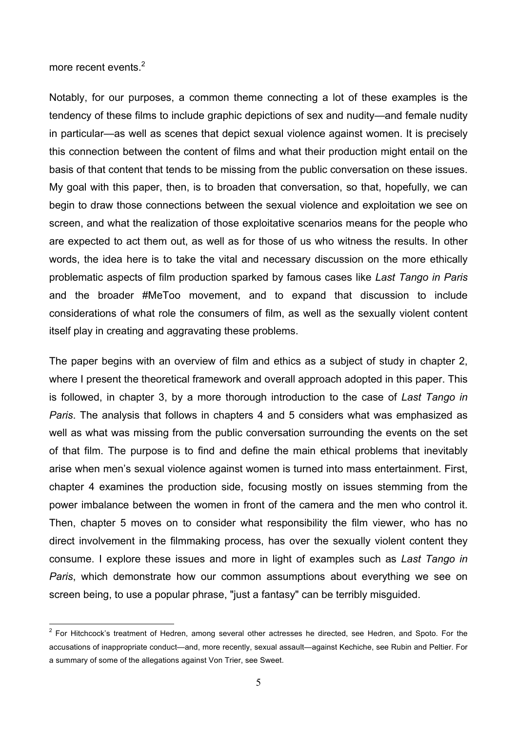more recent events.[2]

Notably, for our purposes, a common theme connecting a lot of these examples is the tendency of these films to include graphic depictions of sex and nudity—and female nudity in particular—as well as scenes that depict sexual violence against women. It is precisely this connection between the content of films and what their production might entail on the basis of that content that tends to be missing from the public conversation on these issues. My goal with this paper, then, is to broaden that conversation, so that, hopefully, we can begin to draw those connections between the sexual violence and exploitation we see on screen, and what the realization of those exploitative scenarios means for the people who are expected to act them out, as well as for those of us who witness the results. In other words, the idea here is to take the vital and necessary discussion on the more ethically problematic aspects of film production sparked by famous cases like *Last Tango in Paris* and the broader #MeToo movement, and to expand that discussion to include considerations of what role the consumers of film, as well as the sexually violent content itself play in creating and aggravating these problems.

The paper begins with an overview of film and ethics as a subject of study in chapter 2, where I present the theoretical framework and overall approach adopted in this paper. This is followed, in chapter 3, by a more thorough introduction to the case of *Last Tango in Paris*. The analysis that follows in chapters 4 and 5 considers what was emphasized as well as what was missing from the public conversation surrounding the events on the set of that film. The purpose is to find and define the main ethical problems that inevitably arise when men's sexual violence against women is turned into mass entertainment. First, chapter 4 examines the production side, focusing mostly on issues stemming from the power imbalance between the women in front of the camera and the men who control it. Then, chapter 5 moves on to consider what responsibility the film viewer, who has no direct involvement in the filmmaking process, has over the sexually violent content they consume. I explore these issues and more in light of examples such as *Last Tango in Paris*, which demonstrate how our common assumptions about everything we see on screen being, to use a popular phrase, "just a fantasy" can be terribly misguided.

---

[2] For Hitchcock's treatment of Hedren, among several other actresses he directed, see Hedren, and Spoto. For the accusations of inappropriate conduct—and, more recently, sexual assault—against Kechiche, see Rubin and Peltier. For a summary of some of the allegations against Von Trier, see Sweet.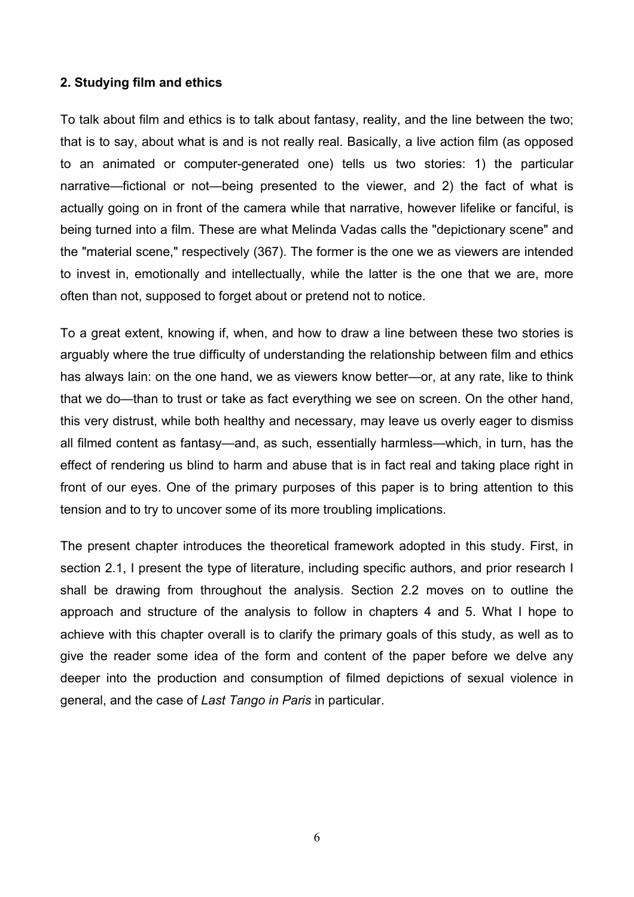## 2. Studying film and ethics

To talk about film and ethics is to talk about fantasy, reality, and the line between the two; that is to say, about what is and is not really real. Basically, a live action film (as opposed to an animated or computer-generated one) tells us two stories: 1) the particular narrative—fictional or not—being presented to the viewer, and 2) the fact of what is actually going on in front of the camera while that narrative, however lifelike or fanciful, is being turned into a film. These are what Melinda Vadas calls the "depictionary scene" and the "material scene," respectively (367). The former is the one we as viewers are intended to invest in, emotionally and intellectually, while the latter is the one that we are, more often than not, supposed to forget about or pretend not to notice.

To a great extent, knowing if, when, and how to draw a line between these two stories is arguably where the true difficulty of understanding the relationship between film and ethics has always lain: on the one hand, we as viewers know better—or, at any rate, like to think that we do—than to trust or take as fact everything we see on screen. On the other hand, this very distrust, while both healthy and necessary, may leave us overly eager to dismiss all filmed content as fantasy—and, as such, essentially harmless—which, in turn, has the effect of rendering us blind to harm and abuse that is in fact real and taking place right in front of our eyes. One of the primary purposes of this paper is to bring attention to this tension and to try to uncover some of its more troubling implications.

The present chapter introduces the theoretical framework adopted in this study. First, in section 2.1, I present the type of literature, including specific authors, and prior research I shall be drawing from throughout the analysis. Section 2.2 moves on to outline the approach and structure of the analysis to follow in chapters 4 and 5. What I hope to achieve with this chapter overall is to clarify the primary goals of this study, as well as to give the reader some idea of the form and content of the paper before we delve any deeper into the production and consumption of filmed depictions of sexual violence in general, and the case of *Last Tango in Paris* in particular.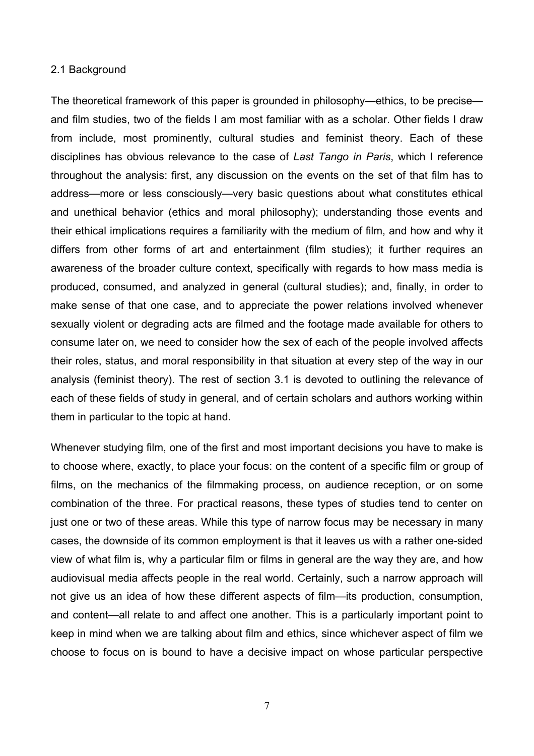## 2.1 Background

The theoretical framework of this paper is grounded in philosophy—ethics, to be precise—and film studies, two of the fields I am most familiar with as a scholar. Other fields I draw from include, most prominently, cultural studies and feminist theory. Each of these disciplines has obvious relevance to the case of *Last Tango in Paris*, which I reference throughout the analysis: first, any discussion on the events on the set of that film has to address—more or less consciously—very basic questions about what constitutes ethical and unethical behavior (ethics and moral philosophy); understanding those events and their ethical implications requires a familiarity with the medium of film, and how and why it differs from other forms of art and entertainment (film studies); it further requires an awareness of the broader culture context, specifically with regards to how mass media is produced, consumed, and analyzed in general (cultural studies); and, finally, in order to make sense of that one case, and to appreciate the power relations involved whenever sexually violent or degrading acts are filmed and the footage made available for others to consume later on, we need to consider how the sex of each of the people involved affects their roles, status, and moral responsibility in that situation at every step of the way in our analysis (feminist theory). The rest of section 3.1 is devoted to outlining the relevance of each of these fields of study in general, and of certain scholars and authors working within them in particular to the topic at hand.

Whenever studying film, one of the first and most important decisions you have to make is to choose where, exactly, to place your focus: on the content of a specific film or group of films, on the mechanics of the filmmaking process, on audience reception, or on some combination of the three. For practical reasons, these types of studies tend to center on just one or two of these areas. While this type of narrow focus may be necessary in many cases, the downside of its common employment is that it leaves us with a rather one-sided view of what film is, why a particular film or films in general are the way they are, and how audiovisual media affects people in the real world. Certainly, such a narrow approach will not give us an idea of how these different aspects of film—its production, consumption, and content—all relate to and affect one another. This is a particularly important point to keep in mind when we are talking about film and ethics, since whichever aspect of film we choose to focus on is bound to have a decisive impact on whose particular perspective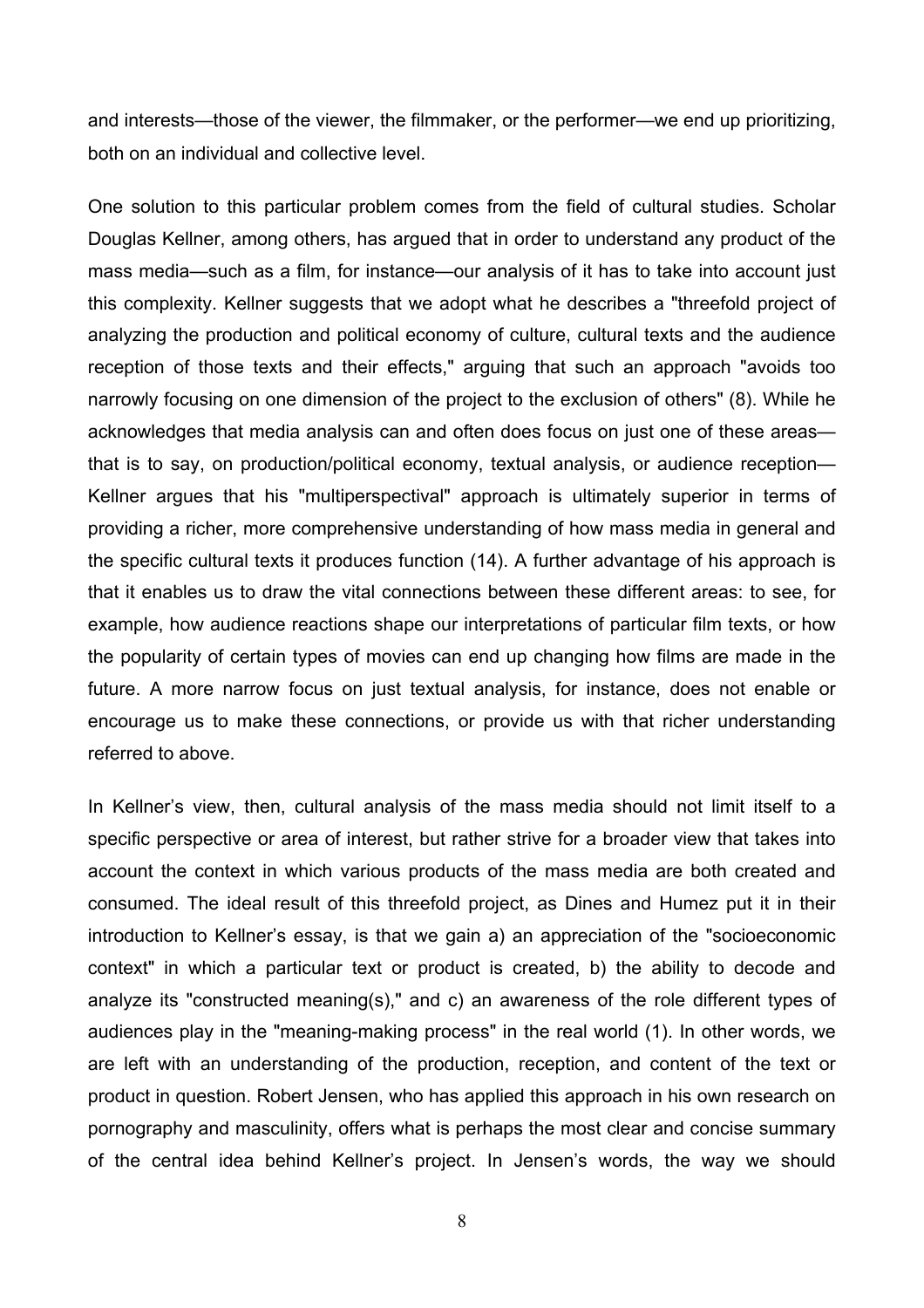and interests—those of the viewer, the filmmaker, or the performer—we end up prioritizing, both on an individual and collective level.

One solution to this particular problem comes from the field of cultural studies. Scholar Douglas Kellner, among others, has argued that in order to understand any product of the mass media—such as a film, for instance—our analysis of it has to take into account just this complexity. Kellner suggests that we adopt what he describes a "threefold project of analyzing the production and political economy of culture, cultural texts and the audience reception of those texts and their effects," arguing that such an approach "avoids too narrowly focusing on one dimension of the project to the exclusion of others" (8). While he acknowledges that media analysis can and often does focus on just one of these areas—that is to say, on production/political economy, textual analysis, or audience reception—Kellner argues that his "multiperspectival" approach is ultimately superior in terms of providing a richer, more comprehensive understanding of how mass media in general and the specific cultural texts it produces function (14). A further advantage of his approach is that it enables us to draw the vital connections between these different areas: to see, for example, how audience reactions shape our interpretations of particular film texts, or how the popularity of certain types of movies can end up changing how films are made in the future. A more narrow focus on just textual analysis, for instance, does not enable or encourage us to make these connections, or provide us with that richer understanding referred to above.

In Kellner's view, then, cultural analysis of the mass media should not limit itself to a specific perspective or area of interest, but rather strive for a broader view that takes into account the context in which various products of the mass media are both created and consumed. The ideal result of this threefold project, as Dines and Humez put it in their introduction to Kellner's essay, is that we gain a) an appreciation of the "socioeconomic context" in which a particular text or product is created, b) the ability to decode and analyze its "constructed meaning(s)," and c) an awareness of the role different types of audiences play in the "meaning-making process" in the real world (1). In other words, we are left with an understanding of the production, reception, and content of the text or product in question. Robert Jensen, who has applied this approach in his own research on pornography and masculinity, offers what is perhaps the most clear and concise summary of the central idea behind Kellner's project. In Jensen's words, the way we should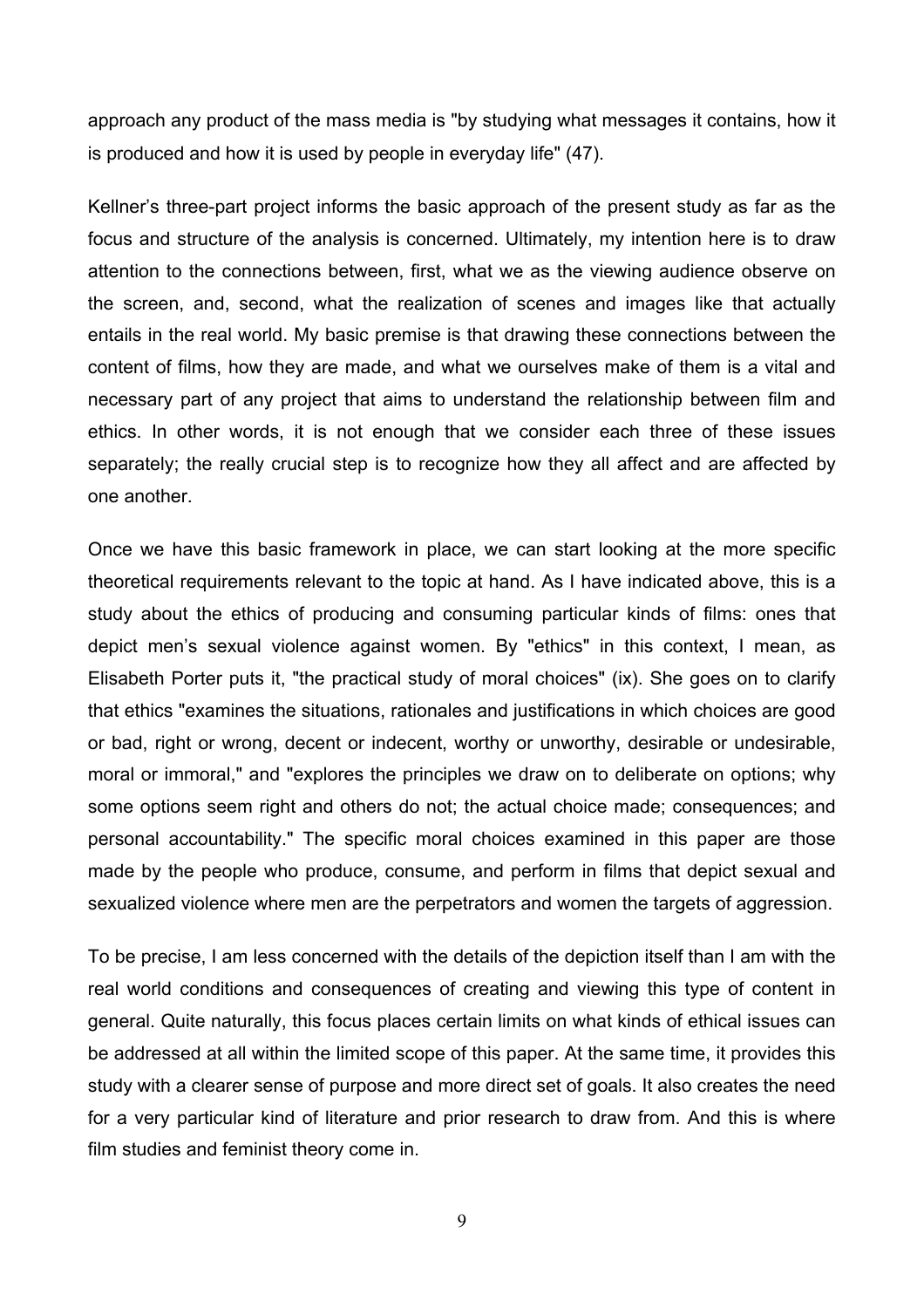approach any product of the mass media is "by studying what messages it contains, how it is produced and how it is used by people in everyday life" (47).

Kellner's three-part project informs the basic approach of the present study as far as the focus and structure of the analysis is concerned. Ultimately, my intention here is to draw attention to the connections between, first, what we as the viewing audience observe on the screen, and, second, what the realization of scenes and images like that actually entails in the real world. My basic premise is that drawing these connections between the content of films, how they are made, and what we ourselves make of them is a vital and necessary part of any project that aims to understand the relationship between film and ethics. In other words, it is not enough that we consider each three of these issues separately; the really crucial step is to recognize how they all affect and are affected by one another.

Once we have this basic framework in place, we can start looking at the more specific theoretical requirements relevant to the topic at hand. As I have indicated above, this is a study about the ethics of producing and consuming particular kinds of films: ones that depict men's sexual violence against women. By "ethics" in this context, I mean, as Elisabeth Porter puts it, "the practical study of moral choices" (ix). She goes on to clarify that ethics "examines the situations, rationales and justifications in which choices are good or bad, right or wrong, decent or indecent, worthy or unworthy, desirable or undesirable, moral or immoral," and "explores the principles we draw on to deliberate on options; why some options seem right and others do not; the actual choice made; consequences; and personal accountability." The specific moral choices examined in this paper are those made by the people who produce, consume, and perform in films that depict sexual and sexualized violence where men are the perpetrators and women the targets of aggression.

To be precise, I am less concerned with the details of the depiction itself than I am with the real world conditions and consequences of creating and viewing this type of content in general. Quite naturally, this focus places certain limits on what kinds of ethical issues can be addressed at all within the limited scope of this paper. At the same time, it provides this study with a clearer sense of purpose and more direct set of goals. It also creates the need for a very particular kind of literature and prior research to draw from. And this is where film studies and feminist theory come in.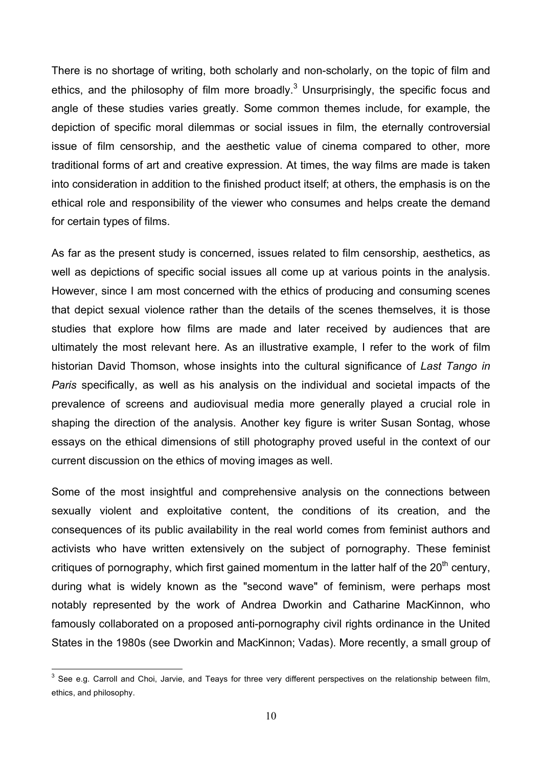There is no shortage of writing, both scholarly and non-scholarly, on the topic of film and ethics, and the philosophy of film more broadly.[3] Unsurprisingly, the specific focus and angle of these studies varies greatly. Some common themes include, for example, the depiction of specific moral dilemmas or social issues in film, the eternally controversial issue of film censorship, and the aesthetic value of cinema compared to other, more traditional forms of art and creative expression. At times, the way films are made is taken into consideration in addition to the finished product itself; at others, the emphasis is on the ethical role and responsibility of the viewer who consumes and helps create the demand for certain types of films.

As far as the present study is concerned, issues related to film censorship, aesthetics, as well as depictions of specific social issues all come up at various points in the analysis. However, since I am most concerned with the ethics of producing and consuming scenes that depict sexual violence rather than the details of the scenes themselves, it is those studies that explore how films are made and later received by audiences that are ultimately the most relevant here. As an illustrative example, I refer to the work of film historian David Thomson, whose insights into the cultural significance of *Last Tango in Paris* specifically, as well as his analysis on the individual and societal impacts of the prevalence of screens and audiovisual media more generally played a crucial role in shaping the direction of the analysis. Another key figure is writer Susan Sontag, whose essays on the ethical dimensions of still photography proved useful in the context of our current discussion on the ethics of moving images as well.

Some of the most insightful and comprehensive analysis on the connections between sexually violent and exploitative content, the conditions of its creation, and the consequences of its public availability in the real world comes from feminist authors and activists who have written extensively on the subject of pornography. These feminist critiques of pornography, which first gained momentum in the latter half of the 20th century, during what is widely known as the "second wave" of feminism, were perhaps most notably represented by the work of Andrea Dworkin and Catharine MacKinnon, who famously collaborated on a proposed anti-pornography civil rights ordinance in the United States in the 1980s (see Dworkin and MacKinnon; Vadas). More recently, a small group of

[3] See e.g. Carroll and Choi, Jarvie, and Teays for three very different perspectives on the relationship between film, ethics, and philosophy.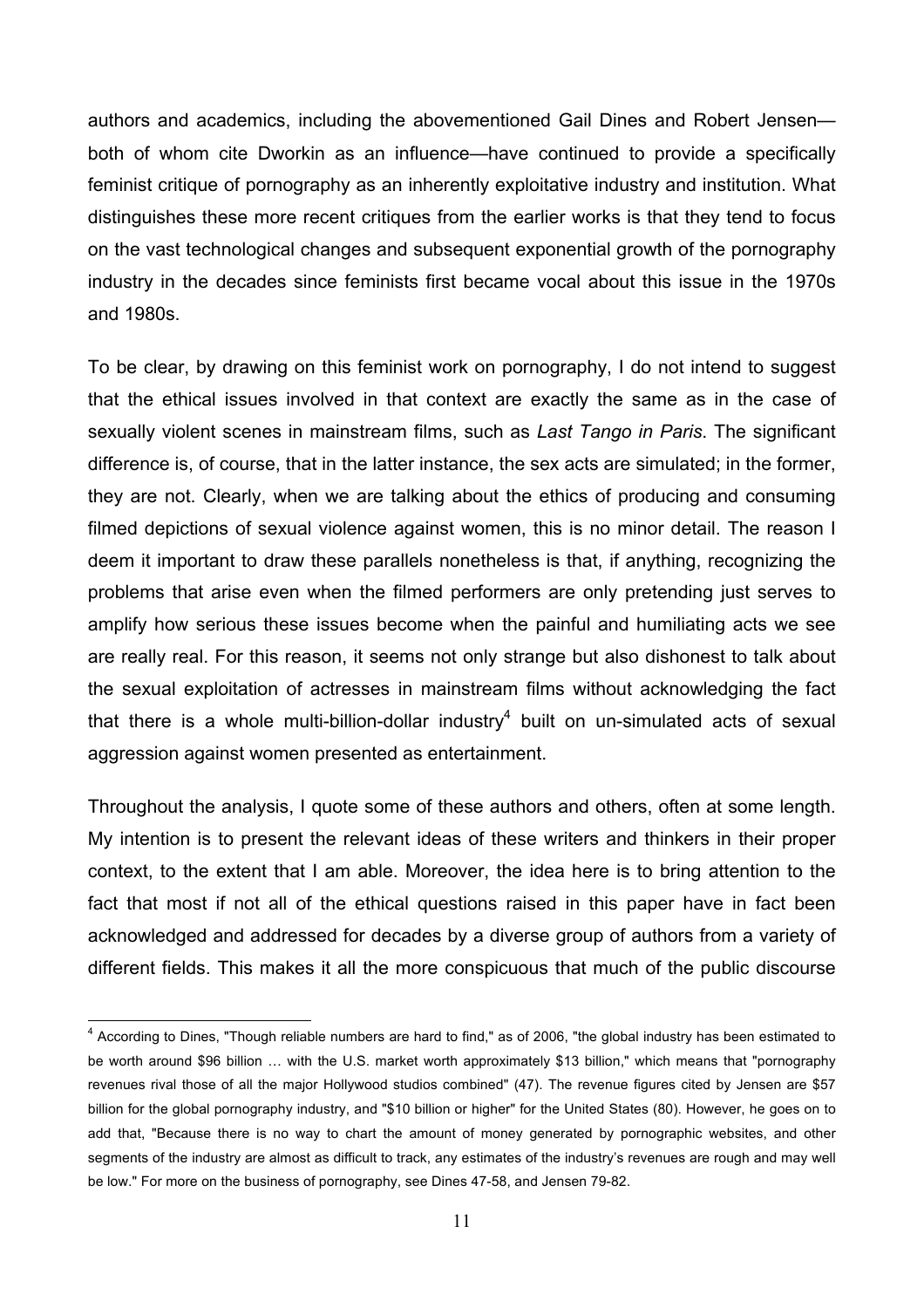authors and academics, including the abovementioned Gail Dines and Robert Jensen—both of whom cite Dworkin as an influence—have continued to provide a specifically feminist critique of pornography as an inherently exploitative industry and institution. What distinguishes these more recent critiques from the earlier works is that they tend to focus on the vast technological changes and subsequent exponential growth of the pornography industry in the decades since feminists first became vocal about this issue in the 1970s and 1980s.

To be clear, by drawing on this feminist work on pornography, I do not intend to suggest that the ethical issues involved in that context are exactly the same as in the case of sexually violent scenes in mainstream films, such as *Last Tango in Paris*. The significant difference is, of course, that in the latter instance, the sex acts are simulated; in the former, they are not. Clearly, when we are talking about the ethics of producing and consuming filmed depictions of sexual violence against women, this is no minor detail. The reason I deem it important to draw these parallels nonetheless is that, if anything, recognizing the problems that arise even when the filmed performers are only pretending just serves to amplify how serious these issues become when the painful and humiliating acts we see are really real. For this reason, it seems not only strange but also dishonest to talk about the sexual exploitation of actresses in mainstream films without acknowledging the fact that there is a whole multi-billion-dollar industry[4] built on un-simulated acts of sexual aggression against women presented as entertainment.

Throughout the analysis, I quote some of these authors and others, often at some length. My intention is to present the relevant ideas of these writers and thinkers in their proper context, to the extent that I am able. Moreover, the idea here is to bring attention to the fact that most if not all of the ethical questions raised in this paper have in fact been acknowledged and addressed for decades by a diverse group of authors from a variety of different fields. This makes it all the more conspicuous that much of the public discourse

---

[4] According to Dines, "Though reliable numbers are hard to find," as of 2006, "the global industry has been estimated to be worth around $96 billion … with the U.S. market worth approximately $13 billion," which means that "pornography revenues rival those of all the major Hollywood studios combined" (47). The revenue figures cited by Jensen are $57 billion for the global pornography industry, and "$10 billion or higher" for the United States (80). However, he goes on to add that, "Because there is no way to chart the amount of money generated by pornographic websites, and other segments of the industry are almost as difficult to track, any estimates of the industry's revenues are rough and may well be low." For more on the business of pornography, see Dines 47-58, and Jensen 79-82.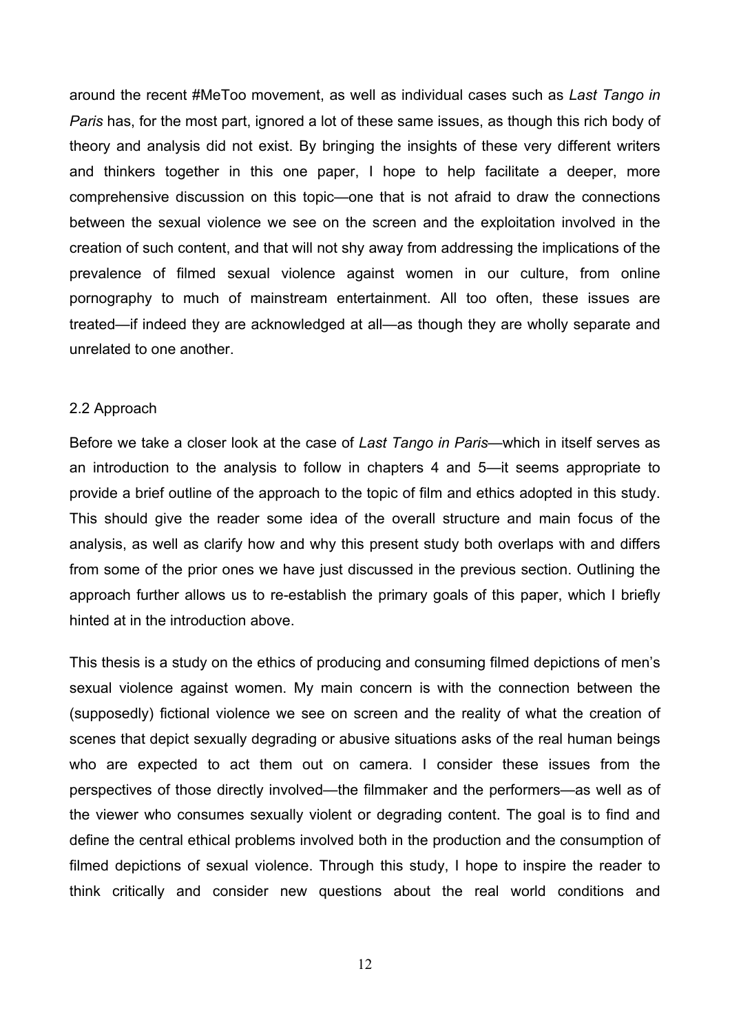around the recent #MeToo movement, as well as individual cases such as *Last Tango in Paris* has, for the most part, ignored a lot of these same issues, as though this rich body of theory and analysis did not exist. By bringing the insights of these very different writers and thinkers together in this one paper, I hope to help facilitate a deeper, more comprehensive discussion on this topic—one that is not afraid to draw the connections between the sexual violence we see on the screen and the exploitation involved in the creation of such content, and that will not shy away from addressing the implications of the prevalence of filmed sexual violence against women in our culture, from online pornography to much of mainstream entertainment. All too often, these issues are treated—if indeed they are acknowledged at all—as though they are wholly separate and unrelated to one another.

### 2.2 Approach

Before we take a closer look at the case of *Last Tango in Paris*—which in itself serves as an introduction to the analysis to follow in chapters 4 and 5—it seems appropriate to provide a brief outline of the approach to the topic of film and ethics adopted in this study. This should give the reader some idea of the overall structure and main focus of the analysis, as well as clarify how and why this present study both overlaps with and differs from some of the prior ones we have just discussed in the previous section. Outlining the approach further allows us to re-establish the primary goals of this paper, which I briefly hinted at in the introduction above.

This thesis is a study on the ethics of producing and consuming filmed depictions of men's sexual violence against women. My main concern is with the connection between the (supposedly) fictional violence we see on screen and the reality of what the creation of scenes that depict sexually degrading or abusive situations asks of the real human beings who are expected to act them out on camera. I consider these issues from the perspectives of those directly involved—the filmmaker and the performers—as well as of the viewer who consumes sexually violent or degrading content. The goal is to find and define the central ethical problems involved both in the production and the consumption of filmed depictions of sexual violence. Through this study, I hope to inspire the reader to think critically and consider new questions about the real world conditions and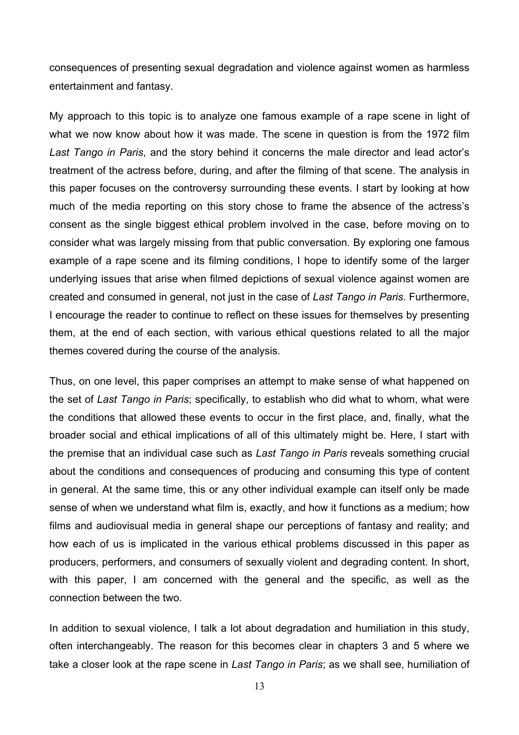consequences of presenting sexual degradation and violence against women as harmless entertainment and fantasy.

My approach to this topic is to analyze one famous example of a rape scene in light of what we now know about how it was made. The scene in question is from the 1972 film *Last Tango in Paris*, and the story behind it concerns the male director and lead actor's treatment of the actress before, during, and after the filming of that scene. The analysis in this paper focuses on the controversy surrounding these events. I start by looking at how much of the media reporting on this story chose to frame the absence of the actress's consent as the single biggest ethical problem involved in the case, before moving on to consider what was largely missing from that public conversation. By exploring one famous example of a rape scene and its filming conditions, I hope to identify some of the larger underlying issues that arise when filmed depictions of sexual violence against women are created and consumed in general, not just in the case of *Last Tango in Paris*. Furthermore, I encourage the reader to continue to reflect on these issues for themselves by presenting them, at the end of each section, with various ethical questions related to all the major themes covered during the course of the analysis.

Thus, on one level, this paper comprises an attempt to make sense of what happened on the set of *Last Tango in Paris*; specifically, to establish who did what to whom, what were the conditions that allowed these events to occur in the first place, and, finally, what the broader social and ethical implications of all of this ultimately might be. Here, I start with the premise that an individual case such as *Last Tango in Paris* reveals something crucial about the conditions and consequences of producing and consuming this type of content in general. At the same time, this or any other individual example can itself only be made sense of when we understand what film is, exactly, and how it functions as a medium; how films and audiovisual media in general shape our perceptions of fantasy and reality; and how each of us is implicated in the various ethical problems discussed in this paper as producers, performers, and consumers of sexually violent and degrading content. In short, with this paper, I am concerned with the general and the specific, as well as the connection between the two.

In addition to sexual violence, I talk a lot about degradation and humiliation in this study, often interchangeably. The reason for this becomes clear in chapters 3 and 5 where we take a closer look at the rape scene in *Last Tango in Paris*; as we shall see, humiliation of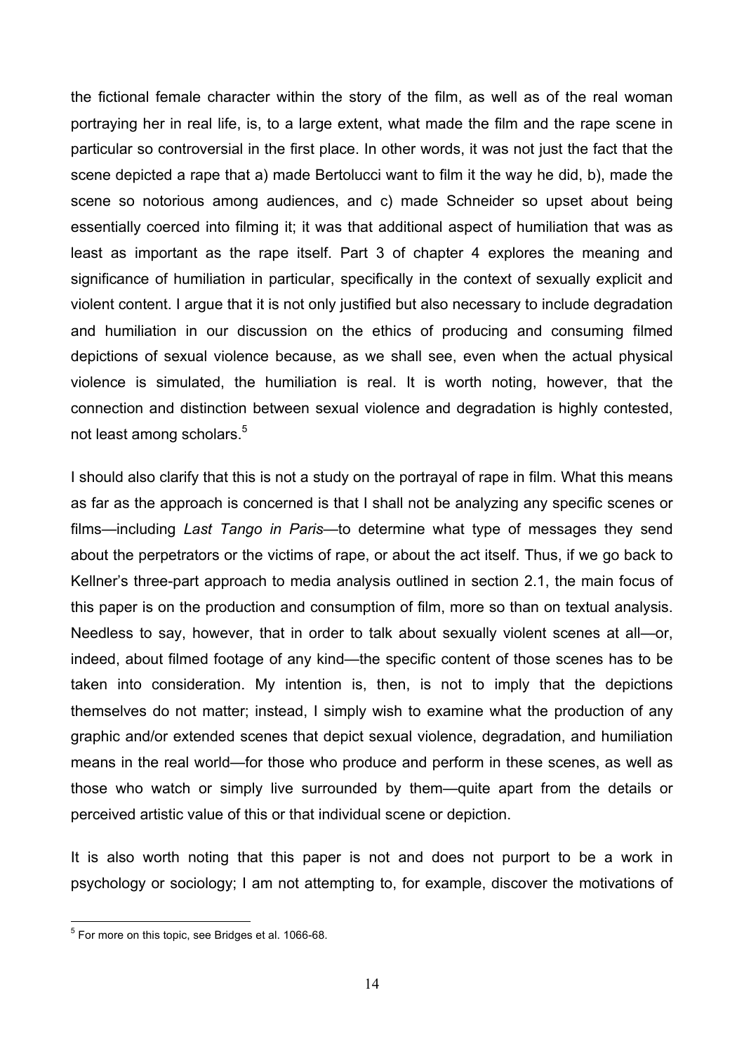the fictional female character within the story of the film, as well as of the real woman portraying her in real life, is, to a large extent, what made the film and the rape scene in particular so controversial in the first place. In other words, it was not just the fact that the scene depicted a rape that a) made Bertolucci want to film it the way he did, b), made the scene so notorious among audiences, and c) made Schneider so upset about being essentially coerced into filming it; it was that additional aspect of humiliation that was as least as important as the rape itself. Part 3 of chapter 4 explores the meaning and significance of humiliation in particular, specifically in the context of sexually explicit and violent content. I argue that it is not only justified but also necessary to include degradation and humiliation in our discussion on the ethics of producing and consuming filmed depictions of sexual violence because, as we shall see, even when the actual physical violence is simulated, the humiliation is real. It is worth noting, however, that the connection and distinction between sexual violence and degradation is highly contested, not least among scholars.[5]

I should also clarify that this is not a study on the portrayal of rape in film. What this means as far as the approach is concerned is that I shall not be analyzing any specific scenes or films—including *Last Tango in Paris*—to determine what type of messages they send about the perpetrators or the victims of rape, or about the act itself. Thus, if we go back to Kellner's three-part approach to media analysis outlined in section 2.1, the main focus of this paper is on the production and consumption of film, more so than on textual analysis. Needless to say, however, that in order to talk about sexually violent scenes at all—or, indeed, about filmed footage of any kind—the specific content of those scenes has to be taken into consideration. My intention is, then, is not to imply that the depictions themselves do not matter; instead, I simply wish to examine what the production of any graphic and/or extended scenes that depict sexual violence, degradation, and humiliation means in the real world—for those who produce and perform in these scenes, as well as those who watch or simply live surrounded by them—quite apart from the details or perceived artistic value of this or that individual scene or depiction.

It is also worth noting that this paper is not and does not purport to be a work in psychology or sociology; I am not attempting to, for example, discover the motivations of

---

[5] For more on this topic, see Bridges et al. 1066-68.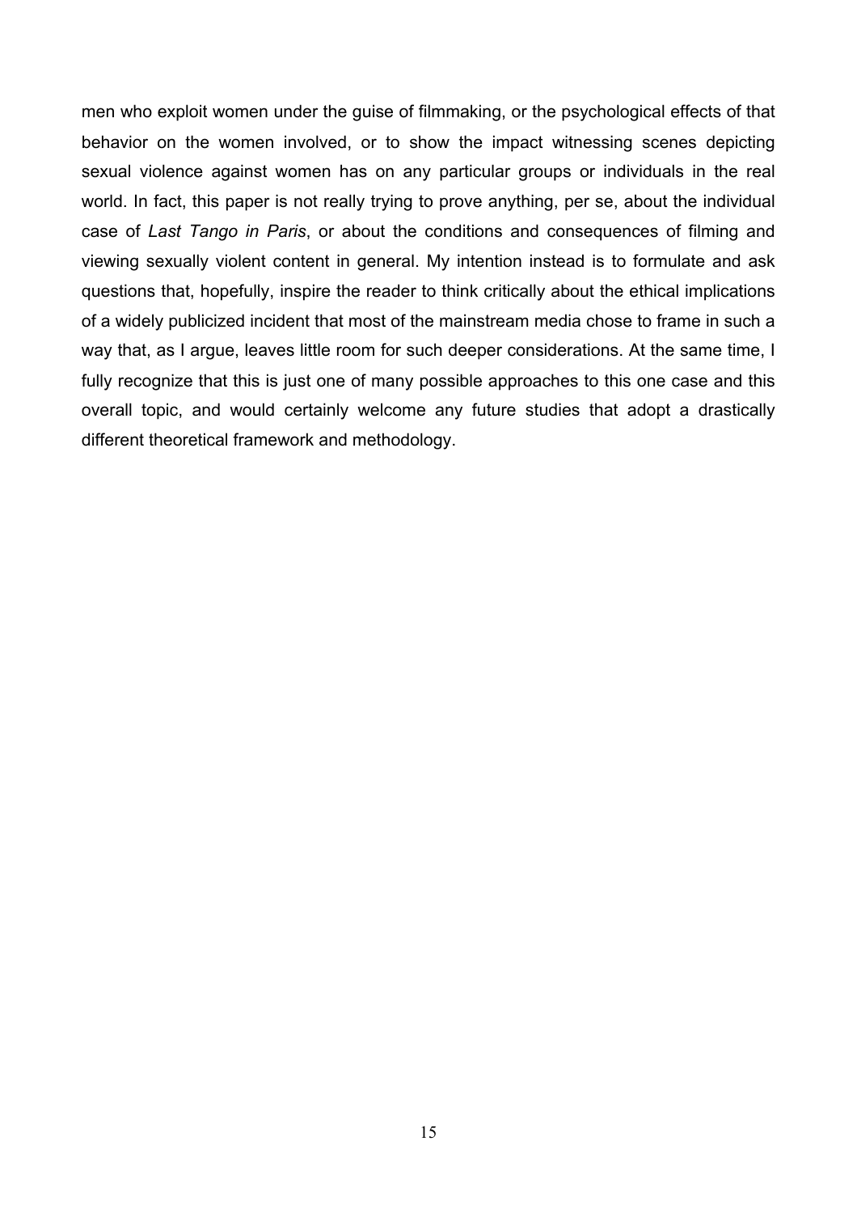men who exploit women under the guise of filmmaking, or the psychological effects of that behavior on the women involved, or to show the impact witnessing scenes depicting sexual violence against women has on any particular groups or individuals in the real world. In fact, this paper is not really trying to prove anything, per se, about the individual case of *Last Tango in Paris*, or about the conditions and consequences of filming and viewing sexually violent content in general. My intention instead is to formulate and ask questions that, hopefully, inspire the reader to think critically about the ethical implications of a widely publicized incident that most of the mainstream media chose to frame in such a way that, as I argue, leaves little room for such deeper considerations. At the same time, I fully recognize that this is just one of many possible approaches to this one case and this overall topic, and would certainly welcome any future studies that adopt a drastically different theoretical framework and methodology.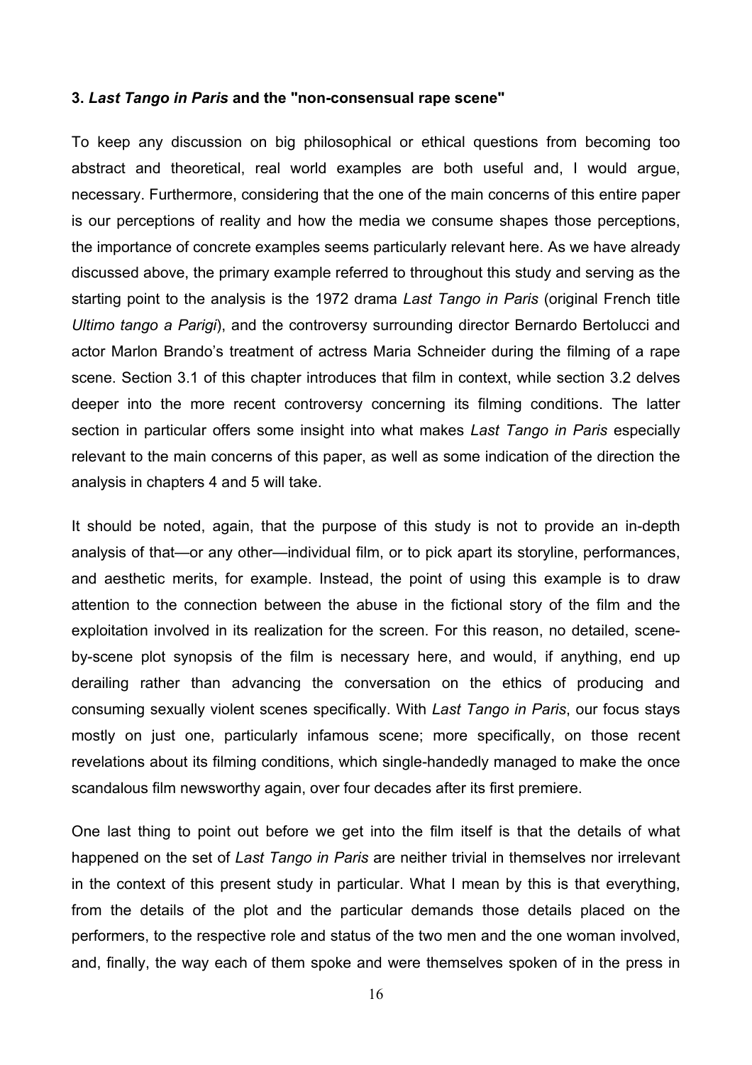### 3. *Last Tango in Paris* and the "non-consensual rape scene"

To keep any discussion on big philosophical or ethical questions from becoming too abstract and theoretical, real world examples are both useful and, I would argue, necessary. Furthermore, considering that the one of the main concerns of this entire paper is our perceptions of reality and how the media we consume shapes those perceptions, the importance of concrete examples seems particularly relevant here. As we have already discussed above, the primary example referred to throughout this study and serving as the starting point to the analysis is the 1972 drama *Last Tango in Paris* (original French title *Ultimo tango a Parigi*), and the controversy surrounding director Bernardo Bertolucci and actor Marlon Brando's treatment of actress Maria Schneider during the filming of a rape scene. Section 3.1 of this chapter introduces that film in context, while section 3.2 delves deeper into the more recent controversy concerning its filming conditions. The latter section in particular offers some insight into what makes *Last Tango in Paris* especially relevant to the main concerns of this paper, as well as some indication of the direction the analysis in chapters 4 and 5 will take.

It should be noted, again, that the purpose of this study is not to provide an in-depth analysis of that—or any other—individual film, or to pick apart its storyline, performances, and aesthetic merits, for example. Instead, the point of using this example is to draw attention to the connection between the abuse in the fictional story of the film and the exploitation involved in its realization for the screen. For this reason, no detailed, scene-by-scene plot synopsis of the film is necessary here, and would, if anything, end up derailing rather than advancing the conversation on the ethics of producing and consuming sexually violent scenes specifically. With *Last Tango in Paris*, our focus stays mostly on just one, particularly infamous scene; more specifically, on those recent revelations about its filming conditions, which single-handedly managed to make the once scandalous film newsworthy again, over four decades after its first premiere.

One last thing to point out before we get into the film itself is that the details of what happened on the set of *Last Tango in Paris* are neither trivial in themselves nor irrelevant in the context of this present study in particular. What I mean by this is that everything, from the details of the plot and the particular demands those details placed on the performers, to the respective role and status of the two men and the one woman involved, and, finally, the way each of them spoke and were themselves spoken of in the press in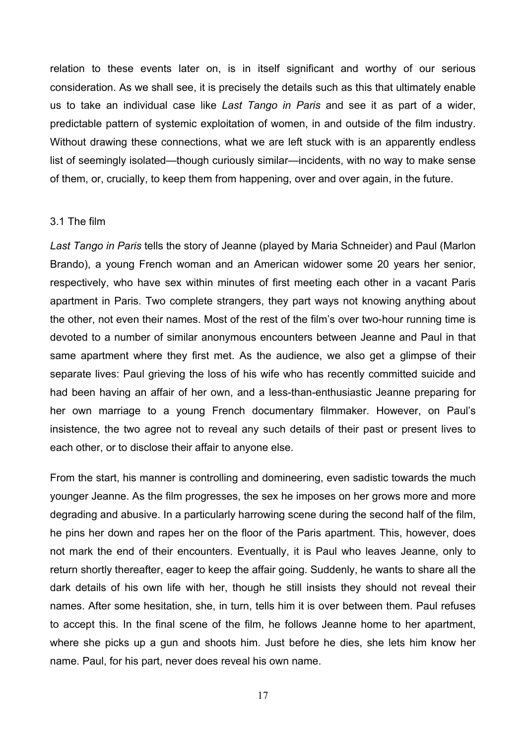relation to these events later on, is in itself significant and worthy of our serious consideration. As we shall see, it is precisely the details such as this that ultimately enable us to take an individual case like *Last Tango in Paris* and see it as part of a wider, predictable pattern of systemic exploitation of women, in and outside of the film industry. Without drawing these connections, what we are left stuck with is an apparently endless list of seemingly isolated—though curiously similar—incidents, with no way to make sense of them, or, crucially, to keep them from happening, over and over again, in the future.

### 3.1 The film

*Last Tango in Paris* tells the story of Jeanne (played by Maria Schneider) and Paul (Marlon Brando), a young French woman and an American widower some 20 years her senior, respectively, who have sex within minutes of first meeting each other in a vacant Paris apartment in Paris. Two complete strangers, they part ways not knowing anything about the other, not even their names. Most of the rest of the film's over two-hour running time is devoted to a number of similar anonymous encounters between Jeanne and Paul in that same apartment where they first met. As the audience, we also get a glimpse of their separate lives: Paul grieving the loss of his wife who has recently committed suicide and had been having an affair of her own, and a less-than-enthusiastic Jeanne preparing for her own marriage to a young French documentary filmmaker. However, on Paul's insistence, the two agree not to reveal any such details of their past or present lives to each other, or to disclose their affair to anyone else.

From the start, his manner is controlling and domineering, even sadistic towards the much younger Jeanne. As the film progresses, the sex he imposes on her grows more and more degrading and abusive. In a particularly harrowing scene during the second half of the film, he pins her down and rapes her on the floor of the Paris apartment. This, however, does not mark the end of their encounters. Eventually, it is Paul who leaves Jeanne, only to return shortly thereafter, eager to keep the affair going. Suddenly, he wants to share all the dark details of his own life with her, though he still insists they should not reveal their names. After some hesitation, she, in turn, tells him it is over between them. Paul refuses to accept this. In the final scene of the film, he follows Jeanne home to her apartment, where she picks up a gun and shoots him. Just before he dies, she lets him know her name. Paul, for his part, never does reveal his own name.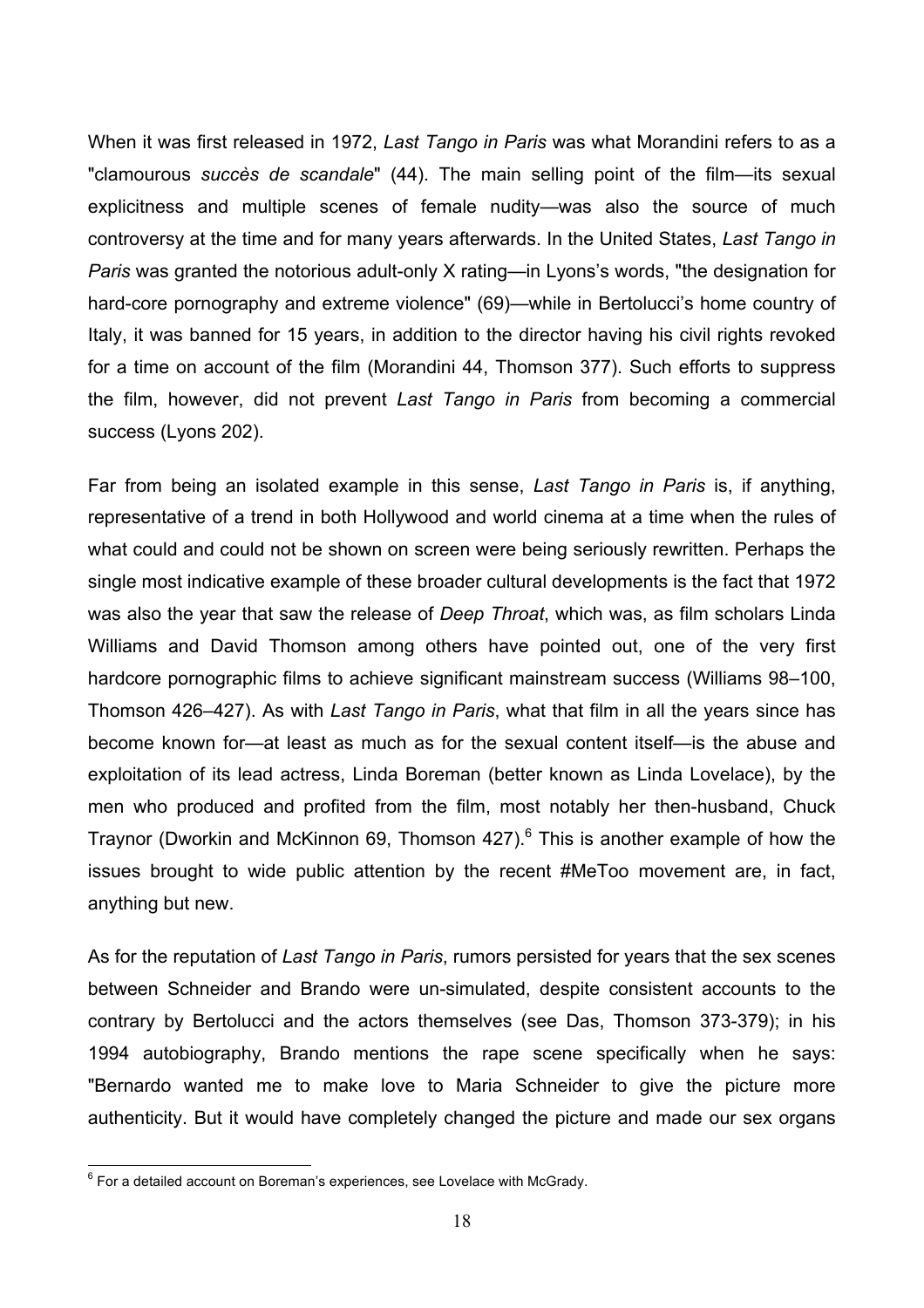When it was first released in 1972, *Last Tango in Paris* was what Morandini refers to as a "clamourous *succès de scandale*" (44). The main selling point of the film—its sexual explicitness and multiple scenes of female nudity—was also the source of much controversy at the time and for many years afterwards. In the United States, *Last Tango in Paris* was granted the notorious adult-only X rating—in Lyons's words, "the designation for hard-core pornography and extreme violence" (69)—while in Bertolucci's home country of Italy, it was banned for 15 years, in addition to the director having his civil rights revoked for a time on account of the film (Morandini 44, Thomson 377). Such efforts to suppress the film, however, did not prevent *Last Tango in Paris* from becoming a commercial success (Lyons 202).

Far from being an isolated example in this sense, *Last Tango in Paris* is, if anything, representative of a trend in both Hollywood and world cinema at a time when the rules of what could and could not be shown on screen were being seriously rewritten. Perhaps the single most indicative example of these broader cultural developments is the fact that 1972 was also the year that saw the release of *Deep Throat*, which was, as film scholars Linda Williams and David Thomson among others have pointed out, one of the very first hardcore pornographic films to achieve significant mainstream success (Williams 98–100, Thomson 426–427). As with *Last Tango in Paris*, what that film in all the years since has become known for—at least as much as for the sexual content itself—is the abuse and exploitation of its lead actress, Linda Boreman (better known as Linda Lovelace), by the men who produced and profited from the film, most notably her then-husband, Chuck Traynor (Dworkin and McKinnon 69, Thomson 427).[6] This is another example of how the issues brought to wide public attention by the recent #MeToo movement are, in fact, anything but new.

As for the reputation of *Last Tango in Paris*, rumors persisted for years that the sex scenes between Schneider and Brando were un-simulated, despite consistent accounts to the contrary by Bertolucci and the actors themselves (see Das, Thomson 373-379); in his 1994 autobiography, Brando mentions the rape scene specifically when he says: "Bernardo wanted me to make love to Maria Schneider to give the picture more authenticity. But it would have completely changed the picture and made our sex organs

---

[6] For a detailed account on Boreman's experiences, see Lovelace with McGrady.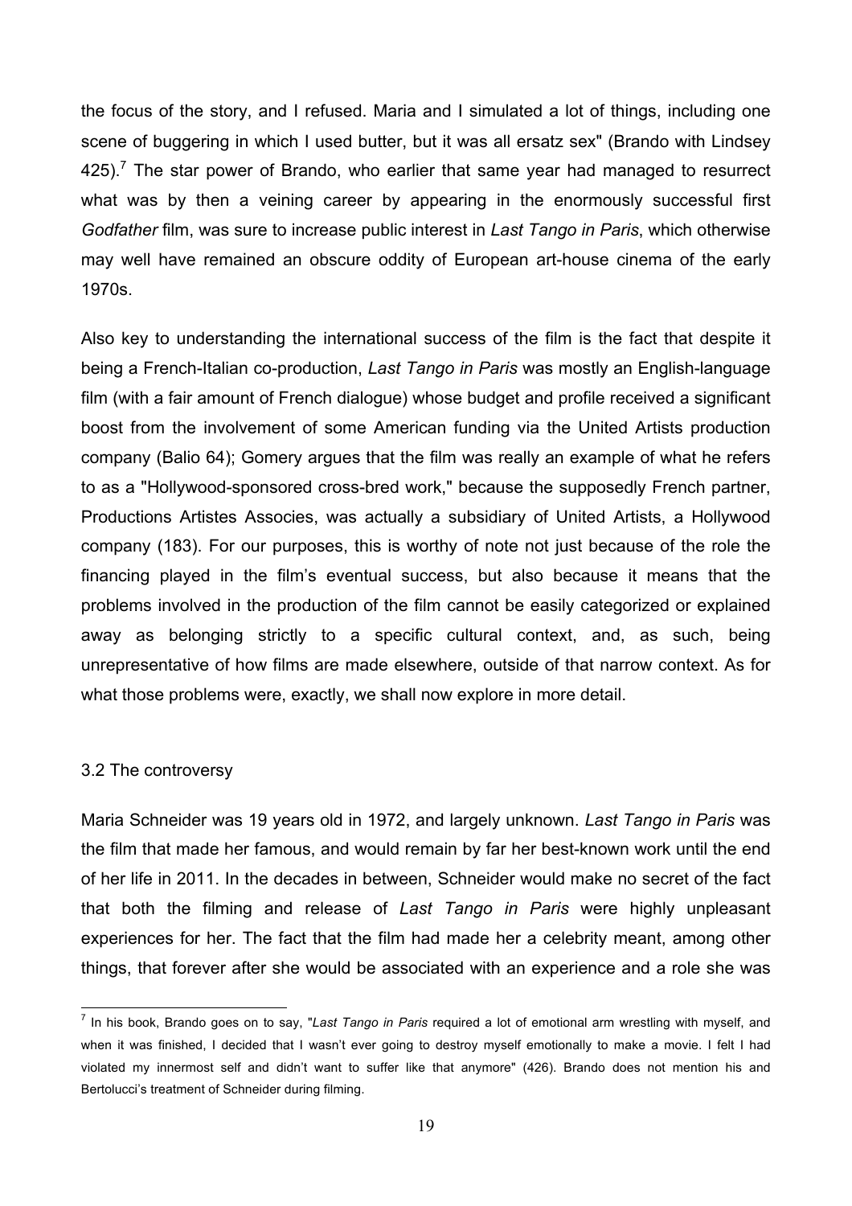the focus of the story, and I refused. Maria and I simulated a lot of things, including one scene of buggering in which I used butter, but it was all ersatz sex" (Brando with Lindsey 425).[7] The star power of Brando, who earlier that same year had managed to resurrect what was by then a veining career by appearing in the enormously successful first *Godfather* film, was sure to increase public interest in *Last Tango in Paris*, which otherwise may well have remained an obscure oddity of European art-house cinema of the early 1970s.

Also key to understanding the international success of the film is the fact that despite it being a French-Italian co-production, *Last Tango in Paris* was mostly an English-language film (with a fair amount of French dialogue) whose budget and profile received a significant boost from the involvement of some American funding via the United Artists production company (Balio 64); Gomery argues that the film was really an example of what he refers to as a "Hollywood-sponsored cross-bred work," because the supposedly French partner, Productions Artistes Associes, was actually a subsidiary of United Artists, a Hollywood company (183). For our purposes, this is worthy of note not just because of the role the financing played in the film's eventual success, but also because it means that the problems involved in the production of the film cannot be easily categorized or explained away as belonging strictly to a specific cultural context, and, as such, being unrepresentative of how films are made elsewhere, outside of that narrow context. As for what those problems were, exactly, we shall now explore in more detail.

### 3.2 The controversy

Maria Schneider was 19 years old in 1972, and largely unknown. *Last Tango in Paris* was the film that made her famous, and would remain by far her best-known work until the end of her life in 2011. In the decades in between, Schneider would make no secret of the fact that both the filming and release of *Last Tango in Paris* were highly unpleasant experiences for her. The fact that the film had made her a celebrity meant, among other things, that forever after she would be associated with an experience and a role she was

---

[7] In his book, Brando goes on to say, "*Last Tango in Paris* required a lot of emotional arm wrestling with myself, and when it was finished, I decided that I wasn't ever going to destroy myself emotionally to make a movie. I felt I had violated my innermost self and didn't want to suffer like that anymore" (426). Brando does not mention his and Bertolucci's treatment of Schneider during filming.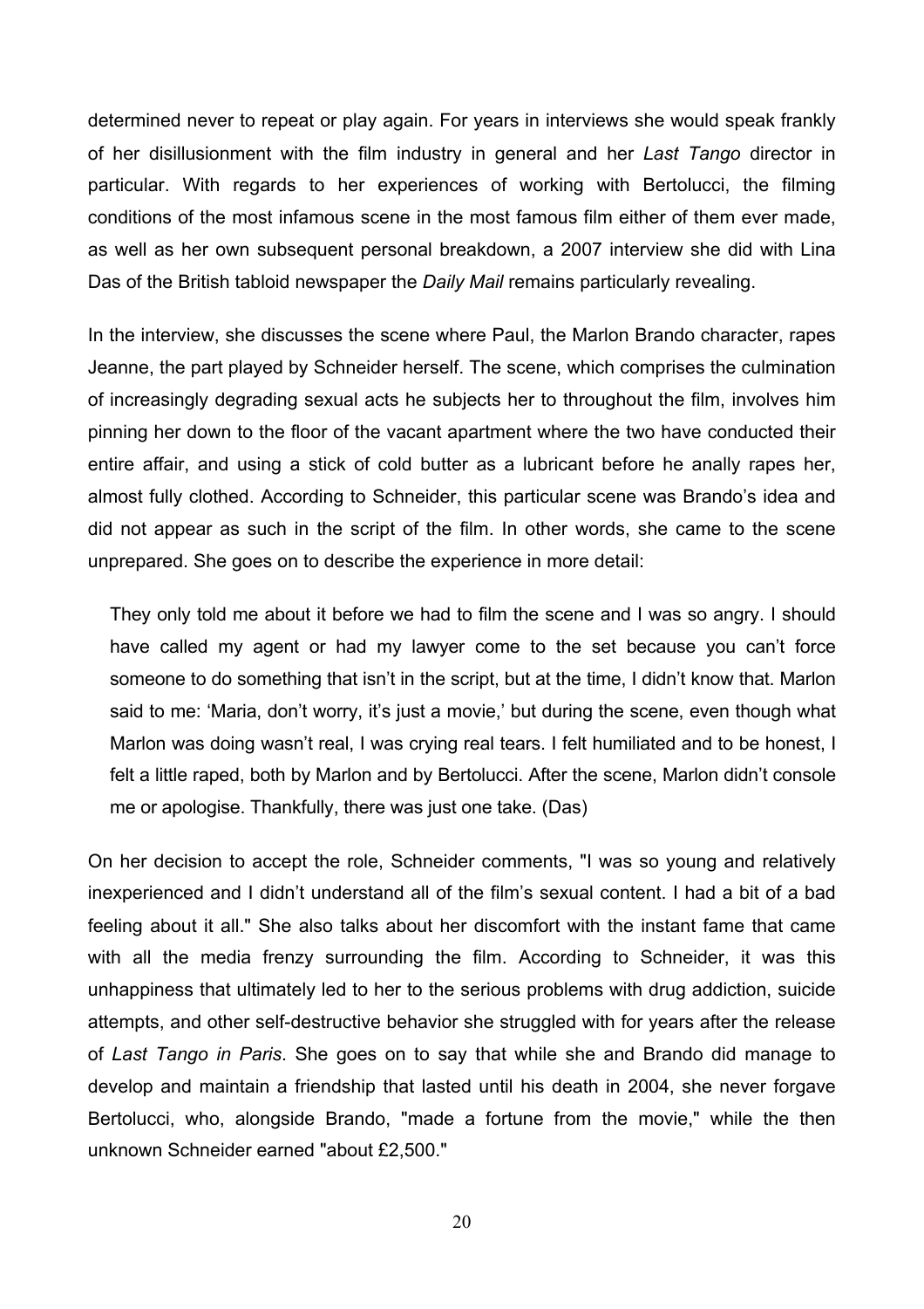determined never to repeat or play again. For years in interviews she would speak frankly of her disillusionment with the film industry in general and her *Last Tango* director in particular. With regards to her experiences of working with Bertolucci, the filming conditions of the most infamous scene in the most famous film either of them ever made, as well as her own subsequent personal breakdown, a 2007 interview she did with Lina Das of the British tabloid newspaper the *Daily Mail* remains particularly revealing.

In the interview, she discusses the scene where Paul, the Marlon Brando character, rapes Jeanne, the part played by Schneider herself. The scene, which comprises the culmination of increasingly degrading sexual acts he subjects her to throughout the film, involves him pinning her down to the floor of the vacant apartment where the two have conducted their entire affair, and using a stick of cold butter as a lubricant before he anally rapes her, almost fully clothed. According to Schneider, this particular scene was Brando's idea and did not appear as such in the script of the film. In other words, she came to the scene unprepared. She goes on to describe the experience in more detail:

> They only told me about it before we had to film the scene and I was so angry. I should have called my agent or had my lawyer come to the set because you can't force someone to do something that isn't in the script, but at the time, I didn't know that. Marlon said to me: 'Maria, don't worry, it's just a movie,' but during the scene, even though what Marlon was doing wasn't real, I was crying real tears. I felt humiliated and to be honest, I felt a little raped, both by Marlon and by Bertolucci. After the scene, Marlon didn't console me or apologise. Thankfully, there was just one take. (Das)

On her decision to accept the role, Schneider comments, "I was so young and relatively inexperienced and I didn't understand all of the film's sexual content. I had a bit of a bad feeling about it all." She also talks about her discomfort with the instant fame that came with all the media frenzy surrounding the film. According to Schneider, it was this unhappiness that ultimately led to her to the serious problems with drug addiction, suicide attempts, and other self-destructive behavior she struggled with for years after the release of *Last Tango in Paris*. She goes on to say that while she and Brando did manage to develop and maintain a friendship that lasted until his death in 2004, she never forgave Bertolucci, who, alongside Brando, "made a fortune from the movie," while the then unknown Schneider earned "about £2,500."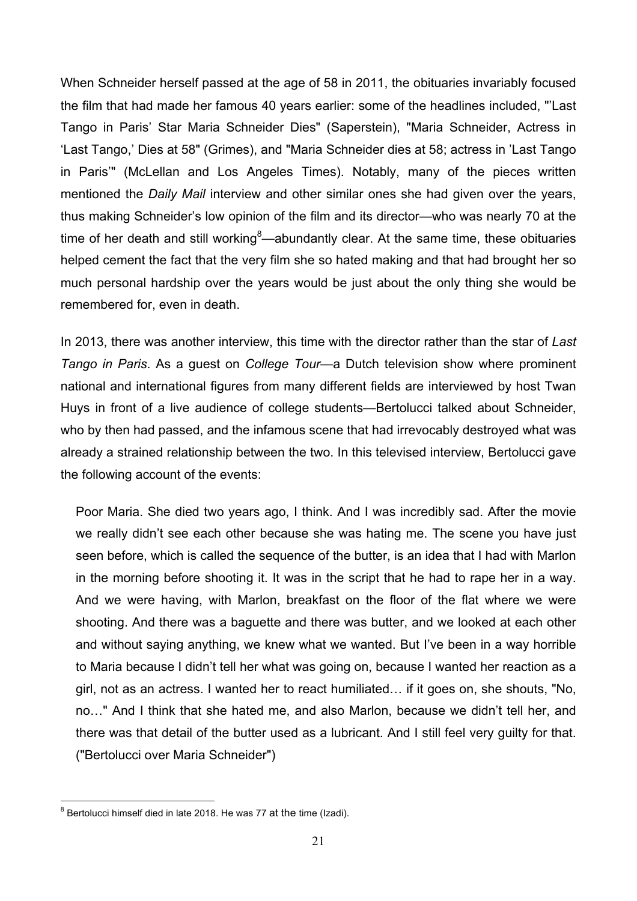When Schneider herself passed at the age of 58 in 2011, the obituaries invariably focused the film that had made her famous 40 years earlier: some of the headlines included, "'Last Tango in Paris' Star Maria Schneider Dies" (Saperstein), "Maria Schneider, Actress in 'Last Tango,' Dies at 58" (Grimes), and "Maria Schneider dies at 58; actress in 'Last Tango in Paris'" (McLellan and Los Angeles Times). Notably, many of the pieces written mentioned the *Daily Mail* interview and other similar ones she had given over the years, thus making Schneider's low opinion of the film and its director—who was nearly 70 at the time of her death and still working[8]—abundantly clear. At the same time, these obituaries helped cement the fact that the very film she so hated making and that had brought her so much personal hardship over the years would be just about the only thing she would be remembered for, even in death.

In 2013, there was another interview, this time with the director rather than the star of *Last Tango in Paris*. As a guest on *College Tour*—a Dutch television show where prominent national and international figures from many different fields are interviewed by host Twan Huys in front of a live audience of college students—Bertolucci talked about Schneider, who by then had passed, and the infamous scene that had irrevocably destroyed what was already a strained relationship between the two. In this televised interview, Bertolucci gave the following account of the events:

> Poor Maria. She died two years ago, I think. And I was incredibly sad. After the movie we really didn't see each other because she was hating me. The scene you have just seen before, which is called the sequence of the butter, is an idea that I had with Marlon in the morning before shooting it. It was in the script that he had to rape her in a way. And we were having, with Marlon, breakfast on the floor of the flat where we were shooting. And there was a baguette and there was butter, and we looked at each other and without saying anything, we knew what we wanted. But I've been in a way horrible to Maria because I didn't tell her what was going on, because I wanted her reaction as a girl, not as an actress. I wanted her to react humiliated… if it goes on, she shouts, "No, no…" And I think that she hated me, and also Marlon, because we didn't tell her, and there was that detail of the butter used as a lubricant. And I still feel very guilty for that. ("Bertolucci over Maria Schneider")

---

[8] Bertolucci himself died in late 2018. He was 77 at the time (Izadi).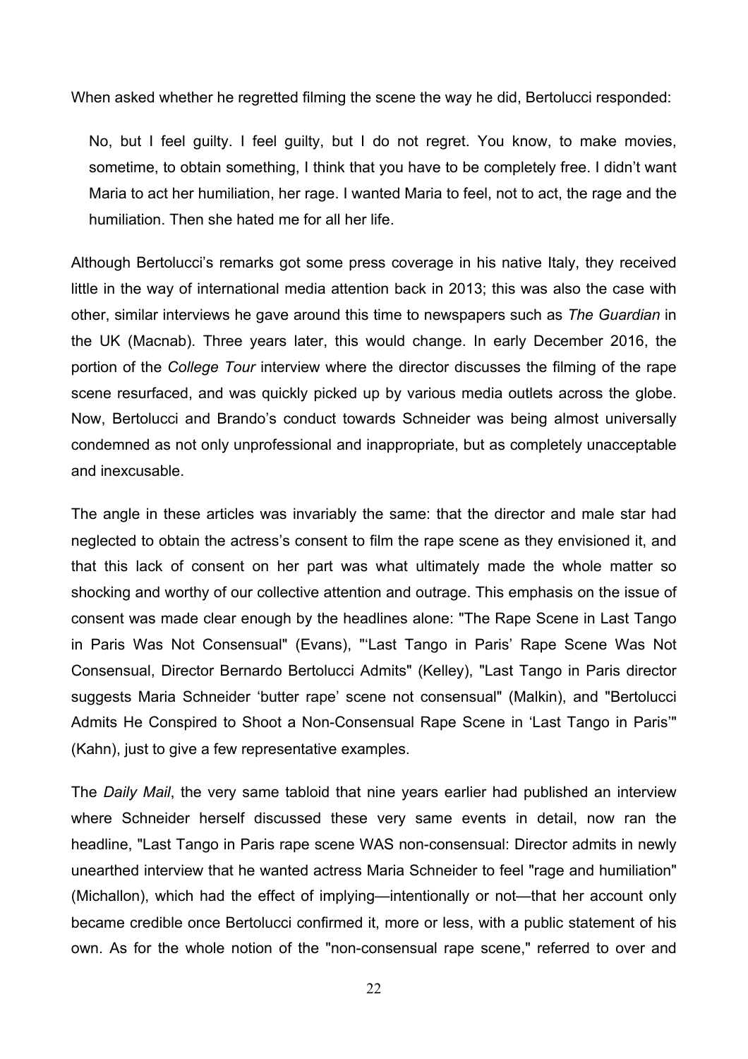When asked whether he regretted filming the scene the way he did, Bertolucci responded:

> No, but I feel guilty. I feel guilty, but I do not regret. You know, to make movies, sometime, to obtain something, I think that you have to be completely free. I didn't want Maria to act her humiliation, her rage. I wanted Maria to feel, not to act, the rage and the humiliation. Then she hated me for all her life.

Although Bertolucci's remarks got some press coverage in his native Italy, they received little in the way of international media attention back in 2013; this was also the case with other, similar interviews he gave around this time to newspapers such as *The Guardian* in the UK (Macnab). Three years later, this would change. In early December 2016, the portion of the *College Tour* interview where the director discusses the filming of the rape scene resurfaced, and was quickly picked up by various media outlets across the globe. Now, Bertolucci and Brando's conduct towards Schneider was being almost universally condemned as not only unprofessional and inappropriate, but as completely unacceptable and inexcusable.

The angle in these articles was invariably the same: that the director and male star had neglected to obtain the actress's consent to film the rape scene as they envisioned it, and that this lack of consent on her part was what ultimately made the whole matter so shocking and worthy of our collective attention and outrage. This emphasis on the issue of consent was made clear enough by the headlines alone: "The Rape Scene in Last Tango in Paris Was Not Consensual" (Evans), "'Last Tango in Paris' Rape Scene Was Not Consensual, Director Bernardo Bertolucci Admits" (Kelley), "Last Tango in Paris director suggests Maria Schneider 'butter rape' scene not consensual" (Malkin), and "Bertolucci Admits He Conspired to Shoot a Non-Consensual Rape Scene in 'Last Tango in Paris'" (Kahn), just to give a few representative examples.

The *Daily Mail*, the very same tabloid that nine years earlier had published an interview where Schneider herself discussed these very same events in detail, now ran the headline, "Last Tango in Paris rape scene WAS non-consensual: Director admits in newly unearthed interview that he wanted actress Maria Schneider to feel "rage and humiliation" (Michallon), which had the effect of implying—intentionally or not—that her account only became credible once Bertolucci confirmed it, more or less, with a public statement of his own. As for the whole notion of the "non-consensual rape scene," referred to over and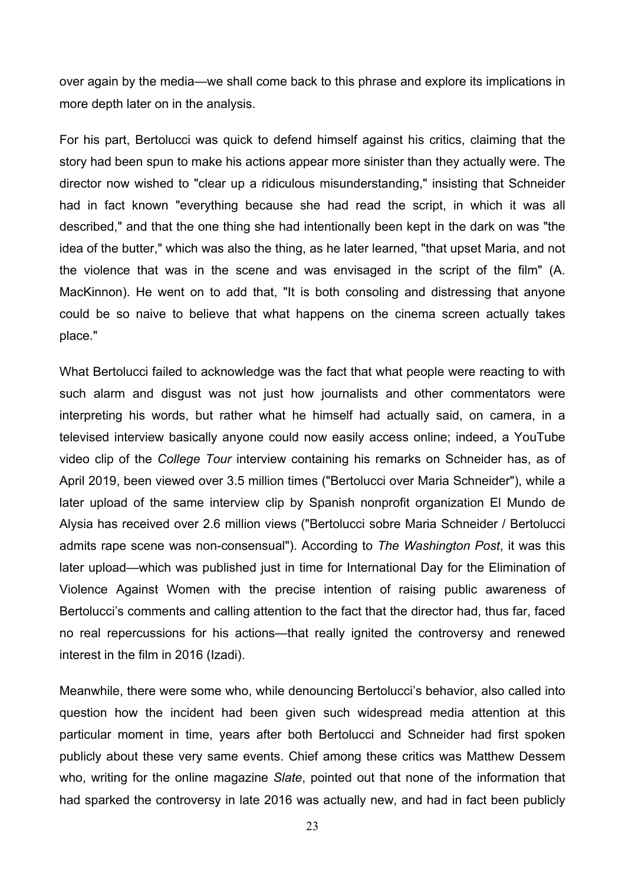over again by the media—we shall come back to this phrase and explore its implications in more depth later on in the analysis.

For his part, Bertolucci was quick to defend himself against his critics, claiming that the story had been spun to make his actions appear more sinister than they actually were. The director now wished to "clear up a ridiculous misunderstanding," insisting that Schneider had in fact known "everything because she had read the script, in which it was all described," and that the one thing she had intentionally been kept in the dark on was "the idea of the butter," which was also the thing, as he later learned, "that upset Maria, and not the violence that was in the scene and was envisaged in the script of the film" (A. MacKinnon). He went on to add that, "It is both consoling and distressing that anyone could be so naive to believe that what happens on the cinema screen actually takes place."

What Bertolucci failed to acknowledge was the fact that what people were reacting to with such alarm and disgust was not just how journalists and other commentators were interpreting his words, but rather what he himself had actually said, on camera, in a televised interview basically anyone could now easily access online; indeed, a YouTube video clip of the *College Tour* interview containing his remarks on Schneider has, as of April 2019, been viewed over 3.5 million times ("Bertolucci over Maria Schneider"), while a later upload of the same interview clip by Spanish nonprofit organization El Mundo de Alysia has received over 2.6 million views ("Bertolucci sobre Maria Schneider / Bertolucci admits rape scene was non-consensual"). According to *The Washington Post*, it was this later upload—which was published just in time for International Day for the Elimination of Violence Against Women with the precise intention of raising public awareness of Bertolucci's comments and calling attention to the fact that the director had, thus far, faced no real repercussions for his actions—that really ignited the controversy and renewed interest in the film in 2016 (Izadi).

Meanwhile, there were some who, while denouncing Bertolucci's behavior, also called into question how the incident had been given such widespread media attention at this particular moment in time, years after both Bertolucci and Schneider had first spoken publicly about these very same events. Chief among these critics was Matthew Dessem who, writing for the online magazine *Slate*, pointed out that none of the information that had sparked the controversy in late 2016 was actually new, and had in fact been publicly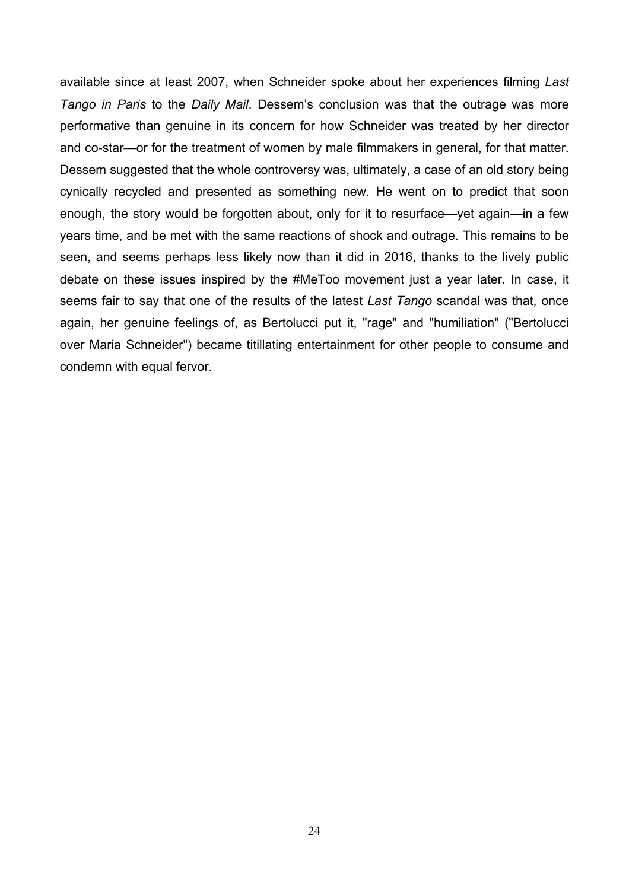available since at least 2007, when Schneider spoke about her experiences filming *Last Tango in Paris* to the *Daily Mail*. Dessem's conclusion was that the outrage was more performative than genuine in its concern for how Schneider was treated by her director and co-star—or for the treatment of women by male filmmakers in general, for that matter. Dessem suggested that the whole controversy was, ultimately, a case of an old story being cynically recycled and presented as something new. He went on to predict that soon enough, the story would be forgotten about, only for it to resurface—yet again—in a few years time, and be met with the same reactions of shock and outrage. This remains to be seen, and seems perhaps less likely now than it did in 2016, thanks to the lively public debate on these issues inspired by the #MeToo movement just a year later. In case, it seems fair to say that one of the results of the latest *Last Tango* scandal was that, once again, her genuine feelings of, as Bertolucci put it, "rage" and "humiliation" ("Bertolucci over Maria Schneider") became titillating entertainment for other people to consume and condemn with equal fervor.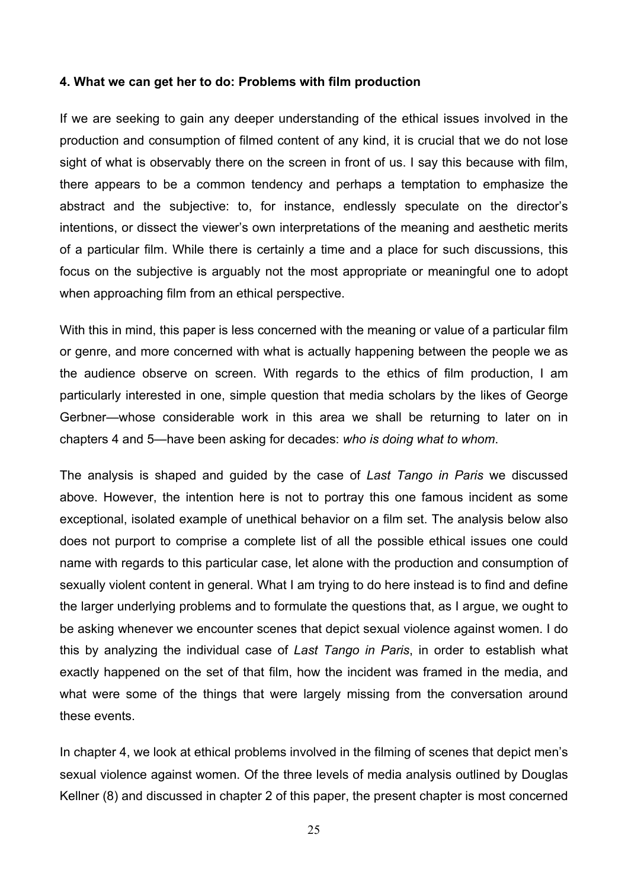#### 4. What we can get her to do: Problems with film production

If we are seeking to gain any deeper understanding of the ethical issues involved in the production and consumption of filmed content of any kind, it is crucial that we do not lose sight of what is observably there on the screen in front of us. I say this because with film, there appears to be a common tendency and perhaps a temptation to emphasize the abstract and the subjective: to, for instance, endlessly speculate on the director's intentions, or dissect the viewer's own interpretations of the meaning and aesthetic merits of a particular film. While there is certainly a time and a place for such discussions, this focus on the subjective is arguably not the most appropriate or meaningful one to adopt when approaching film from an ethical perspective.

With this in mind, this paper is less concerned with the meaning or value of a particular film or genre, and more concerned with what is actually happening between the people we as the audience observe on screen. With regards to the ethics of film production, I am particularly interested in one, simple question that media scholars by the likes of George Gerbner—whose considerable work in this area we shall be returning to later on in chapters 4 and 5—have been asking for decades: *who is doing what to whom*.

The analysis is shaped and guided by the case of *Last Tango in Paris* we discussed above. However, the intention here is not to portray this one famous incident as some exceptional, isolated example of unethical behavior on a film set. The analysis below also does not purport to comprise a complete list of all the possible ethical issues one could name with regards to this particular case, let alone with the production and consumption of sexually violent content in general. What I am trying to do here instead is to find and define the larger underlying problems and to formulate the questions that, as I argue, we ought to be asking whenever we encounter scenes that depict sexual violence against women. I do this by analyzing the individual case of *Last Tango in Paris*, in order to establish what exactly happened on the set of that film, how the incident was framed in the media, and what were some of the things that were largely missing from the conversation around these events.

In chapter 4, we look at ethical problems involved in the filming of scenes that depict men's sexual violence against women. Of the three levels of media analysis outlined by Douglas Kellner (8) and discussed in chapter 2 of this paper, the present chapter is most concerned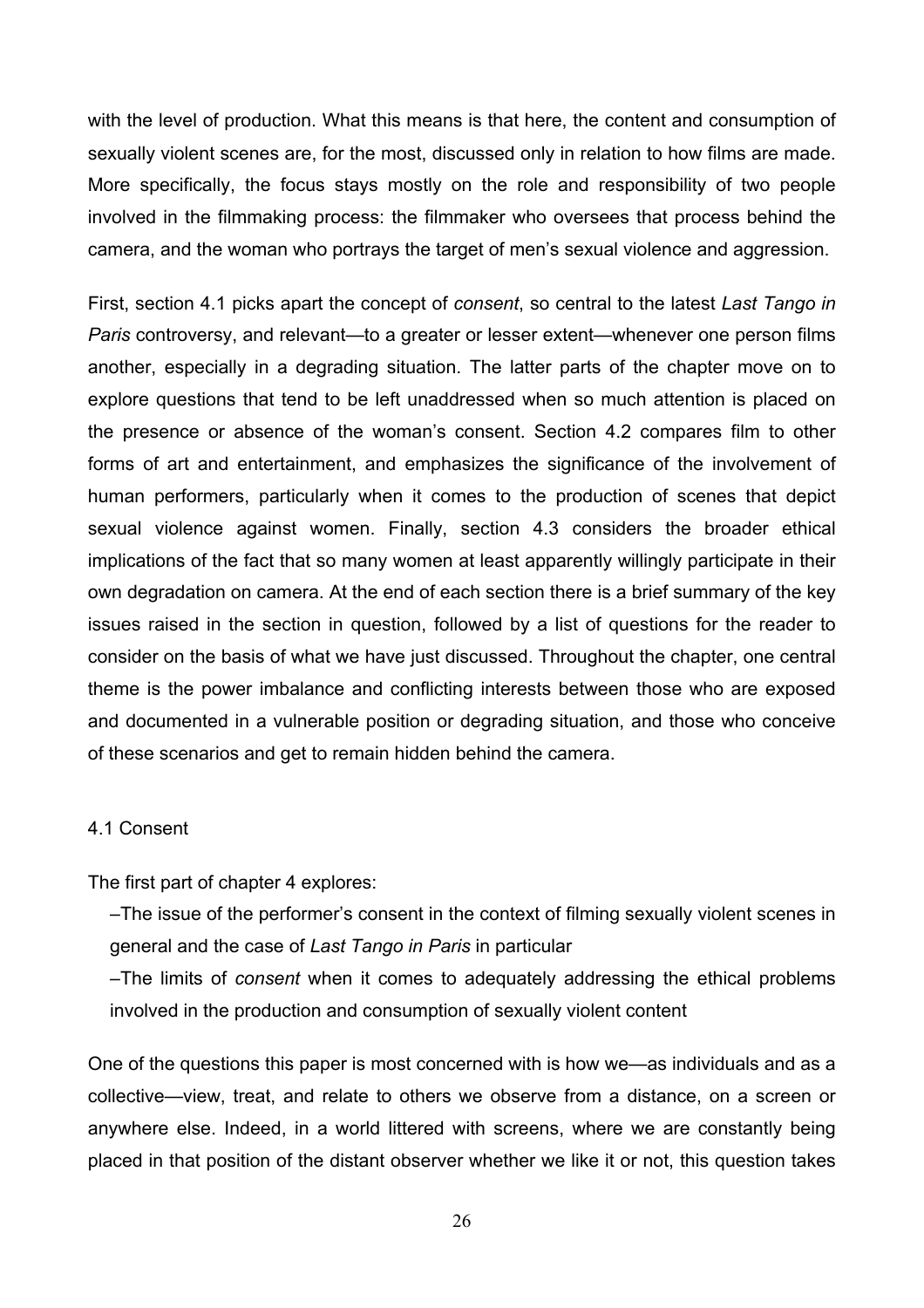with the level of production. What this means is that here, the content and consumption of sexually violent scenes are, for the most, discussed only in relation to how films are made. More specifically, the focus stays mostly on the role and responsibility of two people involved in the filmmaking process: the filmmaker who oversees that process behind the camera, and the woman who portrays the target of men's sexual violence and aggression.

First, section 4.1 picks apart the concept of *consent*, so central to the latest *Last Tango in Paris* controversy, and relevant—to a greater or lesser extent—whenever one person films another, especially in a degrading situation. The latter parts of the chapter move on to explore questions that tend to be left unaddressed when so much attention is placed on the presence or absence of the woman's consent. Section 4.2 compares film to other forms of art and entertainment, and emphasizes the significance of the involvement of human performers, particularly when it comes to the production of scenes that depict sexual violence against women. Finally, section 4.3 considers the broader ethical implications of the fact that so many women at least apparently willingly participate in their own degradation on camera. At the end of each section there is a brief summary of the key issues raised in the section in question, followed by a list of questions for the reader to consider on the basis of what we have just discussed. Throughout the chapter, one central theme is the power imbalance and conflicting interests between those who are exposed and documented in a vulnerable position or degrading situation, and those who conceive of these scenarios and get to remain hidden behind the camera.

## 4.1 Consent

The first part of chapter 4 explores:

–The issue of the performer's consent in the context of filming sexually violent scenes in general and the case of *Last Tango in Paris* in particular

–The limits of *consent* when it comes to adequately addressing the ethical problems involved in the production and consumption of sexually violent content

One of the questions this paper is most concerned with is how we—as individuals and as a collective—view, treat, and relate to others we observe from a distance, on a screen or anywhere else. Indeed, in a world littered with screens, where we are constantly being placed in that position of the distant observer whether we like it or not, this question takes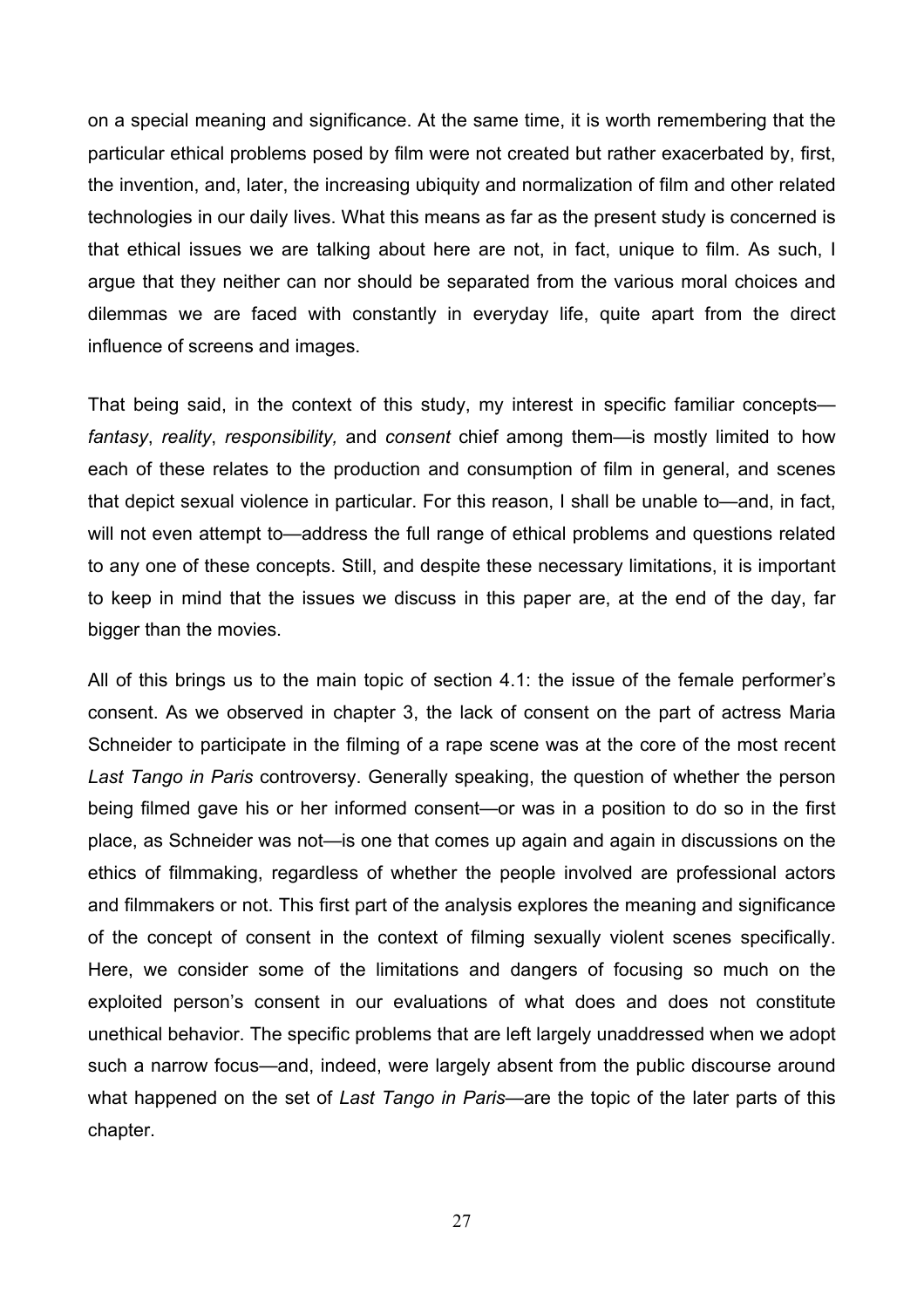on a special meaning and significance. At the same time, it is worth remembering that the particular ethical problems posed by film were not created but rather exacerbated by, first, the invention, and, later, the increasing ubiquity and normalization of film and other related technologies in our daily lives. What this means as far as the present study is concerned is that ethical issues we are talking about here are not, in fact, unique to film. As such, I argue that they neither can nor should be separated from the various moral choices and dilemmas we are faced with constantly in everyday life, quite apart from the direct influence of screens and images.

That being said, in the context of this study, my interest in specific familiar concepts—*fantasy*, *reality*, *responsibility,* and *consent* chief among them—is mostly limited to how each of these relates to the production and consumption of film in general, and scenes that depict sexual violence in particular. For this reason, I shall be unable to—and, in fact, will not even attempt to—address the full range of ethical problems and questions related to any one of these concepts. Still, and despite these necessary limitations, it is important to keep in mind that the issues we discuss in this paper are, at the end of the day, far bigger than the movies.

All of this brings us to the main topic of section 4.1: the issue of the female performer's consent. As we observed in chapter 3, the lack of consent on the part of actress Maria Schneider to participate in the filming of a rape scene was at the core of the most recent *Last Tango in Paris* controversy. Generally speaking, the question of whether the person being filmed gave his or her informed consent—or was in a position to do so in the first place, as Schneider was not—is one that comes up again and again in discussions on the ethics of filmmaking, regardless of whether the people involved are professional actors and filmmakers or not. This first part of the analysis explores the meaning and significance of the concept of consent in the context of filming sexually violent scenes specifically. Here, we consider some of the limitations and dangers of focusing so much on the exploited person's consent in our evaluations of what does and does not constitute unethical behavior. The specific problems that are left largely unaddressed when we adopt such a narrow focus—and, indeed, were largely absent from the public discourse around what happened on the set of *Last Tango in Paris*—are the topic of the later parts of this chapter.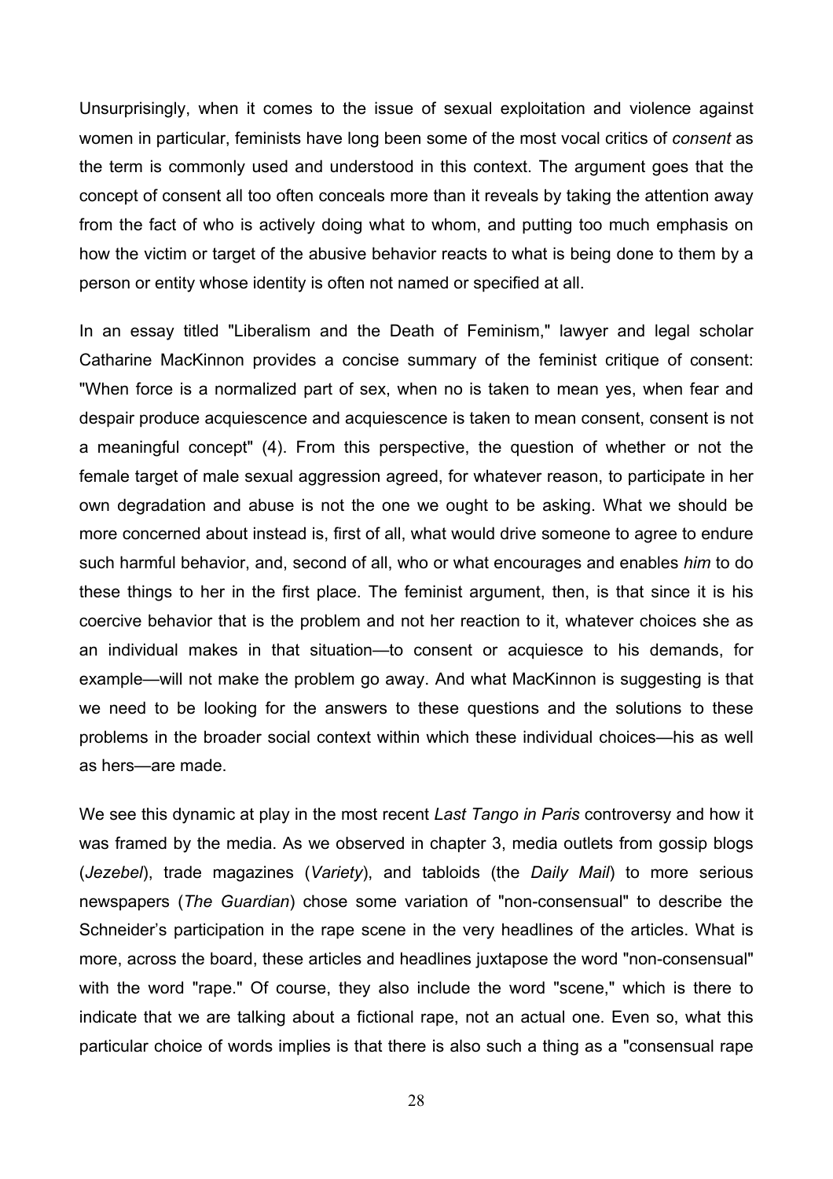Unsurprisingly, when it comes to the issue of sexual exploitation and violence against women in particular, feminists have long been some of the most vocal critics of *consent* as the term is commonly used and understood in this context. The argument goes that the concept of consent all too often conceals more than it reveals by taking the attention away from the fact of who is actively doing what to whom, and putting too much emphasis on how the victim or target of the abusive behavior reacts to what is being done to them by a person or entity whose identity is often not named or specified at all.

In an essay titled "Liberalism and the Death of Feminism," lawyer and legal scholar Catharine MacKinnon provides a concise summary of the feminist critique of consent: "When force is a normalized part of sex, when no is taken to mean yes, when fear and despair produce acquiescence and acquiescence is taken to mean consent, consent is not a meaningful concept" (4). From this perspective, the question of whether or not the female target of male sexual aggression agreed, for whatever reason, to participate in her own degradation and abuse is not the one we ought to be asking. What we should be more concerned about instead is, first of all, what would drive someone to agree to endure such harmful behavior, and, second of all, who or what encourages and enables *him* to do these things to her in the first place. The feminist argument, then, is that since it is his coercive behavior that is the problem and not her reaction to it, whatever choices she as an individual makes in that situation—to consent or acquiesce to his demands, for example—will not make the problem go away. And what MacKinnon is suggesting is that we need to be looking for the answers to these questions and the solutions to these problems in the broader social context within which these individual choices—his as well as hers—are made.

We see this dynamic at play in the most recent *Last Tango in Paris* controversy and how it was framed by the media. As we observed in chapter 3, media outlets from gossip blogs (*Jezebel*), trade magazines (*Variety*), and tabloids (the *Daily Mail*) to more serious newspapers (*The Guardian*) chose some variation of "non-consensual" to describe the Schneider's participation in the rape scene in the very headlines of the articles. What is more, across the board, these articles and headlines juxtapose the word "non-consensual" with the word "rape." Of course, they also include the word "scene," which is there to indicate that we are talking about a fictional rape, not an actual one. Even so, what this particular choice of words implies is that there is also such a thing as a "consensual rape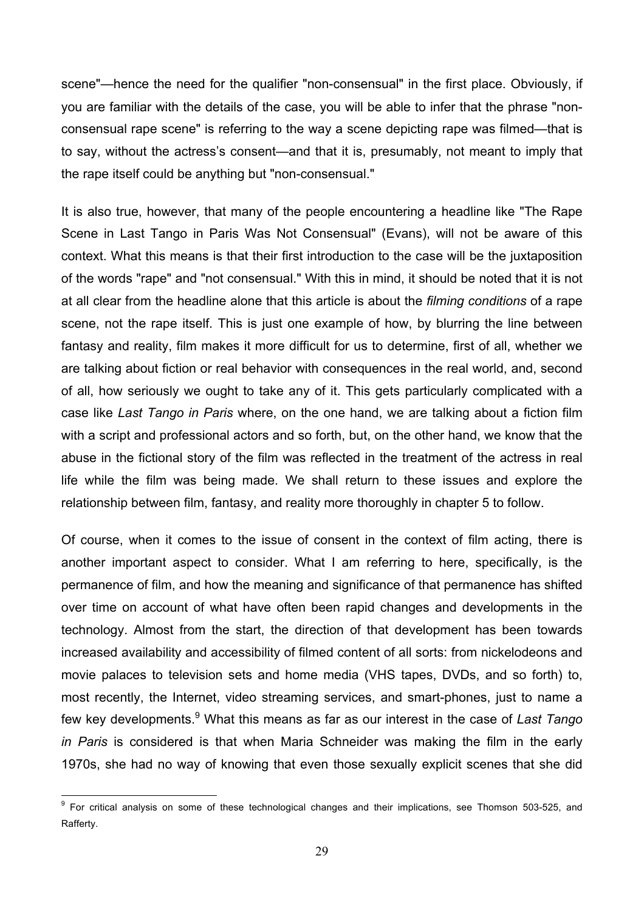scene"—hence the need for the qualifier "non-consensual" in the first place. Obviously, if you are familiar with the details of the case, you will be able to infer that the phrase "non-consensual rape scene" is referring to the way a scene depicting rape was filmed—that is to say, without the actress's consent—and that it is, presumably, not meant to imply that the rape itself could be anything but "non-consensual."

It is also true, however, that many of the people encountering a headline like "The Rape Scene in Last Tango in Paris Was Not Consensual" (Evans), will not be aware of this context. What this means is that their first introduction to the case will be the juxtaposition of the words "rape" and "not consensual." With this in mind, it should be noted that it is not at all clear from the headline alone that this article is about the *filming conditions* of a rape scene, not the rape itself. This is just one example of how, by blurring the line between fantasy and reality, film makes it more difficult for us to determine, first of all, whether we are talking about fiction or real behavior with consequences in the real world, and, second of all, how seriously we ought to take any of it. This gets particularly complicated with a case like *Last Tango in Paris* where, on the one hand, we are talking about a fiction film with a script and professional actors and so forth, but, on the other hand, we know that the abuse in the fictional story of the film was reflected in the treatment of the actress in real life while the film was being made. We shall return to these issues and explore the relationship between film, fantasy, and reality more thoroughly in chapter 5 to follow.

Of course, when it comes to the issue of consent in the context of film acting, there is another important aspect to consider. What I am referring to here, specifically, is the permanence of film, and how the meaning and significance of that permanence has shifted over time on account of what have often been rapid changes and developments in the technology. Almost from the start, the direction of that development has been towards increased availability and accessibility of filmed content of all sorts: from nickelodeons and movie palaces to television sets and home media (VHS tapes, DVDs, and so forth) to, most recently, the Internet, video streaming services, and smart-phones, just to name a few key developments.[9] What this means as far as our interest in the case of *Last Tango in Paris* is considered is that when Maria Schneider was making the film in the early 1970s, she had no way of knowing that even those sexually explicit scenes that she did

[9] For critical analysis on some of these technological changes and their implications, see Thomson 503-525, and Rafferty.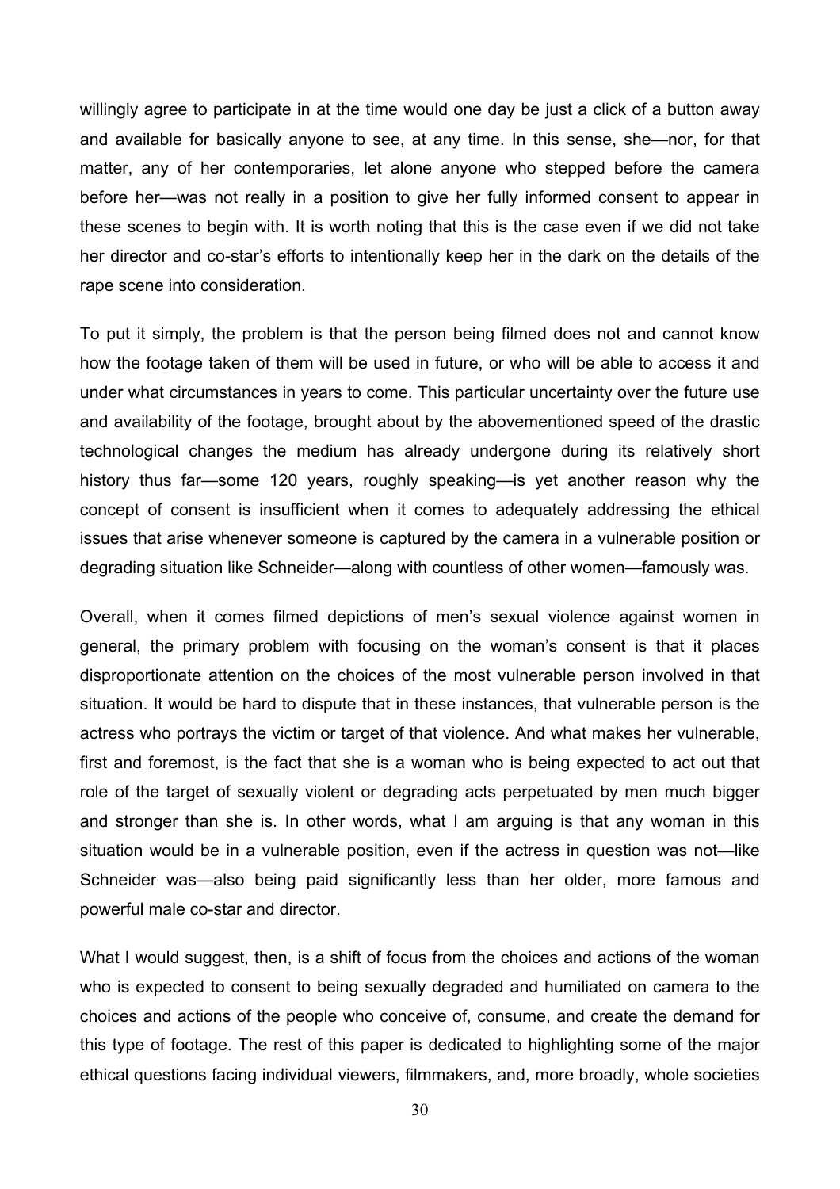willingly agree to participate in at the time would one day be just a click of a button away and available for basically anyone to see, at any time. In this sense, she—nor, for that matter, any of her contemporaries, let alone anyone who stepped before the camera before her—was not really in a position to give her fully informed consent to appear in these scenes to begin with. It is worth noting that this is the case even if we did not take her director and co-star's efforts to intentionally keep her in the dark on the details of the rape scene into consideration.

To put it simply, the problem is that the person being filmed does not and cannot know how the footage taken of them will be used in future, or who will be able to access it and under what circumstances in years to come. This particular uncertainty over the future use and availability of the footage, brought about by the abovementioned speed of the drastic technological changes the medium has already undergone during its relatively short history thus far—some 120 years, roughly speaking—is yet another reason why the concept of consent is insufficient when it comes to adequately addressing the ethical issues that arise whenever someone is captured by the camera in a vulnerable position or degrading situation like Schneider—along with countless of other women—famously was.

Overall, when it comes filmed depictions of men's sexual violence against women in general, the primary problem with focusing on the woman's consent is that it places disproportionate attention on the choices of the most vulnerable person involved in that situation. It would be hard to dispute that in these instances, that vulnerable person is the actress who portrays the victim or target of that violence. And what makes her vulnerable, first and foremost, is the fact that she is a woman who is being expected to act out that role of the target of sexually violent or degrading acts perpetuated by men much bigger and stronger than she is. In other words, what I am arguing is that any woman in this situation would be in a vulnerable position, even if the actress in question was not—like Schneider was—also being paid significantly less than her older, more famous and powerful male co-star and director.

What I would suggest, then, is a shift of focus from the choices and actions of the woman who is expected to consent to being sexually degraded and humiliated on camera to the choices and actions of the people who conceive of, consume, and create the demand for this type of footage. The rest of this paper is dedicated to highlighting some of the major ethical questions facing individual viewers, filmmakers, and, more broadly, whole societies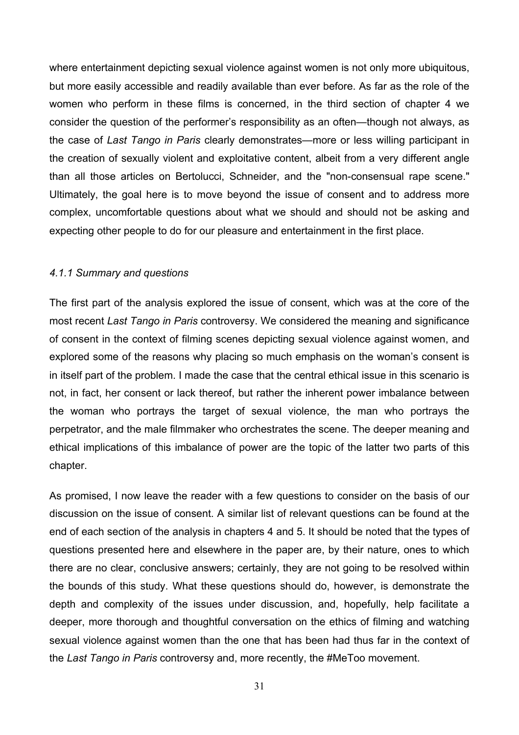where entertainment depicting sexual violence against women is not only more ubiquitous, but more easily accessible and readily available than ever before. As far as the role of the women who perform in these films is concerned, in the third section of chapter 4 we consider the question of the performer's responsibility as an often—though not always, as the case of *Last Tango in Paris* clearly demonstrates—more or less willing participant in the creation of sexually violent and exploitative content, albeit from a very different angle than all those articles on Bertolucci, Schneider, and the "non-consensual rape scene." Ultimately, the goal here is to move beyond the issue of consent and to address more complex, uncomfortable questions about what we should and should not be asking and expecting other people to do for our pleasure and entertainment in the first place.

### *4.1.1 Summary and questions*

The first part of the analysis explored the issue of consent, which was at the core of the most recent *Last Tango in Paris* controversy. We considered the meaning and significance of consent in the context of filming scenes depicting sexual violence against women, and explored some of the reasons why placing so much emphasis on the woman's consent is in itself part of the problem. I made the case that the central ethical issue in this scenario is not, in fact, her consent or lack thereof, but rather the inherent power imbalance between the woman who portrays the target of sexual violence, the man who portrays the perpetrator, and the male filmmaker who orchestrates the scene. The deeper meaning and ethical implications of this imbalance of power are the topic of the latter two parts of this chapter.

As promised, I now leave the reader with a few questions to consider on the basis of our discussion on the issue of consent. A similar list of relevant questions can be found at the end of each section of the analysis in chapters 4 and 5. It should be noted that the types of questions presented here and elsewhere in the paper are, by their nature, ones to which there are no clear, conclusive answers; certainly, they are not going to be resolved within the bounds of this study. What these questions should do, however, is demonstrate the depth and complexity of the issues under discussion, and, hopefully, help facilitate a deeper, more thorough and thoughtful conversation on the ethics of filming and watching sexual violence against women than the one that has been had thus far in the context of the *Last Tango in Paris* controversy and, more recently, the #MeToo movement.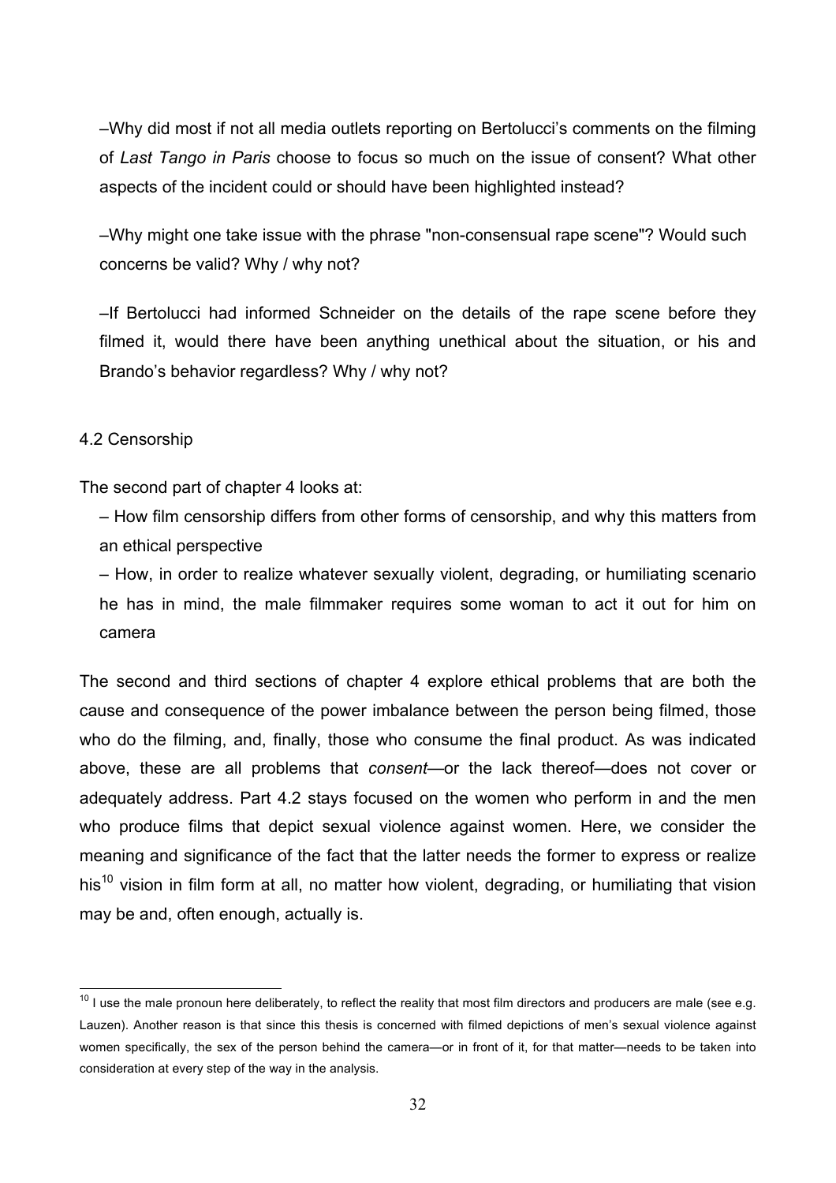–Why did most if not all media outlets reporting on Bertolucci's comments on the filming of *Last Tango in Paris* choose to focus so much on the issue of consent? What other aspects of the incident could or should have been highlighted instead?

–Why might one take issue with the phrase "non-consensual rape scene"? Would such concerns be valid? Why / why not?

–If Bertolucci had informed Schneider on the details of the rape scene before they filmed it, would there have been anything unethical about the situation, or his and Brando's behavior regardless? Why / why not?

### 4.2 Censorship

The second part of chapter 4 looks at:

– How film censorship differs from other forms of censorship, and why this matters from an ethical perspective

– How, in order to realize whatever sexually violent, degrading, or humiliating scenario he has in mind, the male filmmaker requires some woman to act it out for him on camera

The second and third sections of chapter 4 explore ethical problems that are both the cause and consequence of the power imbalance between the person being filmed, those who do the filming, and, finally, those who consume the final product. As was indicated above, these are all problems that *consent*—or the lack thereof—does not cover or adequately address. Part 4.2 stays focused on the women who perform in and the men who produce films that depict sexual violence against women. Here, we consider the meaning and significance of the fact that the latter needs the former to express or realize his[10] vision in film form at all, no matter how violent, degrading, or humiliating that vision may be and, often enough, actually is.

[10] I use the male pronoun here deliberately, to reflect the reality that most film directors and producers are male (see e.g. Lauzen). Another reason is that since this thesis is concerned with filmed depictions of men's sexual violence against women specifically, the sex of the person behind the camera—or in front of it, for that matter—needs to be taken into consideration at every step of the way in the analysis.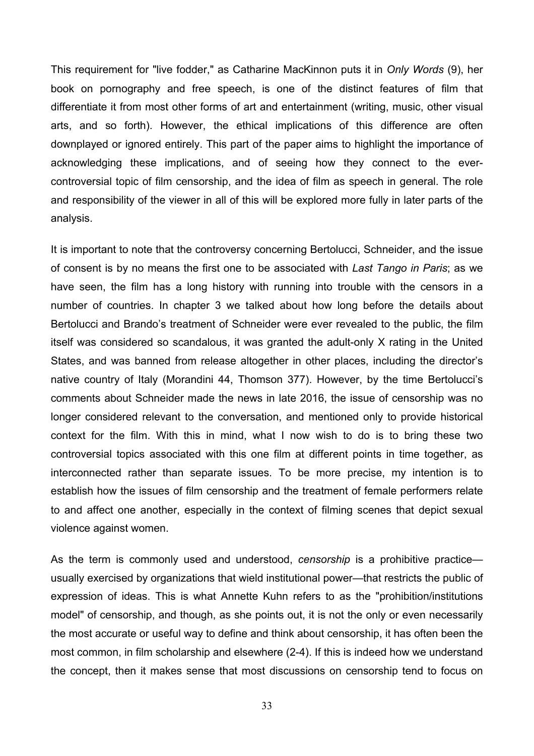This requirement for "live fodder," as Catharine MacKinnon puts it in *Only Words* (9), her book on pornography and free speech, is one of the distinct features of film that differentiate it from most other forms of art and entertainment (writing, music, other visual arts, and so forth). However, the ethical implications of this difference are often downplayed or ignored entirely. This part of the paper aims to highlight the importance of acknowledging these implications, and of seeing how they connect to the ever-controversial topic of film censorship, and the idea of film as speech in general. The role and responsibility of the viewer in all of this will be explored more fully in later parts of the analysis.

It is important to note that the controversy concerning Bertolucci, Schneider, and the issue of consent is by no means the first one to be associated with *Last Tango in Paris*; as we have seen, the film has a long history with running into trouble with the censors in a number of countries. In chapter 3 we talked about how long before the details about Bertolucci and Brando's treatment of Schneider were ever revealed to the public, the film itself was considered so scandalous, it was granted the adult-only X rating in the United States, and was banned from release altogether in other places, including the director's native country of Italy (Morandini 44, Thomson 377). However, by the time Bertolucci's comments about Schneider made the news in late 2016, the issue of censorship was no longer considered relevant to the conversation, and mentioned only to provide historical context for the film. With this in mind, what I now wish to do is to bring these two controversial topics associated with this one film at different points in time together, as interconnected rather than separate issues. To be more precise, my intention is to establish how the issues of film censorship and the treatment of female performers relate to and affect one another, especially in the context of filming scenes that depict sexual violence against women.

As the term is commonly used and understood, *censorship* is a prohibitive practice—usually exercised by organizations that wield institutional power—that restricts the public of expression of ideas. This is what Annette Kuhn refers to as the "prohibition/institutions model" of censorship, and though, as she points out, it is not the only or even necessarily the most accurate or useful way to define and think about censorship, it has often been the most common, in film scholarship and elsewhere (2-4). If this is indeed how we understand the concept, then it makes sense that most discussions on censorship tend to focus on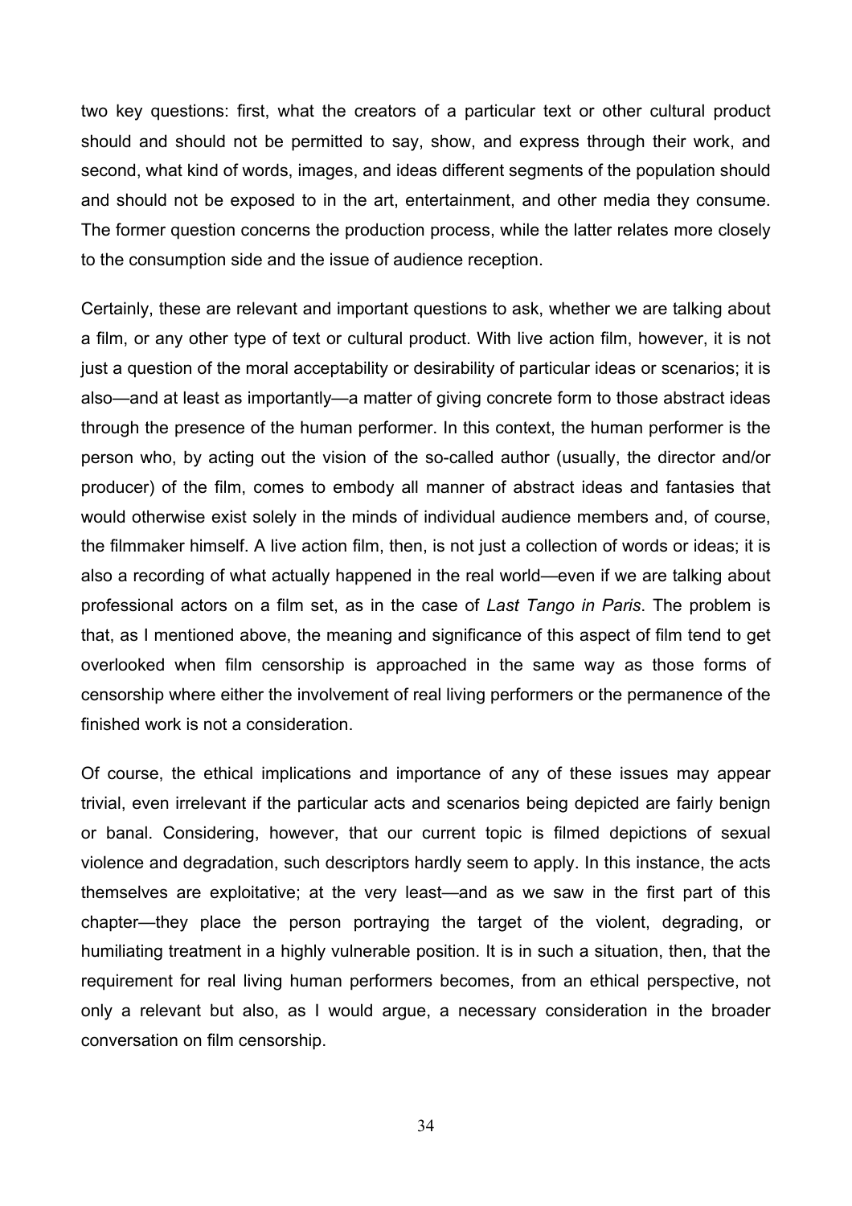two key questions: first, what the creators of a particular text or other cultural product should and should not be permitted to say, show, and express through their work, and second, what kind of words, images, and ideas different segments of the population should and should not be exposed to in the art, entertainment, and other media they consume. The former question concerns the production process, while the latter relates more closely to the consumption side and the issue of audience reception.

Certainly, these are relevant and important questions to ask, whether we are talking about a film, or any other type of text or cultural product. With live action film, however, it is not just a question of the moral acceptability or desirability of particular ideas or scenarios; it is also—and at least as importantly—a matter of giving concrete form to those abstract ideas through the presence of the human performer. In this context, the human performer is the person who, by acting out the vision of the so-called author (usually, the director and/or producer) of the film, comes to embody all manner of abstract ideas and fantasies that would otherwise exist solely in the minds of individual audience members and, of course, the filmmaker himself. A live action film, then, is not just a collection of words or ideas; it is also a recording of what actually happened in the real world—even if we are talking about professional actors on a film set, as in the case of *Last Tango in Paris*. The problem is that, as I mentioned above, the meaning and significance of this aspect of film tend to get overlooked when film censorship is approached in the same way as those forms of censorship where either the involvement of real living performers or the permanence of the finished work is not a consideration.

Of course, the ethical implications and importance of any of these issues may appear trivial, even irrelevant if the particular acts and scenarios being depicted are fairly benign or banal. Considering, however, that our current topic is filmed depictions of sexual violence and degradation, such descriptors hardly seem to apply. In this instance, the acts themselves are exploitative; at the very least—and as we saw in the first part of this chapter—they place the person portraying the target of the violent, degrading, or humiliating treatment in a highly vulnerable position. It is in such a situation, then, that the requirement for real living human performers becomes, from an ethical perspective, not only a relevant but also, as I would argue, a necessary consideration in the broader conversation on film censorship.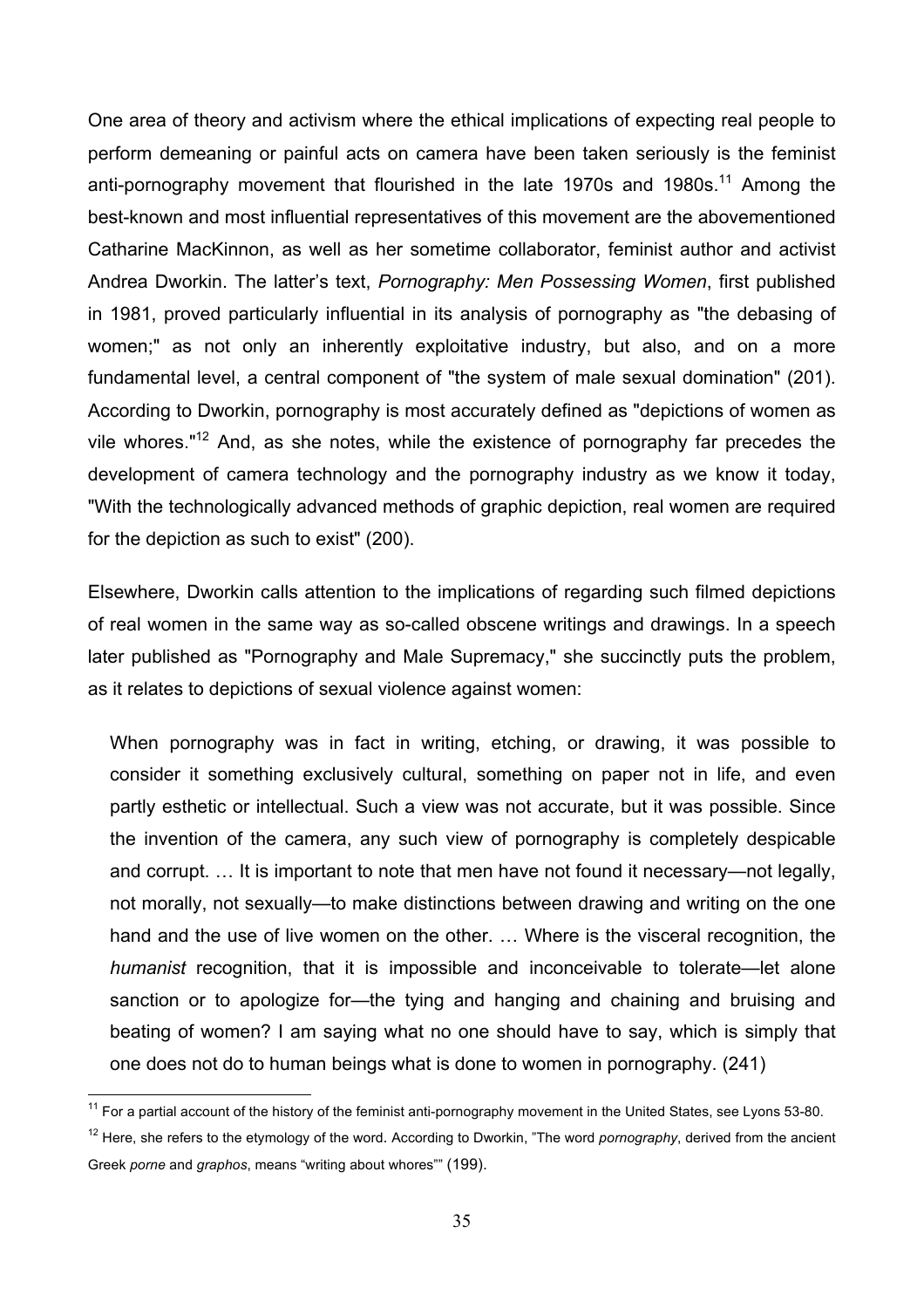One area of theory and activism where the ethical implications of expecting real people to perform demeaning or painful acts on camera have been taken seriously is the feminist anti-pornography movement that flourished in the late 1970s and 1980s.[11] Among the best-known and most influential representatives of this movement are the abovementioned Catharine MacKinnon, as well as her sometime collaborator, feminist author and activist Andrea Dworkin. The latter's text, *Pornography: Men Possessing Women*, first published in 1981, proved particularly influential in its analysis of pornography as "the debasing of women;" as not only an inherently exploitative industry, but also, and on a more fundamental level, a central component of "the system of male sexual domination" (201). According to Dworkin, pornography is most accurately defined as "depictions of women as vile whores."[12] And, as she notes, while the existence of pornography far precedes the development of camera technology and the pornography industry as we know it today, "With the technologically advanced methods of graphic depiction, real women are required for the depiction as such to exist" (200).

Elsewhere, Dworkin calls attention to the implications of regarding such filmed depictions of real women in the same way as so-called obscene writings and drawings. In a speech later published as "Pornography and Male Supremacy," she succinctly puts the problem, as it relates to depictions of sexual violence against women:

> When pornography was in fact in writing, etching, or drawing, it was possible to consider it something exclusively cultural, something on paper not in life, and even partly esthetic or intellectual. Such a view was not accurate, but it was possible. Since the invention of the camera, any such view of pornography is completely despicable and corrupt. … It is important to note that men have not found it necessary—not legally, not morally, not sexually—to make distinctions between drawing and writing on the one hand and the use of live women on the other. … Where is the visceral recognition, the *humanist* recognition, that it is impossible and inconceivable to tolerate—let alone sanction or to apologize for—the tying and hanging and chaining and bruising and beating of women? I am saying what no one should have to say, which is simply that one does not do to human beings what is done to women in pornography. (241)

[11] For a partial account of the history of the feminist anti-pornography movement in the United States, see Lyons 53-80.

[12] Here, she refers to the etymology of the word. According to Dworkin, "The word *pornography*, derived from the ancient Greek *porne* and *graphos*, means "writing about whores"" (199).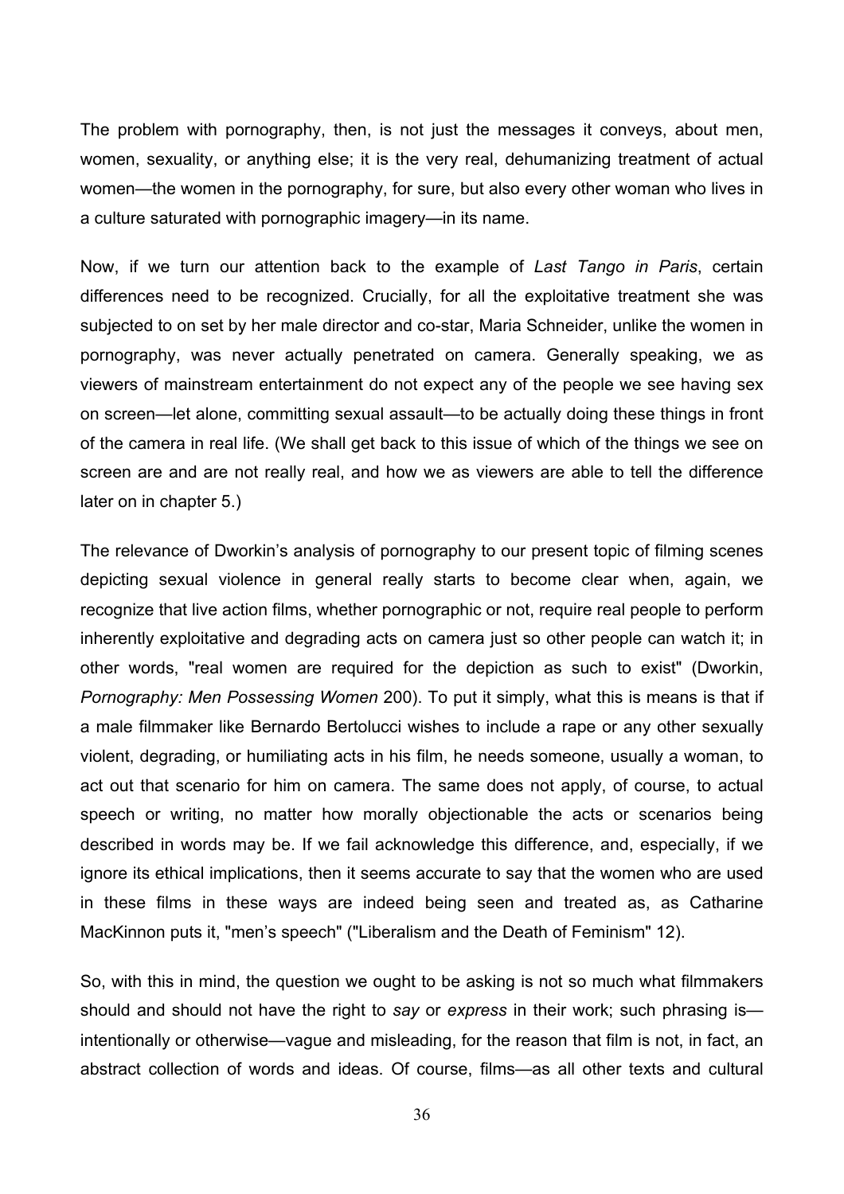The problem with pornography, then, is not just the messages it conveys, about men, women, sexuality, or anything else; it is the very real, dehumanizing treatment of actual women—the women in the pornography, for sure, but also every other woman who lives in a culture saturated with pornographic imagery—in its name.

Now, if we turn our attention back to the example of *Last Tango in Paris*, certain differences need to be recognized. Crucially, for all the exploitative treatment she was subjected to on set by her male director and co-star, Maria Schneider, unlike the women in pornography, was never actually penetrated on camera. Generally speaking, we as viewers of mainstream entertainment do not expect any of the people we see having sex on screen—let alone, committing sexual assault—to be actually doing these things in front of the camera in real life. (We shall get back to this issue of which of the things we see on screen are and are not really real, and how we as viewers are able to tell the difference later on in chapter 5.)

The relevance of Dworkin's analysis of pornography to our present topic of filming scenes depicting sexual violence in general really starts to become clear when, again, we recognize that live action films, whether pornographic or not, require real people to perform inherently exploitative and degrading acts on camera just so other people can watch it; in other words, "real women are required for the depiction as such to exist" (Dworkin, *Pornography: Men Possessing Women* 200). To put it simply, what this is means is that if a male filmmaker like Bernardo Bertolucci wishes to include a rape or any other sexually violent, degrading, or humiliating acts in his film, he needs someone, usually a woman, to act out that scenario for him on camera. The same does not apply, of course, to actual speech or writing, no matter how morally objectionable the acts or scenarios being described in words may be. If we fail acknowledge this difference, and, especially, if we ignore its ethical implications, then it seems accurate to say that the women who are used in these films in these ways are indeed being seen and treated as, as Catharine MacKinnon puts it, "men's speech" ("Liberalism and the Death of Feminism" 12).

So, with this in mind, the question we ought to be asking is not so much what filmmakers should and should not have the right to *say* or *express* in their work; such phrasing is—intentionally or otherwise—vague and misleading, for the reason that film is not, in fact, an abstract collection of words and ideas. Of course, films—as all other texts and cultural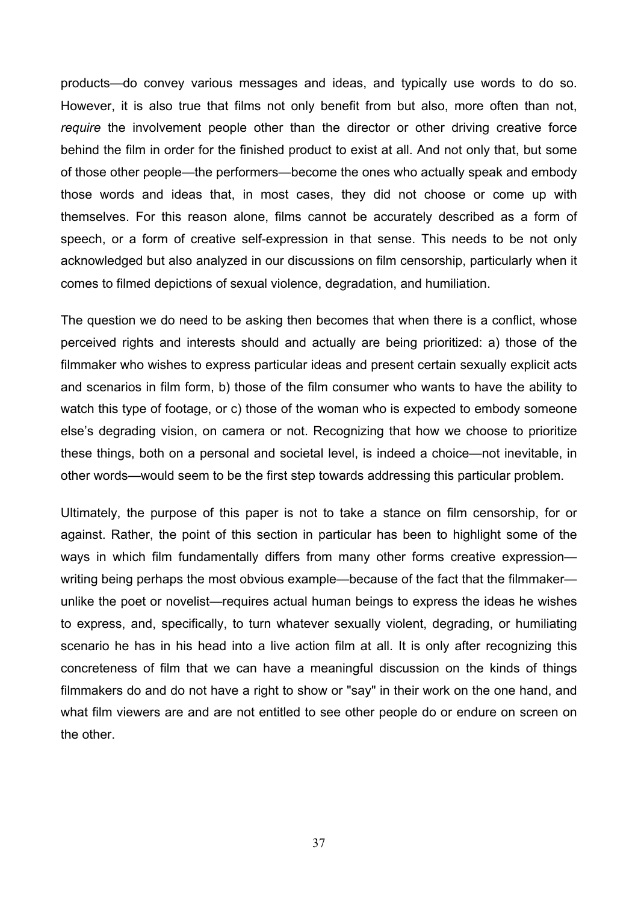products—do convey various messages and ideas, and typically use words to do so. However, it is also true that films not only benefit from but also, more often than not, *require* the involvement people other than the director or other driving creative force behind the film in order for the finished product to exist at all. And not only that, but some of those other people—the performers—become the ones who actually speak and embody those words and ideas that, in most cases, they did not choose or come up with themselves. For this reason alone, films cannot be accurately described as a form of speech, or a form of creative self-expression in that sense. This needs to be not only acknowledged but also analyzed in our discussions on film censorship, particularly when it comes to filmed depictions of sexual violence, degradation, and humiliation.

The question we do need to be asking then becomes that when there is a conflict, whose perceived rights and interests should and actually are being prioritized: a) those of the filmmaker who wishes to express particular ideas and present certain sexually explicit acts and scenarios in film form, b) those of the film consumer who wants to have the ability to watch this type of footage, or c) those of the woman who is expected to embody someone else's degrading vision, on camera or not. Recognizing that how we choose to prioritize these things, both on a personal and societal level, is indeed a choice—not inevitable, in other words—would seem to be the first step towards addressing this particular problem.

Ultimately, the purpose of this paper is not to take a stance on film censorship, for or against. Rather, the point of this section in particular has been to highlight some of the ways in which film fundamentally differs from many other forms creative expression—writing being perhaps the most obvious example—because of the fact that the filmmaker—unlike the poet or novelist—requires actual human beings to express the ideas he wishes to express, and, specifically, to turn whatever sexually violent, degrading, or humiliating scenario he has in his head into a live action film at all. It is only after recognizing this concreteness of film that we can have a meaningful discussion on the kinds of things filmmakers do and do not have a right to show or "say" in their work on the one hand, and what film viewers are and are not entitled to see other people do or endure on screen on the other.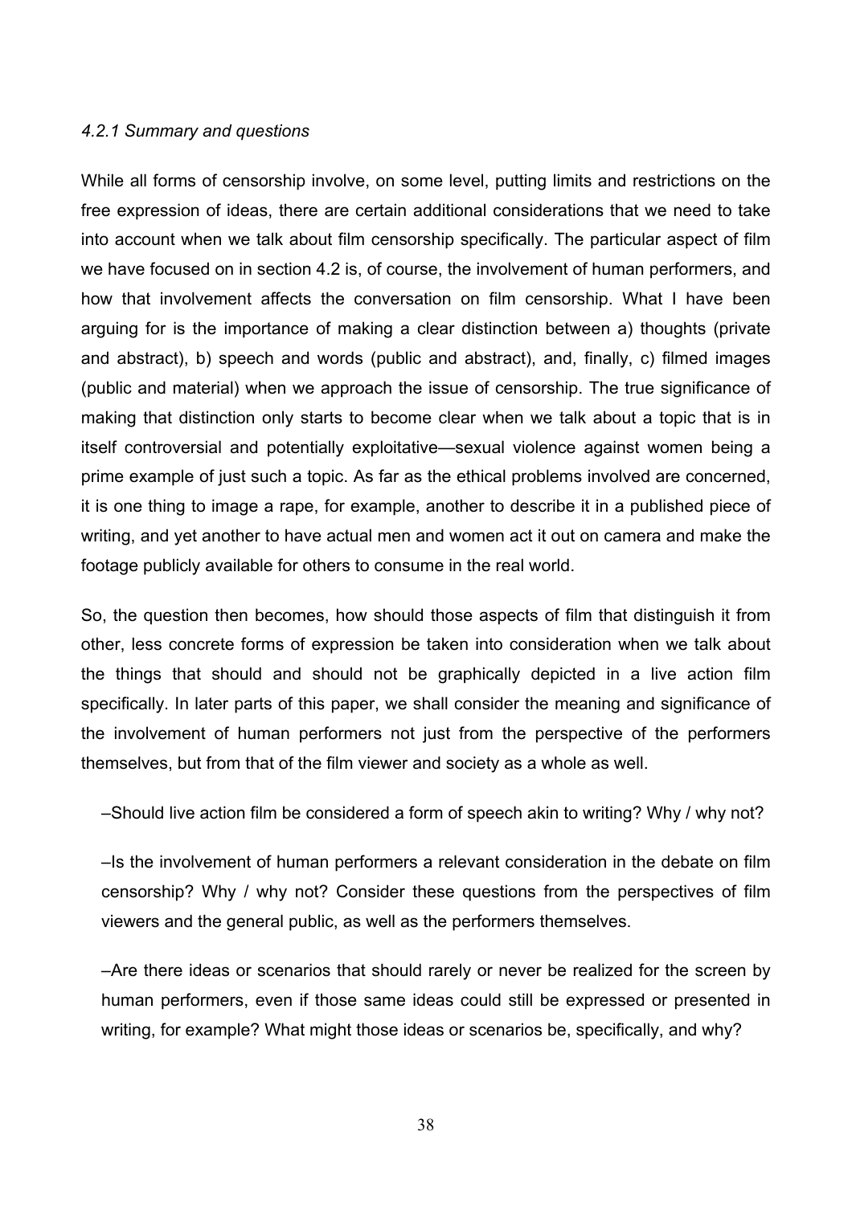*4.2.1 Summary and questions*

While all forms of censorship involve, on some level, putting limits and restrictions on the free expression of ideas, there are certain additional considerations that we need to take into account when we talk about film censorship specifically. The particular aspect of film we have focused on in section 4.2 is, of course, the involvement of human performers, and how that involvement affects the conversation on film censorship. What I have been arguing for is the importance of making a clear distinction between a) thoughts (private and abstract), b) speech and words (public and abstract), and, finally, c) filmed images (public and material) when we approach the issue of censorship. The true significance of making that distinction only starts to become clear when we talk about a topic that is in itself controversial and potentially exploitative—sexual violence against women being a prime example of just such a topic. As far as the ethical problems involved are concerned, it is one thing to image a rape, for example, another to describe it in a published piece of writing, and yet another to have actual men and women act it out on camera and make the footage publicly available for others to consume in the real world.

So, the question then becomes, how should those aspects of film that distinguish it from other, less concrete forms of expression be taken into consideration when we talk about the things that should and should not be graphically depicted in a live action film specifically. In later parts of this paper, we shall consider the meaning and significance of the involvement of human performers not just from the perspective of the performers themselves, but from that of the film viewer and society as a whole as well.

–Should live action film be considered a form of speech akin to writing? Why / why not?

–Is the involvement of human performers a relevant consideration in the debate on film censorship? Why / why not? Consider these questions from the perspectives of film viewers and the general public, as well as the performers themselves.

–Are there ideas or scenarios that should rarely or never be realized for the screen by human performers, even if those same ideas could still be expressed or presented in writing, for example? What might those ideas or scenarios be, specifically, and why?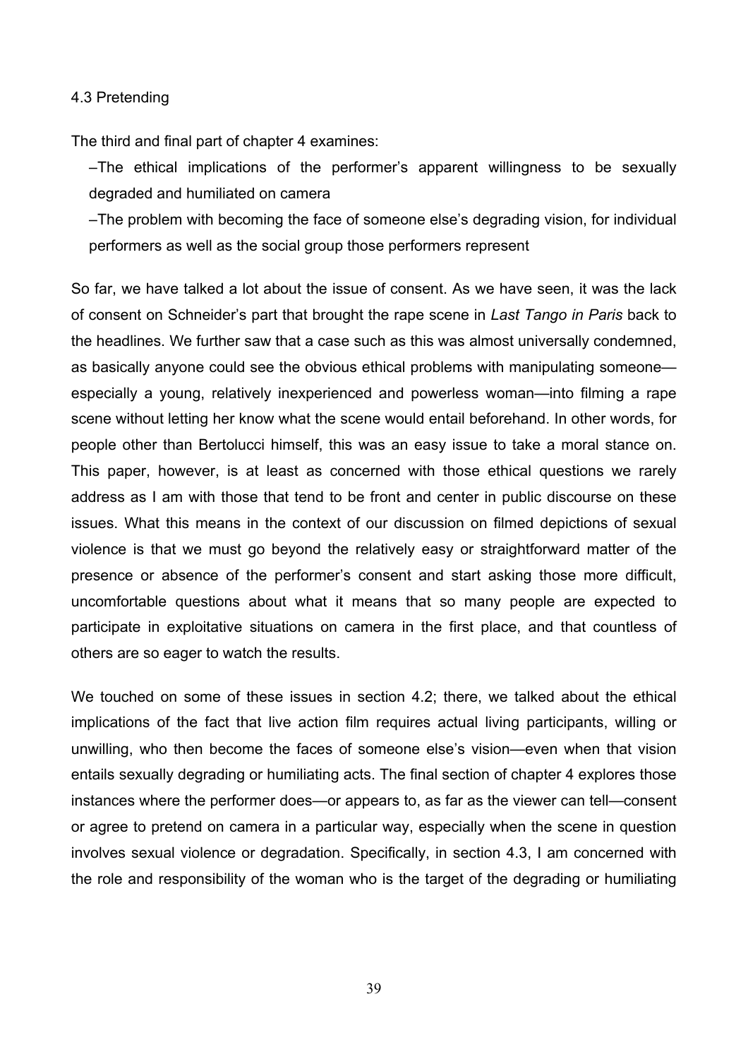### 4.3 Pretending

The third and final part of chapter 4 examines:

- –The ethical implications of the performer's apparent willingness to be sexually degraded and humiliated on camera
- –The problem with becoming the face of someone else's degrading vision, for individual performers as well as the social group those performers represent

So far, we have talked a lot about the issue of consent. As we have seen, it was the lack of consent on Schneider's part that brought the rape scene in *Last Tango in Paris* back to the headlines. We further saw that a case such as this was almost universally condemned, as basically anyone could see the obvious ethical problems with manipulating someone—especially a young, relatively inexperienced and powerless woman—into filming a rape scene without letting her know what the scene would entail beforehand. In other words, for people other than Bertolucci himself, this was an easy issue to take a moral stance on. This paper, however, is at least as concerned with those ethical questions we rarely address as I am with those that tend to be front and center in public discourse on these issues. What this means in the context of our discussion on filmed depictions of sexual violence is that we must go beyond the relatively easy or straightforward matter of the presence or absence of the performer's consent and start asking those more difficult, uncomfortable questions about what it means that so many people are expected to participate in exploitative situations on camera in the first place, and that countless of others are so eager to watch the results.

We touched on some of these issues in section 4.2; there, we talked about the ethical implications of the fact that live action film requires actual living participants, willing or unwilling, who then become the faces of someone else's vision—even when that vision entails sexually degrading or humiliating acts. The final section of chapter 4 explores those instances where the performer does—or appears to, as far as the viewer can tell—consent or agree to pretend on camera in a particular way, especially when the scene in question involves sexual violence or degradation. Specifically, in section 4.3, I am concerned with the role and responsibility of the woman who is the target of the degrading or humiliating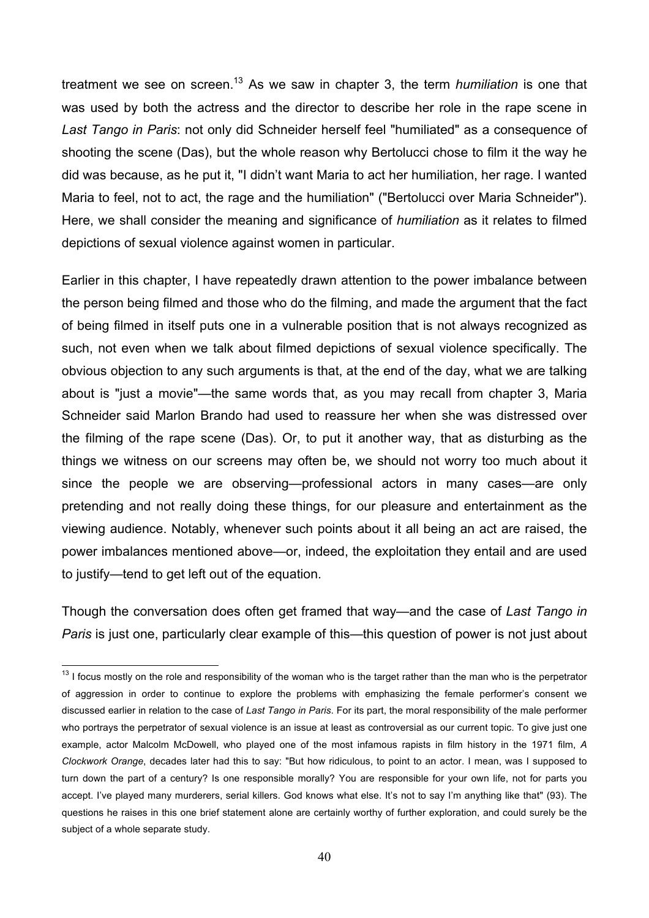treatment we see on screen.[13] As we saw in chapter 3, the term *humiliation* is one that was used by both the actress and the director to describe her role in the rape scene in *Last Tango in Paris*: not only did Schneider herself feel "humiliated" as a consequence of shooting the scene (Das), but the whole reason why Bertolucci chose to film it the way he did was because, as he put it, "I didn't want Maria to act her humiliation, her rage. I wanted Maria to feel, not to act, the rage and the humiliation" ("Bertolucci over Maria Schneider"). Here, we shall consider the meaning and significance of *humiliation* as it relates to filmed depictions of sexual violence against women in particular.

Earlier in this chapter, I have repeatedly drawn attention to the power imbalance between the person being filmed and those who do the filming, and made the argument that the fact of being filmed in itself puts one in a vulnerable position that is not always recognized as such, not even when we talk about filmed depictions of sexual violence specifically. The obvious objection to any such arguments is that, at the end of the day, what we are talking about is "just a movie"—the same words that, as you may recall from chapter 3, Maria Schneider said Marlon Brando had used to reassure her when she was distressed over the filming of the rape scene (Das). Or, to put it another way, that as disturbing as the things we witness on our screens may often be, we should not worry too much about it since the people we are observing—professional actors in many cases—are only pretending and not really doing these things, for our pleasure and entertainment as the viewing audience. Notably, whenever such points about it all being an act are raised, the power imbalances mentioned above—or, indeed, the exploitation they entail and are used to justify—tend to get left out of the equation.

Though the conversation does often get framed that way—and the case of *Last Tango in Paris* is just one, particularly clear example of this—this question of power is not just about

[13] I focus mostly on the role and responsibility of the woman who is the target rather than the man who is the perpetrator of aggression in order to continue to explore the problems with emphasizing the female performer's consent we discussed earlier in relation to the case of *Last Tango in Paris*. For its part, the moral responsibility of the male performer who portrays the perpetrator of sexual violence is an issue at least as controversial as our current topic. To give just one example, actor Malcolm McDowell, who played one of the most infamous rapists in film history in the 1971 film, *A Clockwork Orange*, decades later had this to say: "But how ridiculous, to point to an actor. I mean, was I supposed to turn down the part of a century? Is one responsible morally? You are responsible for your own life, not for parts you accept. I've played many murderers, serial killers. God knows what else. It's not to say I'm anything like that" (93). The questions he raises in this one brief statement alone are certainly worthy of further exploration, and could surely be the subject of a whole separate study.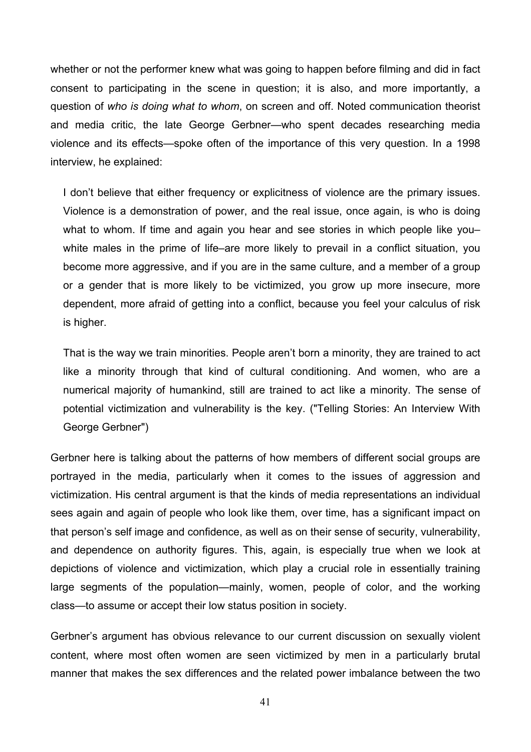whether or not the performer knew what was going to happen before filming and did in fact consent to participating in the scene in question; it is also, and more importantly, a question of *who is doing what to whom*, on screen and off. Noted communication theorist and media critic, the late George Gerbner—who spent decades researching media violence and its effects—spoke often of the importance of this very question. In a 1998 interview, he explained:

> I don't believe that either frequency or explicitness of violence are the primary issues. Violence is a demonstration of power, and the real issue, once again, is who is doing what to whom. If time and again you hear and see stories in which people like you–white males in the prime of life–are more likely to prevail in a conflict situation, you become more aggressive, and if you are in the same culture, and a member of a group or a gender that is more likely to be victimized, you grow up more insecure, more dependent, more afraid of getting into a conflict, because you feel your calculus of risk is higher.
>
> That is the way we train minorities. People aren't born a minority, they are trained to act like a minority through that kind of cultural conditioning. And women, who are a numerical majority of humankind, still are trained to act like a minority. The sense of potential victimization and vulnerability is the key. ("Telling Stories: An Interview With George Gerbner")

Gerbner here is talking about the patterns of how members of different social groups are portrayed in the media, particularly when it comes to the issues of aggression and victimization. His central argument is that the kinds of media representations an individual sees again and again of people who look like them, over time, has a significant impact on that person's self image and confidence, as well as on their sense of security, vulnerability, and dependence on authority figures. This, again, is especially true when we look at depictions of violence and victimization, which play a crucial role in essentially training large segments of the population—mainly, women, people of color, and the working class—to assume or accept their low status position in society.

Gerbner's argument has obvious relevance to our current discussion on sexually violent content, where most often women are seen victimized by men in a particularly brutal manner that makes the sex differences and the related power imbalance between the two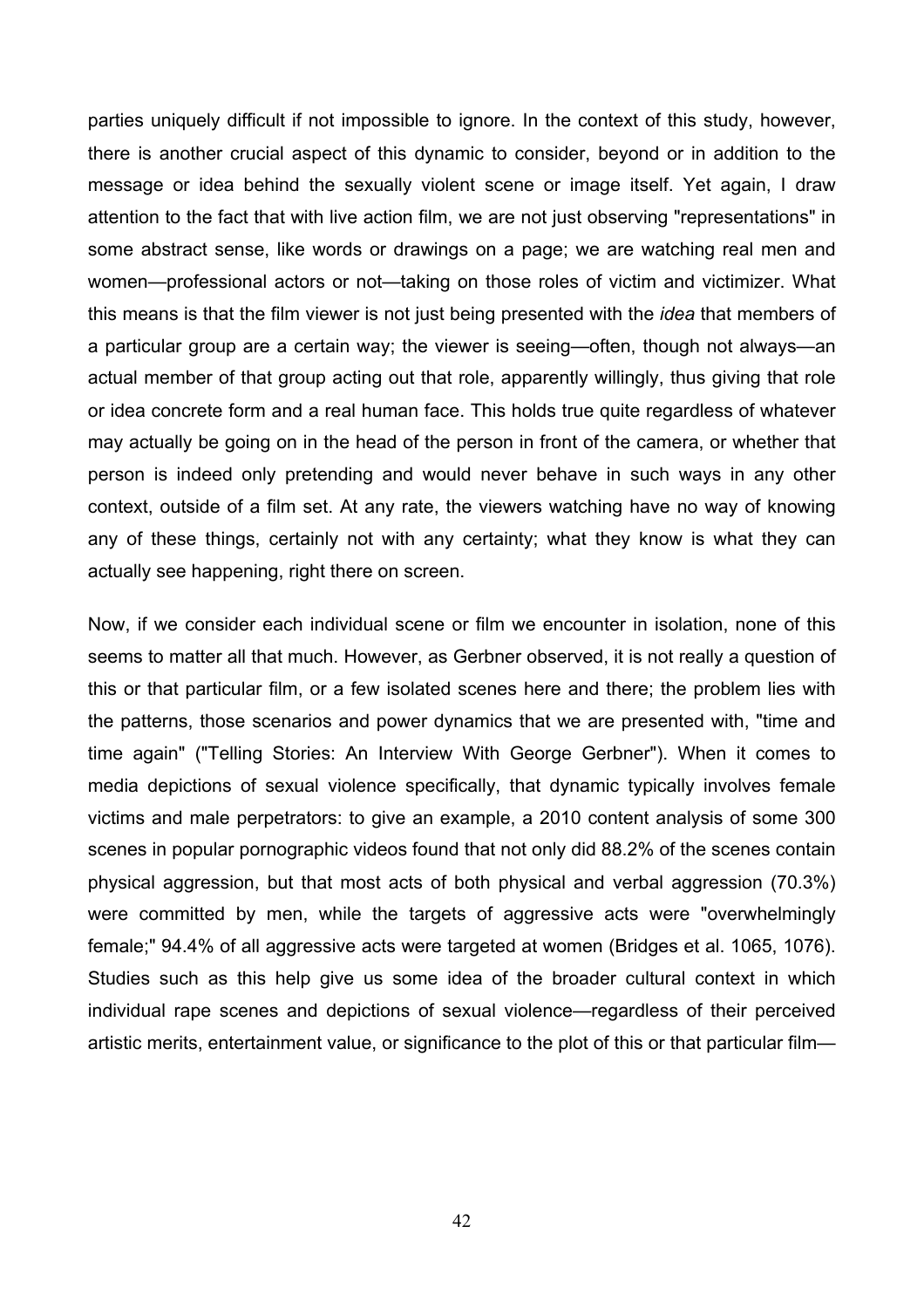parties uniquely difficult if not impossible to ignore. In the context of this study, however, there is another crucial aspect of this dynamic to consider, beyond or in addition to the message or idea behind the sexually violent scene or image itself. Yet again, I draw attention to the fact that with live action film, we are not just observing "representations" in some abstract sense, like words or drawings on a page; we are watching real men and women—professional actors or not—taking on those roles of victim and victimizer. What this means is that the film viewer is not just being presented with the *idea* that members of a particular group are a certain way; the viewer is seeing—often, though not always—an actual member of that group acting out that role, apparently willingly, thus giving that role or idea concrete form and a real human face. This holds true quite regardless of whatever may actually be going on in the head of the person in front of the camera, or whether that person is indeed only pretending and would never behave in such ways in any other context, outside of a film set. At any rate, the viewers watching have no way of knowing any of these things, certainly not with any certainty; what they know is what they can actually see happening, right there on screen.

Now, if we consider each individual scene or film we encounter in isolation, none of this seems to matter all that much. However, as Gerbner observed, it is not really a question of this or that particular film, or a few isolated scenes here and there; the problem lies with the patterns, those scenarios and power dynamics that we are presented with, "time and time again" ("Telling Stories: An Interview With George Gerbner"). When it comes to media depictions of sexual violence specifically, that dynamic typically involves female victims and male perpetrators: to give an example, a 2010 content analysis of some 300 scenes in popular pornographic videos found that not only did 88.2% of the scenes contain physical aggression, but that most acts of both physical and verbal aggression (70.3%) were committed by men, while the targets of aggressive acts were "overwhelmingly female;" 94.4% of all aggressive acts were targeted at women (Bridges et al. 1065, 1076). Studies such as this help give us some idea of the broader cultural context in which individual rape scenes and depictions of sexual violence—regardless of their perceived artistic merits, entertainment value, or significance to the plot of this or that particular film—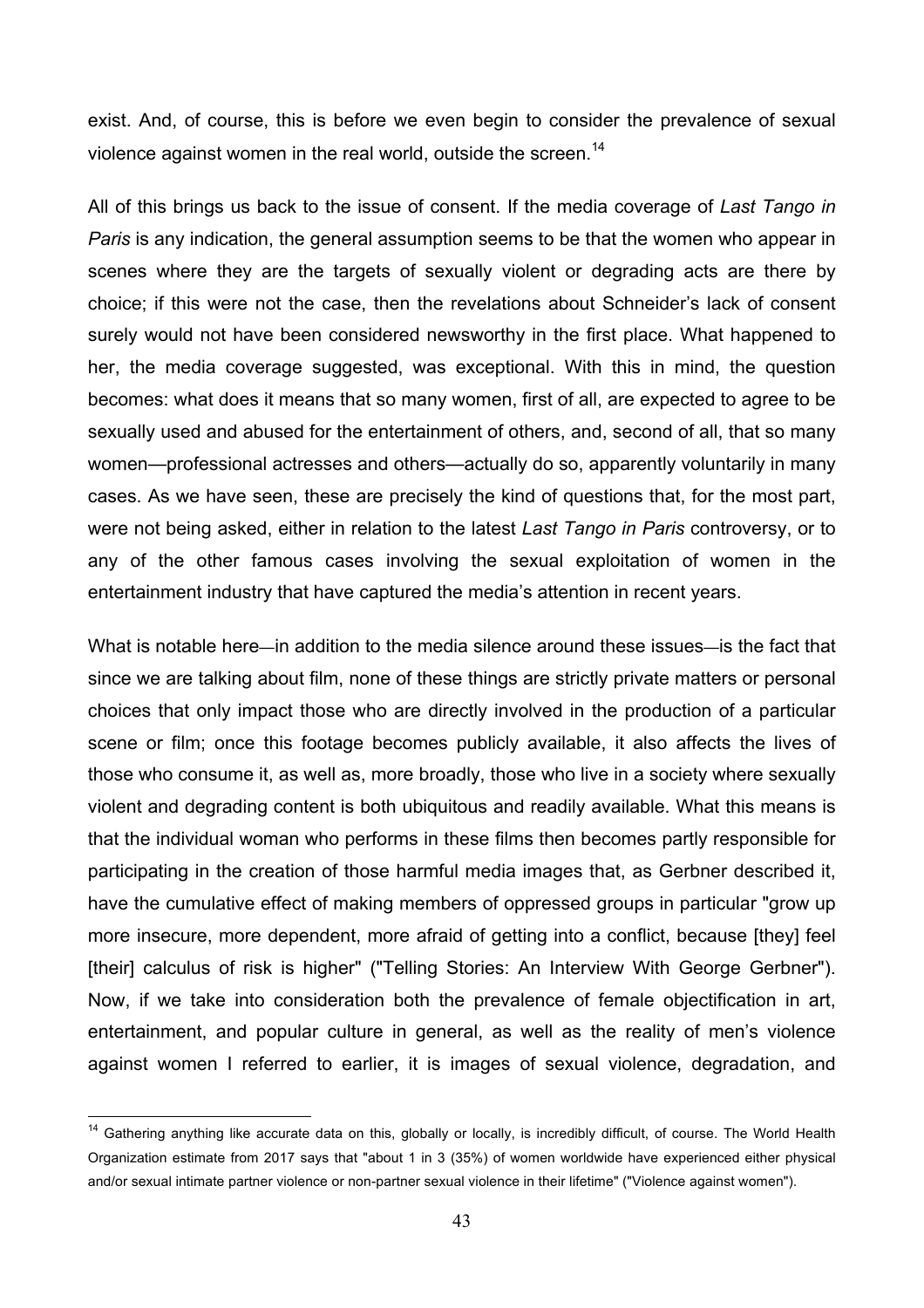exist. And, of course, this is before we even begin to consider the prevalence of sexual violence against women in the real world, outside the screen.[14]

All of this brings us back to the issue of consent. If the media coverage of *Last Tango in Paris* is any indication, the general assumption seems to be that the women who appear in scenes where they are the targets of sexually violent or degrading acts are there by choice; if this were not the case, then the revelations about Schneider's lack of consent surely would not have been considered newsworthy in the first place. What happened to her, the media coverage suggested, was exceptional. With this in mind, the question becomes: what does it means that so many women, first of all, are expected to agree to be sexually used and abused for the entertainment of others, and, second of all, that so many women—professional actresses and others—actually do so, apparently voluntarily in many cases. As we have seen, these are precisely the kind of questions that, for the most part, were not being asked, either in relation to the latest *Last Tango in Paris* controversy, or to any of the other famous cases involving the sexual exploitation of women in the entertainment industry that have captured the media's attention in recent years.

What is notable here—in addition to the media silence around these issues—is the fact that since we are talking about film, none of these things are strictly private matters or personal choices that only impact those who are directly involved in the production of a particular scene or film; once this footage becomes publicly available, it also affects the lives of those who consume it, as well as, more broadly, those who live in a society where sexually violent and degrading content is both ubiquitous and readily available. What this means is that the individual woman who performs in these films then becomes partly responsible for participating in the creation of those harmful media images that, as Gerbner described it, have the cumulative effect of making members of oppressed groups in particular "grow up more insecure, more dependent, more afraid of getting into a conflict, because [they] feel [their] calculus of risk is higher" ("Telling Stories: An Interview With George Gerbner"). Now, if we take into consideration both the prevalence of female objectification in art, entertainment, and popular culture in general, as well as the reality of men's violence against women I referred to earlier, it is images of sexual violence, degradation, and

---

[14] Gathering anything like accurate data on this, globally or locally, is incredibly difficult, of course. The World Health Organization estimate from 2017 says that "about 1 in 3 (35%) of women worldwide have experienced either physical and/or sexual intimate partner violence or non-partner sexual violence in their lifetime" ("Violence against women").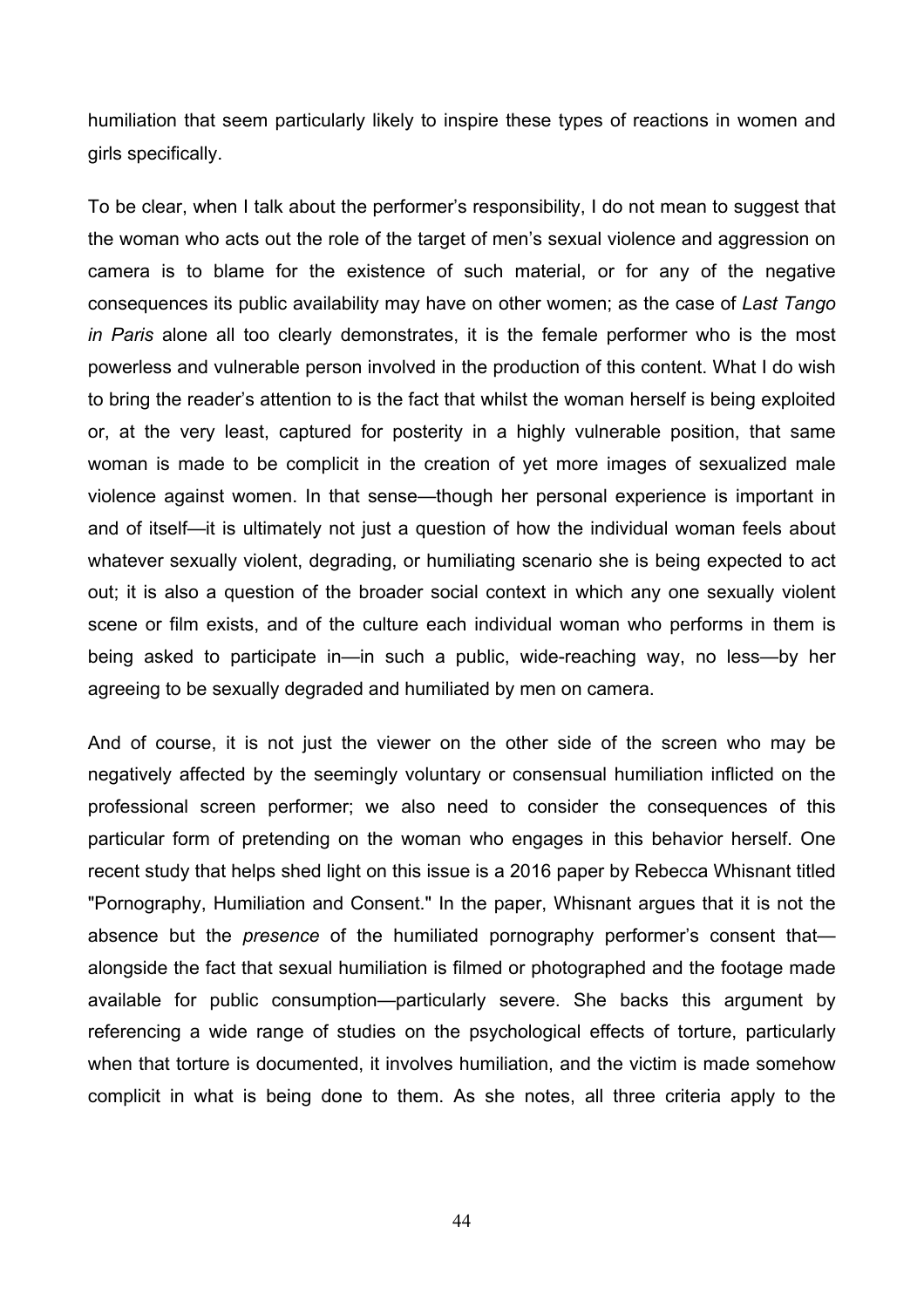humiliation that seem particularly likely to inspire these types of reactions in women and girls specifically.

To be clear, when I talk about the performer's responsibility, I do not mean to suggest that the woman who acts out the role of the target of men's sexual violence and aggression on camera is to blame for the existence of such material, or for any of the negative consequences its public availability may have on other women; as the case of *Last Tango in Paris* alone all too clearly demonstrates, it is the female performer who is the most powerless and vulnerable person involved in the production of this content. What I do wish to bring the reader's attention to is the fact that whilst the woman herself is being exploited or, at the very least, captured for posterity in a highly vulnerable position, that same woman is made to be complicit in the creation of yet more images of sexualized male violence against women. In that sense—though her personal experience is important in and of itself—it is ultimately not just a question of how the individual woman feels about whatever sexually violent, degrading, or humiliating scenario she is being expected to act out; it is also a question of the broader social context in which any one sexually violent scene or film exists, and of the culture each individual woman who performs in them is being asked to participate in—in such a public, wide-reaching way, no less—by her agreeing to be sexually degraded and humiliated by men on camera.

And of course, it is not just the viewer on the other side of the screen who may be negatively affected by the seemingly voluntary or consensual humiliation inflicted on the professional screen performer; we also need to consider the consequences of this particular form of pretending on the woman who engages in this behavior herself. One recent study that helps shed light on this issue is a 2016 paper by Rebecca Whisnant titled "Pornography, Humiliation and Consent." In the paper, Whisnant argues that it is not the absence but the *presence* of the humiliated pornography performer's consent that—alongside the fact that sexual humiliation is filmed or photographed and the footage made available for public consumption—particularly severe. She backs this argument by referencing a wide range of studies on the psychological effects of torture, particularly when that torture is documented, it involves humiliation, and the victim is made somehow complicit in what is being done to them. As she notes, all three criteria apply to the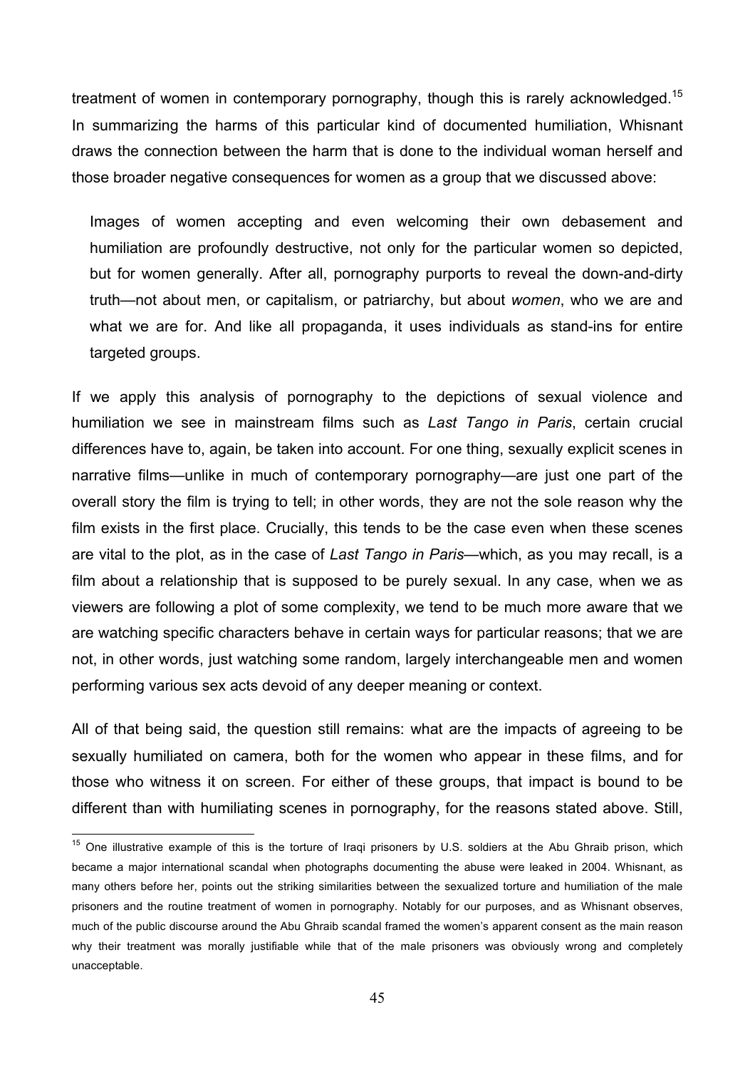treatment of women in contemporary pornography, though this is rarely acknowledged.[15] In summarizing the harms of this particular kind of documented humiliation, Whisnant draws the connection between the harm that is done to the individual woman herself and those broader negative consequences for women as a group that we discussed above:

> Images of women accepting and even welcoming their own debasement and humiliation are profoundly destructive, not only for the particular women so depicted, but for women generally. After all, pornography purports to reveal the down-and-dirty truth—not about men, or capitalism, or patriarchy, but about *women*, who we are and what we are for. And like all propaganda, it uses individuals as stand-ins for entire targeted groups.

If we apply this analysis of pornography to the depictions of sexual violence and humiliation we see in mainstream films such as *Last Tango in Paris*, certain crucial differences have to, again, be taken into account. For one thing, sexually explicit scenes in narrative films—unlike in much of contemporary pornography—are just one part of the overall story the film is trying to tell; in other words, they are not the sole reason why the film exists in the first place. Crucially, this tends to be the case even when these scenes are vital to the plot, as in the case of *Last Tango in Paris*—which, as you may recall, is a film about a relationship that is supposed to be purely sexual. In any case, when we as viewers are following a plot of some complexity, we tend to be much more aware that we are watching specific characters behave in certain ways for particular reasons; that we are not, in other words, just watching some random, largely interchangeable men and women performing various sex acts devoid of any deeper meaning or context.

All of that being said, the question still remains: what are the impacts of agreeing to be sexually humiliated on camera, both for the women who appear in these films, and for those who witness it on screen. For either of these groups, that impact is bound to be different than with humiliating scenes in pornography, for the reasons stated above. Still,

---

[15] One illustrative example of this is the torture of Iraqi prisoners by U.S. soldiers at the Abu Ghraib prison, which became a major international scandal when photographs documenting the abuse were leaked in 2004. Whisnant, as many others before her, points out the striking similarities between the sexualized torture and humiliation of the male prisoners and the routine treatment of women in pornography. Notably for our purposes, and as Whisnant observes, much of the public discourse around the Abu Ghraib scandal framed the women's apparent consent as the main reason why their treatment was morally justifiable while that of the male prisoners was obviously wrong and completely unacceptable.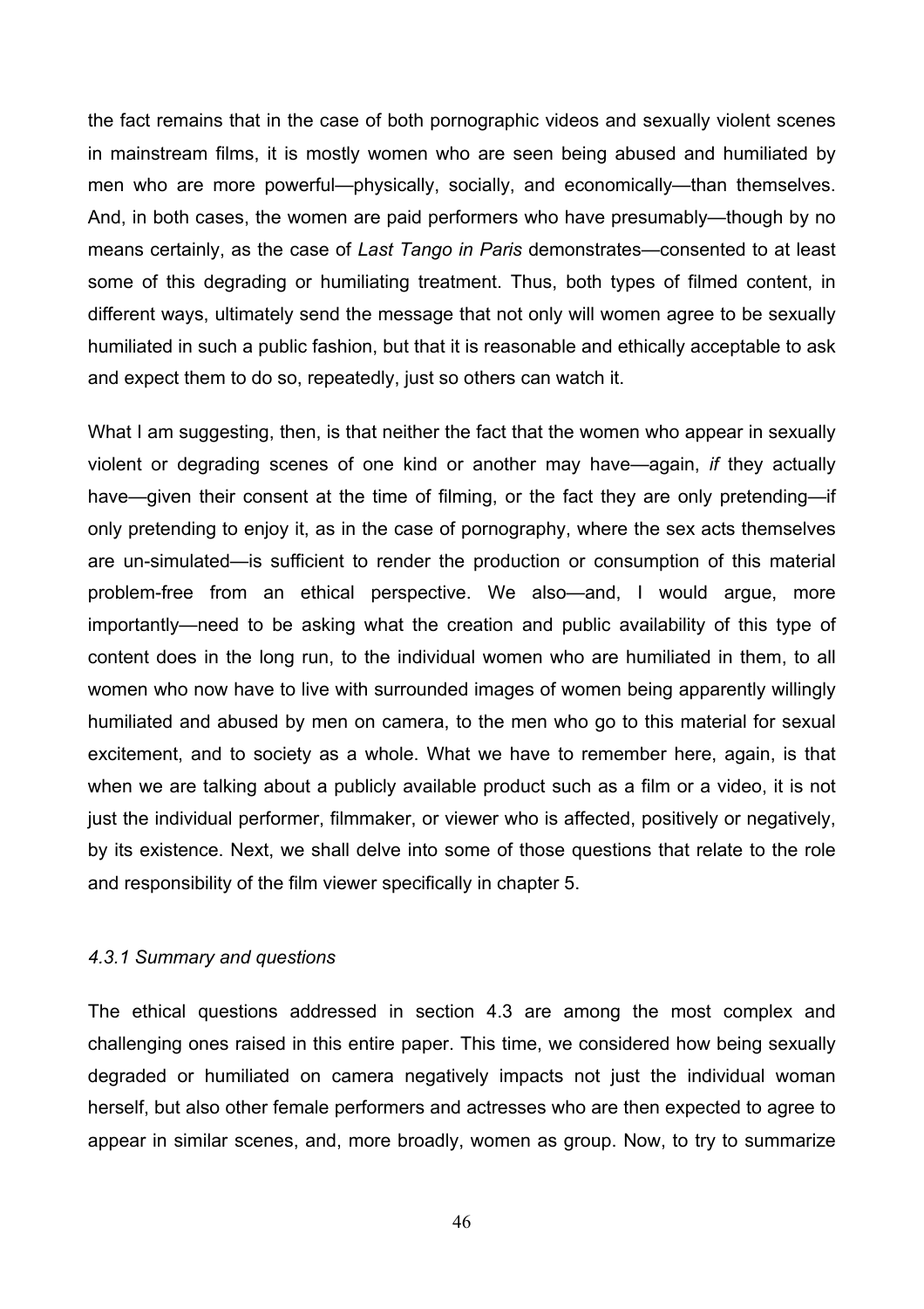the fact remains that in the case of both pornographic videos and sexually violent scenes in mainstream films, it is mostly women who are seen being abused and humiliated by men who are more powerful—physically, socially, and economically—than themselves. And, in both cases, the women are paid performers who have presumably—though by no means certainly, as the case of *Last Tango in Paris* demonstrates—consented to at least some of this degrading or humiliating treatment. Thus, both types of filmed content, in different ways, ultimately send the message that not only will women agree to be sexually humiliated in such a public fashion, but that it is reasonable and ethically acceptable to ask and expect them to do so, repeatedly, just so others can watch it.

What I am suggesting, then, is that neither the fact that the women who appear in sexually violent or degrading scenes of one kind or another may have—again, *if* they actually have—given their consent at the time of filming, or the fact they are only pretending—if only pretending to enjoy it, as in the case of pornography, where the sex acts themselves are un-simulated—is sufficient to render the production or consumption of this material problem-free from an ethical perspective. We also—and, I would argue, more importantly—need to be asking what the creation and public availability of this type of content does in the long run, to the individual women who are humiliated in them, to all women who now have to live with surrounded images of women being apparently willingly humiliated and abused by men on camera, to the men who go to this material for sexual excitement, and to society as a whole. What we have to remember here, again, is that when we are talking about a publicly available product such as a film or a video, it is not just the individual performer, filmmaker, or viewer who is affected, positively or negatively, by its existence. Next, we shall delve into some of those questions that relate to the role and responsibility of the film viewer specifically in chapter 5.

#### *4.3.1 Summary and questions*

The ethical questions addressed in section 4.3 are among the most complex and challenging ones raised in this entire paper. This time, we considered how being sexually degraded or humiliated on camera negatively impacts not just the individual woman herself, but also other female performers and actresses who are then expected to agree to appear in similar scenes, and, more broadly, women as group. Now, to try to summarize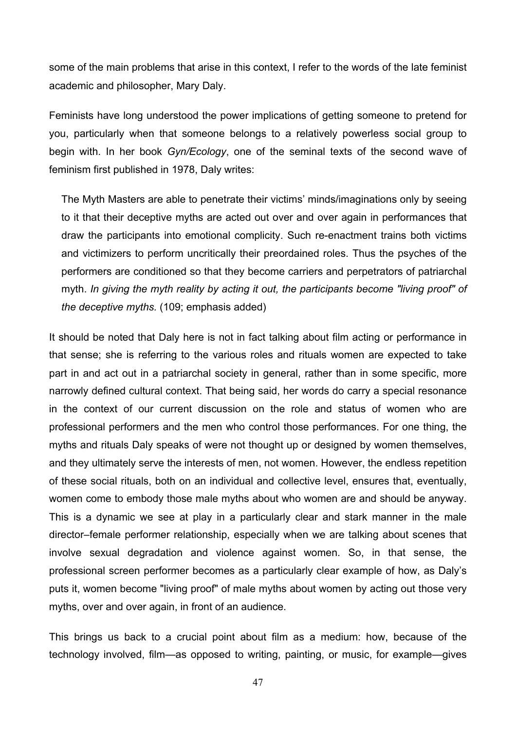some of the main problems that arise in this context, I refer to the words of the late feminist academic and philosopher, Mary Daly.

Feminists have long understood the power implications of getting someone to pretend for you, particularly when that someone belongs to a relatively powerless social group to begin with. In her book *Gyn/Ecology*, one of the seminal texts of the second wave of feminism first published in 1978, Daly writes:

> The Myth Masters are able to penetrate their victims' minds/imaginations only by seeing to it that their deceptive myths are acted out over and over again in performances that draw the participants into emotional complicity. Such re-enactment trains both victims and victimizers to perform uncritically their preordained roles. Thus the psyches of the performers are conditioned so that they become carriers and perpetrators of patriarchal myth. *In giving the myth reality by acting it out, the participants become "living proof" of the deceptive myths.* (109; emphasis added)

It should be noted that Daly here is not in fact talking about film acting or performance in that sense; she is referring to the various roles and rituals women are expected to take part in and act out in a patriarchal society in general, rather than in some specific, more narrowly defined cultural context. That being said, her words do carry a special resonance in the context of our current discussion on the role and status of women who are professional performers and the men who control those performances. For one thing, the myths and rituals Daly speaks of were not thought up or designed by women themselves, and they ultimately serve the interests of men, not women. However, the endless repetition of these social rituals, both on an individual and collective level, ensures that, eventually, women come to embody those male myths about who women are and should be anyway. This is a dynamic we see at play in a particularly clear and stark manner in the male director–female performer relationship, especially when we are talking about scenes that involve sexual degradation and violence against women. So, in that sense, the professional screen performer becomes as a particularly clear example of how, as Daly's puts it, women become "living proof" of male myths about women by acting out those very myths, over and over again, in front of an audience.

This brings us back to a crucial point about film as a medium: how, because of the technology involved, film—as opposed to writing, painting, or music, for example—gives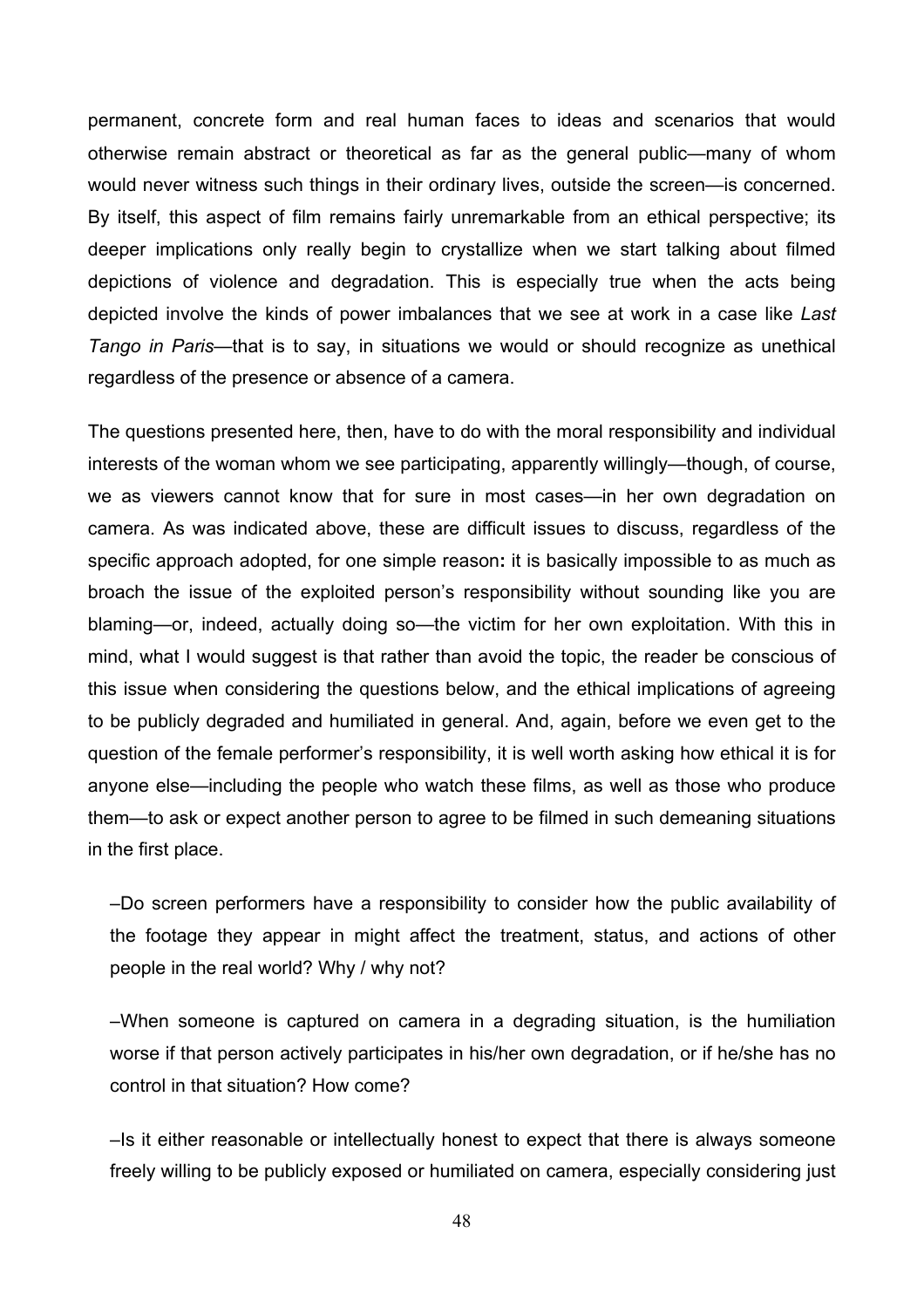permanent, concrete form and real human faces to ideas and scenarios that would otherwise remain abstract or theoretical as far as the general public—many of whom would never witness such things in their ordinary lives, outside the screen—is concerned. By itself, this aspect of film remains fairly unremarkable from an ethical perspective; its deeper implications only really begin to crystallize when we start talking about filmed depictions of violence and degradation. This is especially true when the acts being depicted involve the kinds of power imbalances that we see at work in a case like *Last Tango in Paris*—that is to say, in situations we would or should recognize as unethical regardless of the presence or absence of a camera.

The questions presented here, then, have to do with the moral responsibility and individual interests of the woman whom we see participating, apparently willingly—though, of course, we as viewers cannot know that for sure in most cases—in her own degradation on camera. As was indicated above, these are difficult issues to discuss, regardless of the specific approach adopted, for one simple reason**:** it is basically impossible to as much as broach the issue of the exploited person's responsibility without sounding like you are blaming—or, indeed, actually doing so—the victim for her own exploitation. With this in mind, what I would suggest is that rather than avoid the topic, the reader be conscious of this issue when considering the questions below, and the ethical implications of agreeing to be publicly degraded and humiliated in general. And, again, before we even get to the question of the female performer's responsibility, it is well worth asking how ethical it is for anyone else—including the people who watch these films, as well as those who produce them—to ask or expect another person to agree to be filmed in such demeaning situations in the first place.

–Do screen performers have a responsibility to consider how the public availability of the footage they appear in might affect the treatment, status, and actions of other people in the real world? Why / why not?

–When someone is captured on camera in a degrading situation, is the humiliation worse if that person actively participates in his/her own degradation, or if he/she has no control in that situation? How come?

–Is it either reasonable or intellectually honest to expect that there is always someone freely willing to be publicly exposed or humiliated on camera, especially considering just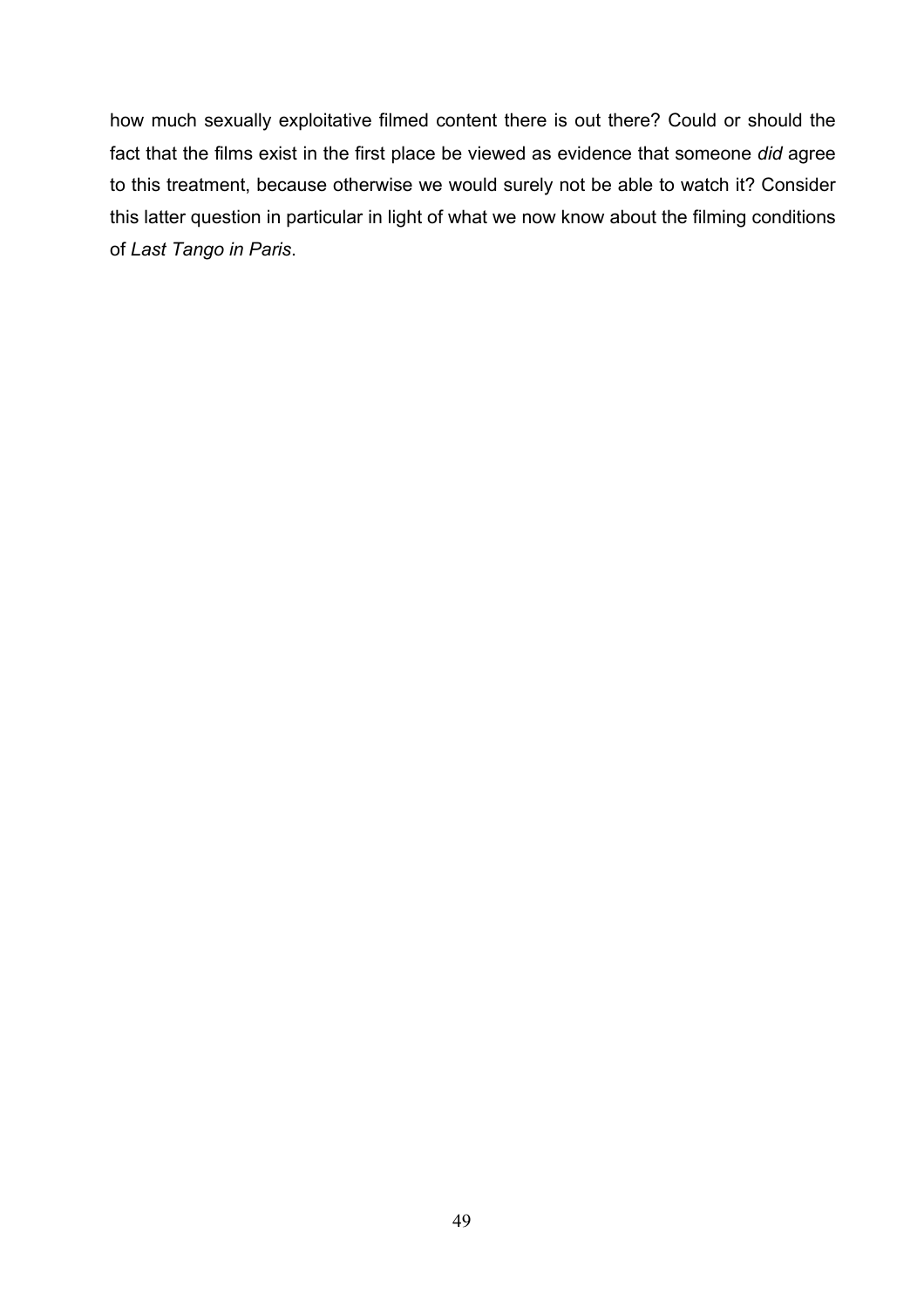how much sexually exploitative filmed content there is out there? Could or should the fact that the films exist in the first place be viewed as evidence that someone *did* agree to this treatment, because otherwise we would surely not be able to watch it? Consider this latter question in particular in light of what we now know about the filming conditions of *Last Tango in Paris*.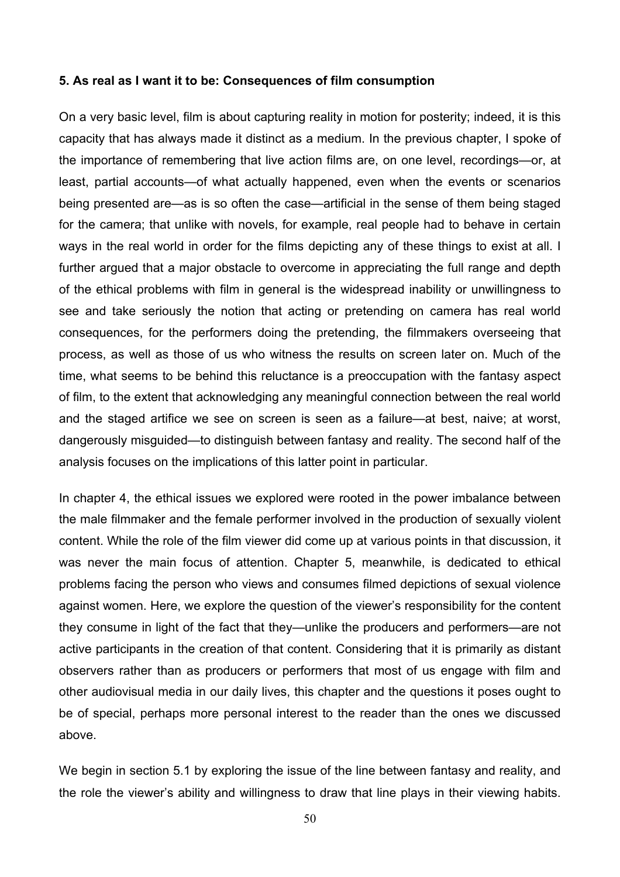**5. As real as I want it to be: Consequences of film consumption**

On a very basic level, film is about capturing reality in motion for posterity; indeed, it is this capacity that has always made it distinct as a medium. In the previous chapter, I spoke of the importance of remembering that live action films are, on one level, recordings—or, at least, partial accounts—of what actually happened, even when the events or scenarios being presented are—as is so often the case—artificial in the sense of them being staged for the camera; that unlike with novels, for example, real people had to behave in certain ways in the real world in order for the films depicting any of these things to exist at all. I further argued that a major obstacle to overcome in appreciating the full range and depth of the ethical problems with film in general is the widespread inability or unwillingness to see and take seriously the notion that acting or pretending on camera has real world consequences, for the performers doing the pretending, the filmmakers overseeing that process, as well as those of us who witness the results on screen later on. Much of the time, what seems to be behind this reluctance is a preoccupation with the fantasy aspect of film, to the extent that acknowledging any meaningful connection between the real world and the staged artifice we see on screen is seen as a failure—at best, naive; at worst, dangerously misguided—to distinguish between fantasy and reality. The second half of the analysis focuses on the implications of this latter point in particular.

In chapter 4, the ethical issues we explored were rooted in the power imbalance between the male filmmaker and the female performer involved in the production of sexually violent content. While the role of the film viewer did come up at various points in that discussion, it was never the main focus of attention. Chapter 5, meanwhile, is dedicated to ethical problems facing the person who views and consumes filmed depictions of sexual violence against women. Here, we explore the question of the viewer's responsibility for the content they consume in light of the fact that they—unlike the producers and performers—are not active participants in the creation of that content. Considering that it is primarily as distant observers rather than as producers or performers that most of us engage with film and other audiovisual media in our daily lives, this chapter and the questions it poses ought to be of special, perhaps more personal interest to the reader than the ones we discussed above.

We begin in section 5.1 by exploring the issue of the line between fantasy and reality, and the role the viewer's ability and willingness to draw that line plays in their viewing habits.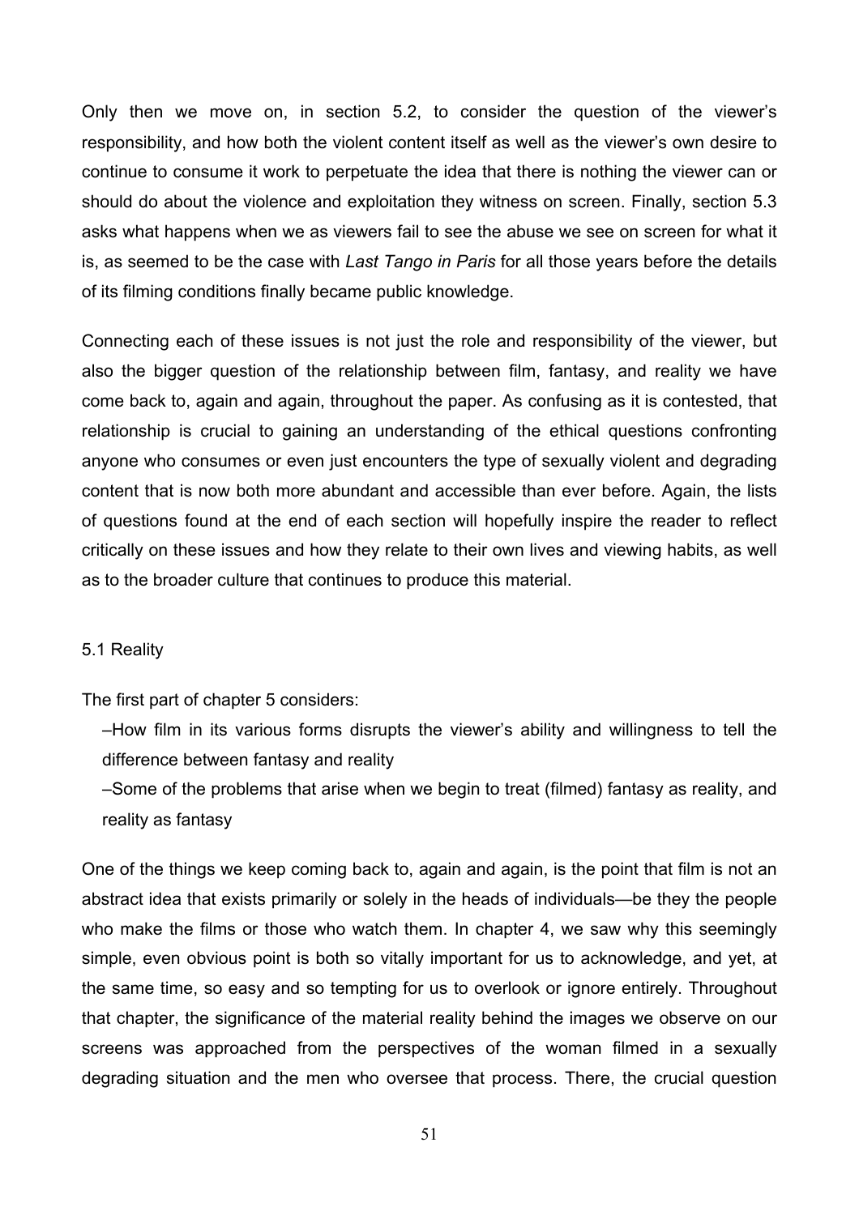Only then we move on, in section 5.2, to consider the question of the viewer's responsibility, and how both the violent content itself as well as the viewer's own desire to continue to consume it work to perpetuate the idea that there is nothing the viewer can or should do about the violence and exploitation they witness on screen. Finally, section 5.3 asks what happens when we as viewers fail to see the abuse we see on screen for what it is, as seemed to be the case with *Last Tango in Paris* for all those years before the details of its filming conditions finally became public knowledge.

Connecting each of these issues is not just the role and responsibility of the viewer, but also the bigger question of the relationship between film, fantasy, and reality we have come back to, again and again, throughout the paper. As confusing as it is contested, that relationship is crucial to gaining an understanding of the ethical questions confronting anyone who consumes or even just encounters the type of sexually violent and degrading content that is now both more abundant and accessible than ever before. Again, the lists of questions found at the end of each section will hopefully inspire the reader to reflect critically on these issues and how they relate to their own lives and viewing habits, as well as to the broader culture that continues to produce this material.

## 5.1 Reality

The first part of chapter 5 considers:

- –How film in its various forms disrupts the viewer's ability and willingness to tell the difference between fantasy and reality
- –Some of the problems that arise when we begin to treat (filmed) fantasy as reality, and reality as fantasy

One of the things we keep coming back to, again and again, is the point that film is not an abstract idea that exists primarily or solely in the heads of individuals—be they the people who make the films or those who watch them. In chapter 4, we saw why this seemingly simple, even obvious point is both so vitally important for us to acknowledge, and yet, at the same time, so easy and so tempting for us to overlook or ignore entirely. Throughout that chapter, the significance of the material reality behind the images we observe on our screens was approached from the perspectives of the woman filmed in a sexually degrading situation and the men who oversee that process. There, the crucial question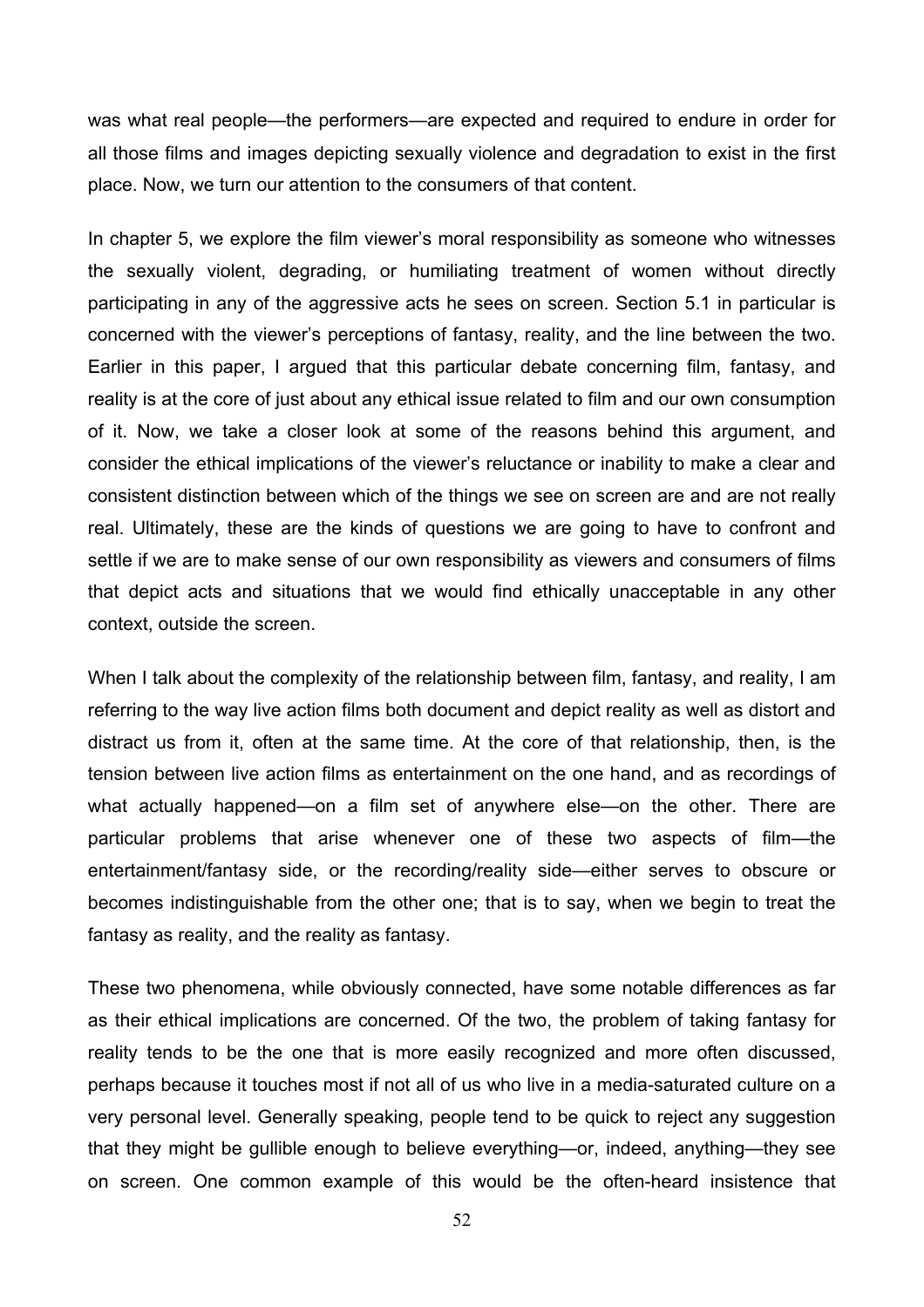was what real people—the performers—are expected and required to endure in order for all those films and images depicting sexually violence and degradation to exist in the first place. Now, we turn our attention to the consumers of that content.

In chapter 5, we explore the film viewer's moral responsibility as someone who witnesses the sexually violent, degrading, or humiliating treatment of women without directly participating in any of the aggressive acts he sees on screen. Section 5.1 in particular is concerned with the viewer's perceptions of fantasy, reality, and the line between the two. Earlier in this paper, I argued that this particular debate concerning film, fantasy, and reality is at the core of just about any ethical issue related to film and our own consumption of it. Now, we take a closer look at some of the reasons behind this argument, and consider the ethical implications of the viewer's reluctance or inability to make a clear and consistent distinction between which of the things we see on screen are and are not really real. Ultimately, these are the kinds of questions we are going to have to confront and settle if we are to make sense of our own responsibility as viewers and consumers of films that depict acts and situations that we would find ethically unacceptable in any other context, outside the screen.

When I talk about the complexity of the relationship between film, fantasy, and reality, I am referring to the way live action films both document and depict reality as well as distort and distract us from it, often at the same time. At the core of that relationship, then, is the tension between live action films as entertainment on the one hand, and as recordings of what actually happened—on a film set of anywhere else—on the other. There are particular problems that arise whenever one of these two aspects of film—the entertainment/fantasy side, or the recording/reality side—either serves to obscure or becomes indistinguishable from the other one; that is to say, when we begin to treat the fantasy as reality, and the reality as fantasy.

These two phenomena, while obviously connected, have some notable differences as far as their ethical implications are concerned. Of the two, the problem of taking fantasy for reality tends to be the one that is more easily recognized and more often discussed, perhaps because it touches most if not all of us who live in a media-saturated culture on a very personal level. Generally speaking, people tend to be quick to reject any suggestion that they might be gullible enough to believe everything—or, indeed, anything—they see on screen. One common example of this would be the often-heard insistence that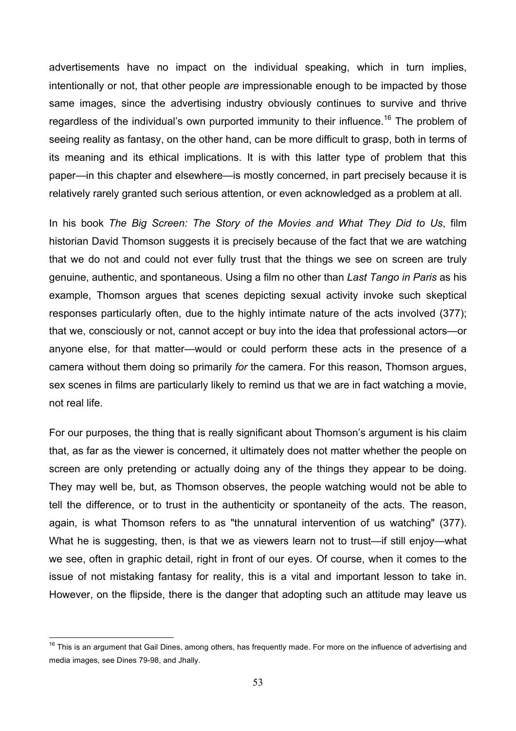advertisements have no impact on the individual speaking, which in turn implies, intentionally or not, that other people *are* impressionable enough to be impacted by those same images, since the advertising industry obviously continues to survive and thrive regardless of the individual's own purported immunity to their influence.[16] The problem of seeing reality as fantasy, on the other hand, can be more difficult to grasp, both in terms of its meaning and its ethical implications. It is with this latter type of problem that this paper—in this chapter and elsewhere—is mostly concerned, in part precisely because it is relatively rarely granted such serious attention, or even acknowledged as a problem at all.

In his book *The Big Screen: The Story of the Movies and What They Did to Us*, film historian David Thomson suggests it is precisely because of the fact that we are watching that we do not and could not ever fully trust that the things we see on screen are truly genuine, authentic, and spontaneous. Using a film no other than *Last Tango in Paris* as his example, Thomson argues that scenes depicting sexual activity invoke such skeptical responses particularly often, due to the highly intimate nature of the acts involved (377); that we, consciously or not, cannot accept or buy into the idea that professional actors—or anyone else, for that matter—would or could perform these acts in the presence of a camera without them doing so primarily *for* the camera. For this reason, Thomson argues, sex scenes in films are particularly likely to remind us that we are in fact watching a movie, not real life.

For our purposes, the thing that is really significant about Thomson's argument is his claim that, as far as the viewer is concerned, it ultimately does not matter whether the people on screen are only pretending or actually doing any of the things they appear to be doing. They may well be, but, as Thomson observes, the people watching would not be able to tell the difference, or to trust in the authenticity or spontaneity of the acts. The reason, again, is what Thomson refers to as "the unnatural intervention of us watching" (377). What he is suggesting, then, is that we as viewers learn not to trust—if still enjoy—what we see, often in graphic detail, right in front of our eyes. Of course, when it comes to the issue of not mistaking fantasy for reality, this is a vital and important lesson to take in. However, on the flipside, there is the danger that adopting such an attitude may leave us

---

[16] This is an argument that Gail Dines, among others, has frequently made. For more on the influence of advertising and media images, see Dines 79-98, and Jhally.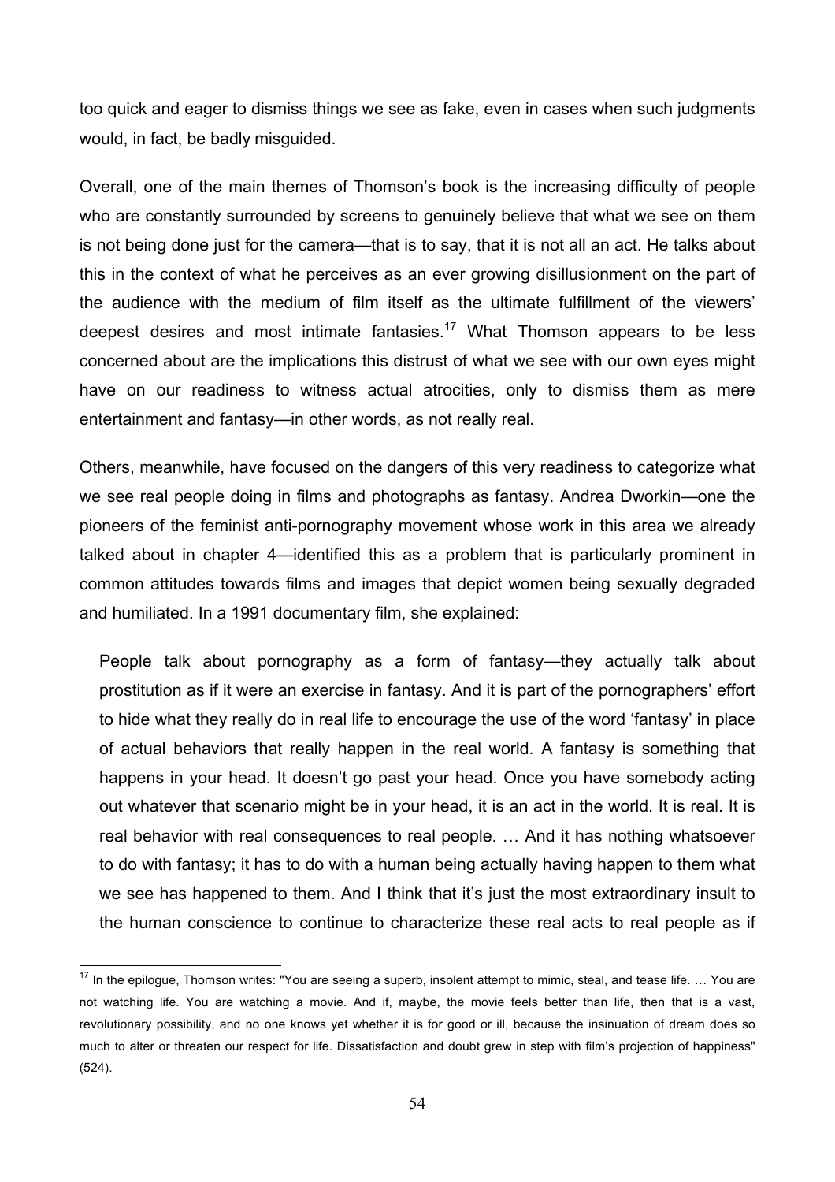too quick and eager to dismiss things we see as fake, even in cases when such judgments would, in fact, be badly misguided.

Overall, one of the main themes of Thomson's book is the increasing difficulty of people who are constantly surrounded by screens to genuinely believe that what we see on them is not being done just for the camera—that is to say, that it is not all an act. He talks about this in the context of what he perceives as an ever growing disillusionment on the part of the audience with the medium of film itself as the ultimate fulfillment of the viewers' deepest desires and most intimate fantasies.[17] What Thomson appears to be less concerned about are the implications this distrust of what we see with our own eyes might have on our readiness to witness actual atrocities, only to dismiss them as mere entertainment and fantasy—in other words, as not really real.

Others, meanwhile, have focused on the dangers of this very readiness to categorize what we see real people doing in films and photographs as fantasy. Andrea Dworkin—one the pioneers of the feminist anti-pornography movement whose work in this area we already talked about in chapter 4—identified this as a problem that is particularly prominent in common attitudes towards films and images that depict women being sexually degraded and humiliated. In a 1991 documentary film, she explained:

> People talk about pornography as a form of fantasy—they actually talk about prostitution as if it were an exercise in fantasy. And it is part of the pornographers' effort to hide what they really do in real life to encourage the use of the word 'fantasy' in place of actual behaviors that really happen in the real world. A fantasy is something that happens in your head. It doesn't go past your head. Once you have somebody acting out whatever that scenario might be in your head, it is an act in the world. It is real. It is real behavior with real consequences to real people. … And it has nothing whatsoever to do with fantasy; it has to do with a human being actually having happen to them what we see has happened to them. And I think that it's just the most extraordinary insult to the human conscience to continue to characterize these real acts to real people as if

[17] In the epilogue, Thomson writes: "You are seeing a superb, insolent attempt to mimic, steal, and tease life. … You are not watching life. You are watching a movie. And if, maybe, the movie feels better than life, then that is a vast, revolutionary possibility, and no one knows yet whether it is for good or ill, because the insinuation of dream does so much to alter or threaten our respect for life. Dissatisfaction and doubt grew in step with film's projection of happiness" (524).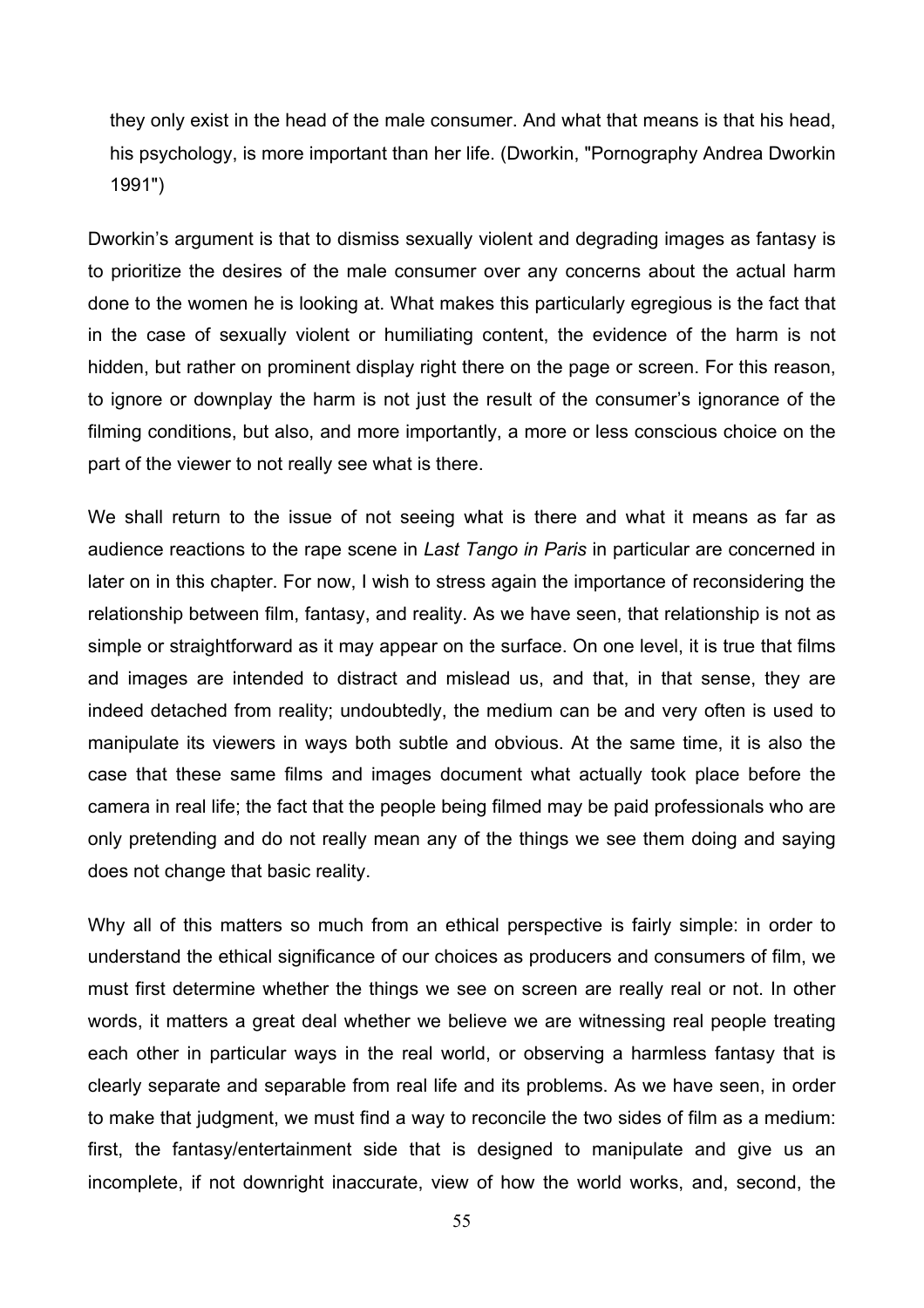> they only exist in the head of the male consumer. And what that means is that his head, his psychology, is more important than her life. (Dworkin, "Pornography Andrea Dworkin 1991")

Dworkin's argument is that to dismiss sexually violent and degrading images as fantasy is to prioritize the desires of the male consumer over any concerns about the actual harm done to the women he is looking at. What makes this particularly egregious is the fact that in the case of sexually violent or humiliating content, the evidence of the harm is not hidden, but rather on prominent display right there on the page or screen. For this reason, to ignore or downplay the harm is not just the result of the consumer's ignorance of the filming conditions, but also, and more importantly, a more or less conscious choice on the part of the viewer to not really see what is there.

We shall return to the issue of not seeing what is there and what it means as far as audience reactions to the rape scene in *Last Tango in Paris* in particular are concerned in later on in this chapter. For now, I wish to stress again the importance of reconsidering the relationship between film, fantasy, and reality. As we have seen, that relationship is not as simple or straightforward as it may appear on the surface. On one level, it is true that films and images are intended to distract and mislead us, and that, in that sense, they are indeed detached from reality; undoubtedly, the medium can be and very often is used to manipulate its viewers in ways both subtle and obvious. At the same time, it is also the case that these same films and images document what actually took place before the camera in real life; the fact that the people being filmed may be paid professionals who are only pretending and do not really mean any of the things we see them doing and saying does not change that basic reality.

Why all of this matters so much from an ethical perspective is fairly simple: in order to understand the ethical significance of our choices as producers and consumers of film, we must first determine whether the things we see on screen are really real or not. In other words, it matters a great deal whether we believe we are witnessing real people treating each other in particular ways in the real world, or observing a harmless fantasy that is clearly separate and separable from real life and its problems. As we have seen, in order to make that judgment, we must find a way to reconcile the two sides of film as a medium: first, the fantasy/entertainment side that is designed to manipulate and give us an incomplete, if not downright inaccurate, view of how the world works, and, second, the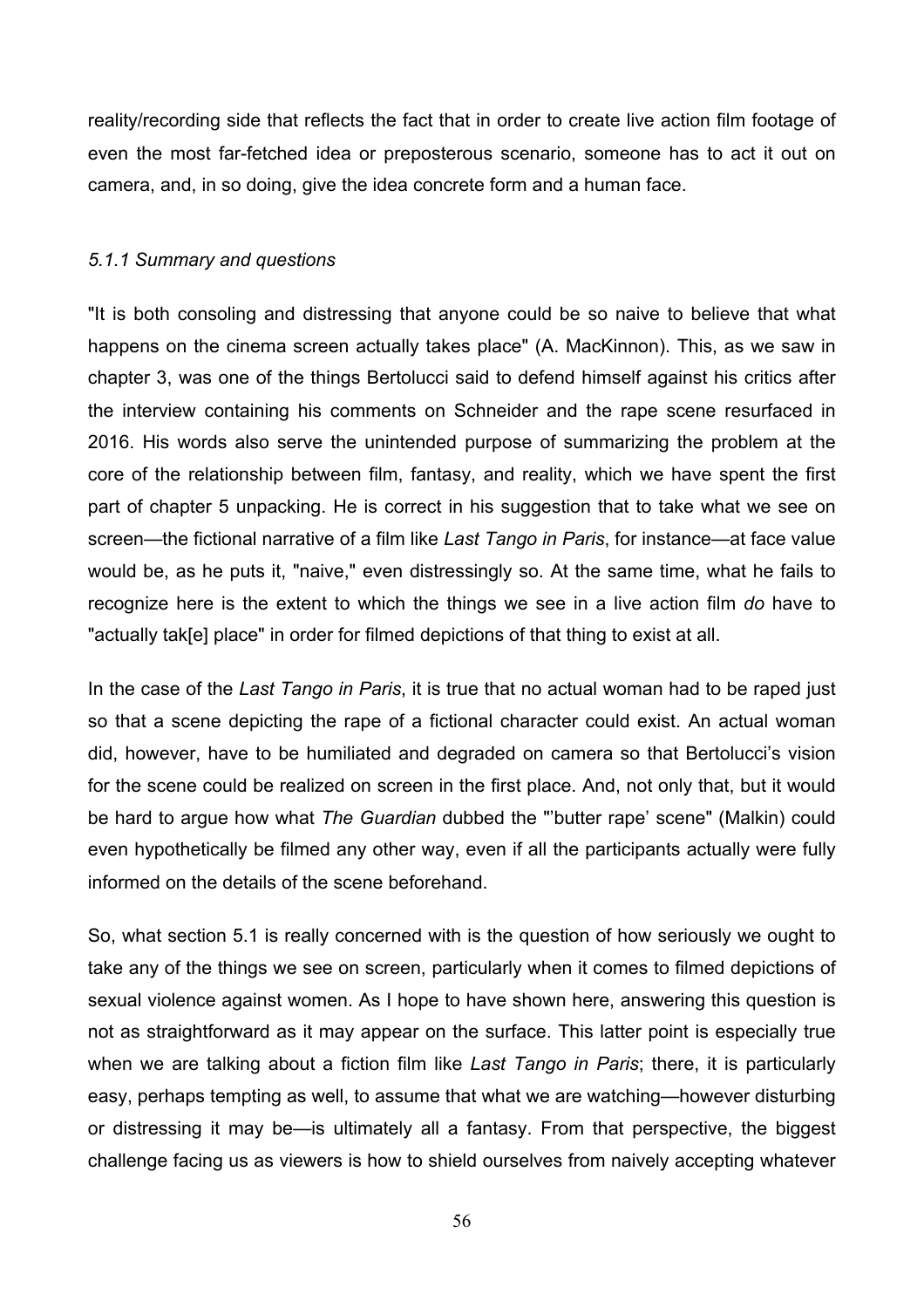reality/recording side that reflects the fact that in order to create live action film footage of even the most far-fetched idea or preposterous scenario, someone has to act it out on camera, and, in so doing, give the idea concrete form and a human face.

### *5.1.1 Summary and questions*

"It is both consoling and distressing that anyone could be so naive to believe that what happens on the cinema screen actually takes place" (A. MacKinnon). This, as we saw in chapter 3, was one of the things Bertolucci said to defend himself against his critics after the interview containing his comments on Schneider and the rape scene resurfaced in 2016. His words also serve the unintended purpose of summarizing the problem at the core of the relationship between film, fantasy, and reality, which we have spent the first part of chapter 5 unpacking. He is correct in his suggestion that to take what we see on screen—the fictional narrative of a film like *Last Tango in Paris*, for instance—at face value would be, as he puts it, "naive," even distressingly so. At the same time, what he fails to recognize here is the extent to which the things we see in a live action film *do* have to "actually tak[e] place" in order for filmed depictions of that thing to exist at all.

In the case of the *Last Tango in Paris*, it is true that no actual woman had to be raped just so that a scene depicting the rape of a fictional character could exist. An actual woman did, however, have to be humiliated and degraded on camera so that Bertolucci's vision for the scene could be realized on screen in the first place. And, not only that, but it would be hard to argue how what *The Guardian* dubbed the "'butter rape' scene" (Malkin) could even hypothetically be filmed any other way, even if all the participants actually were fully informed on the details of the scene beforehand.

So, what section 5.1 is really concerned with is the question of how seriously we ought to take any of the things we see on screen, particularly when it comes to filmed depictions of sexual violence against women. As I hope to have shown here, answering this question is not as straightforward as it may appear on the surface. This latter point is especially true when we are talking about a fiction film like *Last Tango in Paris*; there, it is particularly easy, perhaps tempting as well, to assume that what we are watching—however disturbing or distressing it may be—is ultimately all a fantasy. From that perspective, the biggest challenge facing us as viewers is how to shield ourselves from naively accepting whatever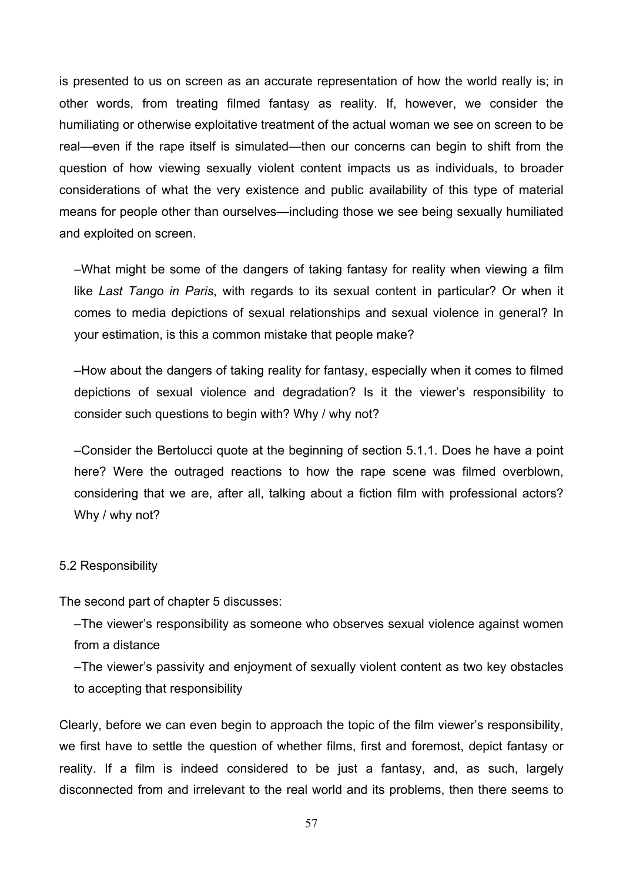is presented to us on screen as an accurate representation of how the world really is; in other words, from treating filmed fantasy as reality. If, however, we consider the humiliating or otherwise exploitative treatment of the actual woman we see on screen to be real—even if the rape itself is simulated—then our concerns can begin to shift from the question of how viewing sexually violent content impacts us as individuals, to broader considerations of what the very existence and public availability of this type of material means for people other than ourselves—including those we see being sexually humiliated and exploited on screen.

–What might be some of the dangers of taking fantasy for reality when viewing a film like *Last Tango in Paris*, with regards to its sexual content in particular? Or when it comes to media depictions of sexual relationships and sexual violence in general? In your estimation, is this a common mistake that people make?

–How about the dangers of taking reality for fantasy, especially when it comes to filmed depictions of sexual violence and degradation? Is it the viewer's responsibility to consider such questions to begin with? Why / why not?

–Consider the Bertolucci quote at the beginning of section 5.1.1. Does he have a point here? Were the outraged reactions to how the rape scene was filmed overblown, considering that we are, after all, talking about a fiction film with professional actors? Why / why not?

### 5.2 Responsibility

The second part of chapter 5 discusses:

–The viewer's responsibility as someone who observes sexual violence against women from a distance

–The viewer's passivity and enjoyment of sexually violent content as two key obstacles to accepting that responsibility

Clearly, before we can even begin to approach the topic of the film viewer's responsibility, we first have to settle the question of whether films, first and foremost, depict fantasy or reality. If a film is indeed considered to be just a fantasy, and, as such, largely disconnected from and irrelevant to the real world and its problems, then there seems to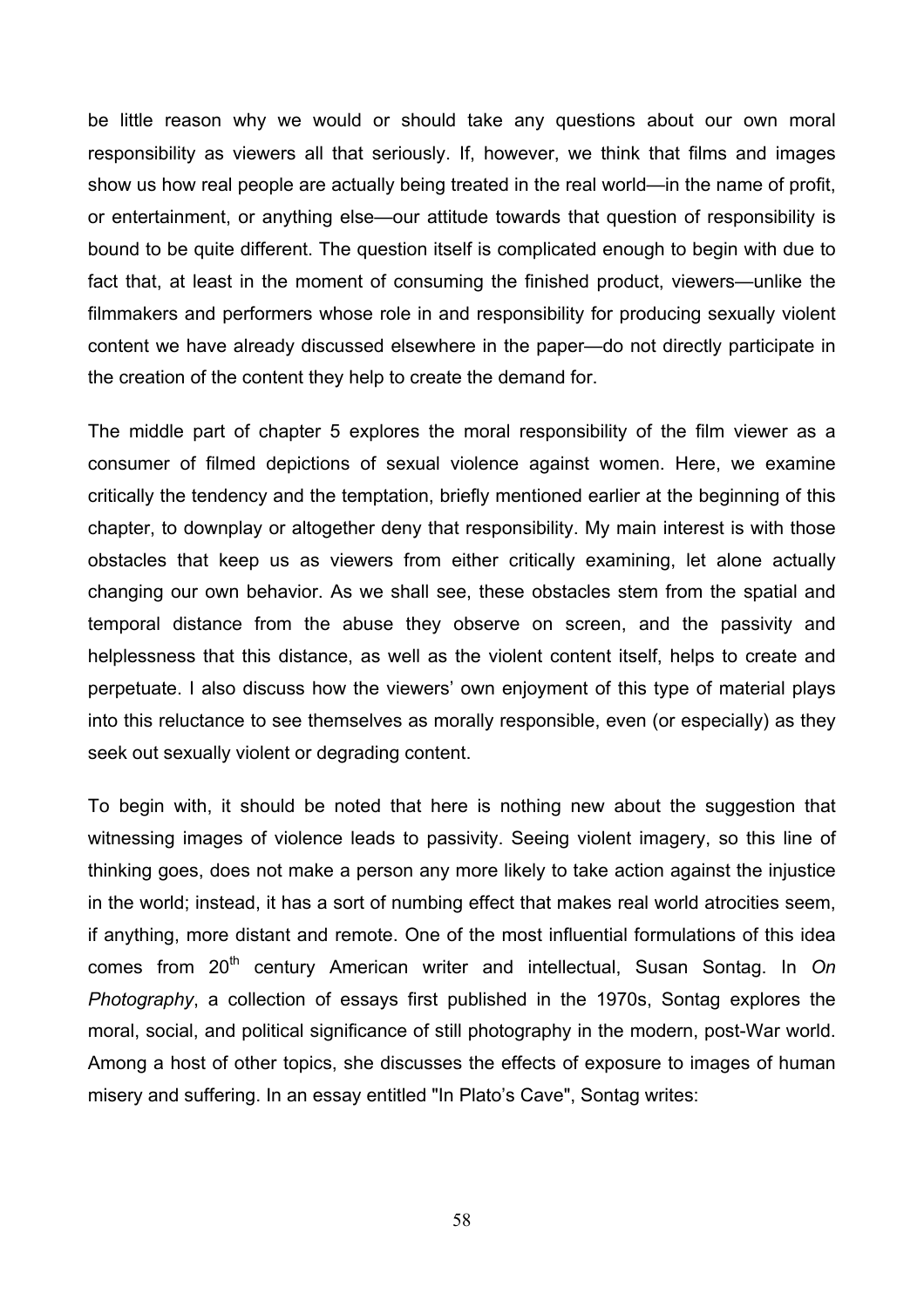be little reason why we would or should take any questions about our own moral responsibility as viewers all that seriously. If, however, we think that films and images show us how real people are actually being treated in the real world—in the name of profit, or entertainment, or anything else—our attitude towards that question of responsibility is bound to be quite different. The question itself is complicated enough to begin with due to fact that, at least in the moment of consuming the finished product, viewers—unlike the filmmakers and performers whose role in and responsibility for producing sexually violent content we have already discussed elsewhere in the paper—do not directly participate in the creation of the content they help to create the demand for.

The middle part of chapter 5 explores the moral responsibility of the film viewer as a consumer of filmed depictions of sexual violence against women. Here, we examine critically the tendency and the temptation, briefly mentioned earlier at the beginning of this chapter, to downplay or altogether deny that responsibility. My main interest is with those obstacles that keep us as viewers from either critically examining, let alone actually changing our own behavior. As we shall see, these obstacles stem from the spatial and temporal distance from the abuse they observe on screen, and the passivity and helplessness that this distance, as well as the violent content itself, helps to create and perpetuate. I also discuss how the viewers' own enjoyment of this type of material plays into this reluctance to see themselves as morally responsible, even (or especially) as they seek out sexually violent or degrading content.

To begin with, it should be noted that here is nothing new about the suggestion that witnessing images of violence leads to passivity. Seeing violent imagery, so this line of thinking goes, does not make a person any more likely to take action against the injustice in the world; instead, it has a sort of numbing effect that makes real world atrocities seem, if anything, more distant and remote. One of the most influential formulations of this idea comes from 20th century American writer and intellectual, Susan Sontag. In *On Photography*, a collection of essays first published in the 1970s, Sontag explores the moral, social, and political significance of still photography in the modern, post-War world. Among a host of other topics, she discusses the effects of exposure to images of human misery and suffering. In an essay entitled "In Plato's Cave", Sontag writes: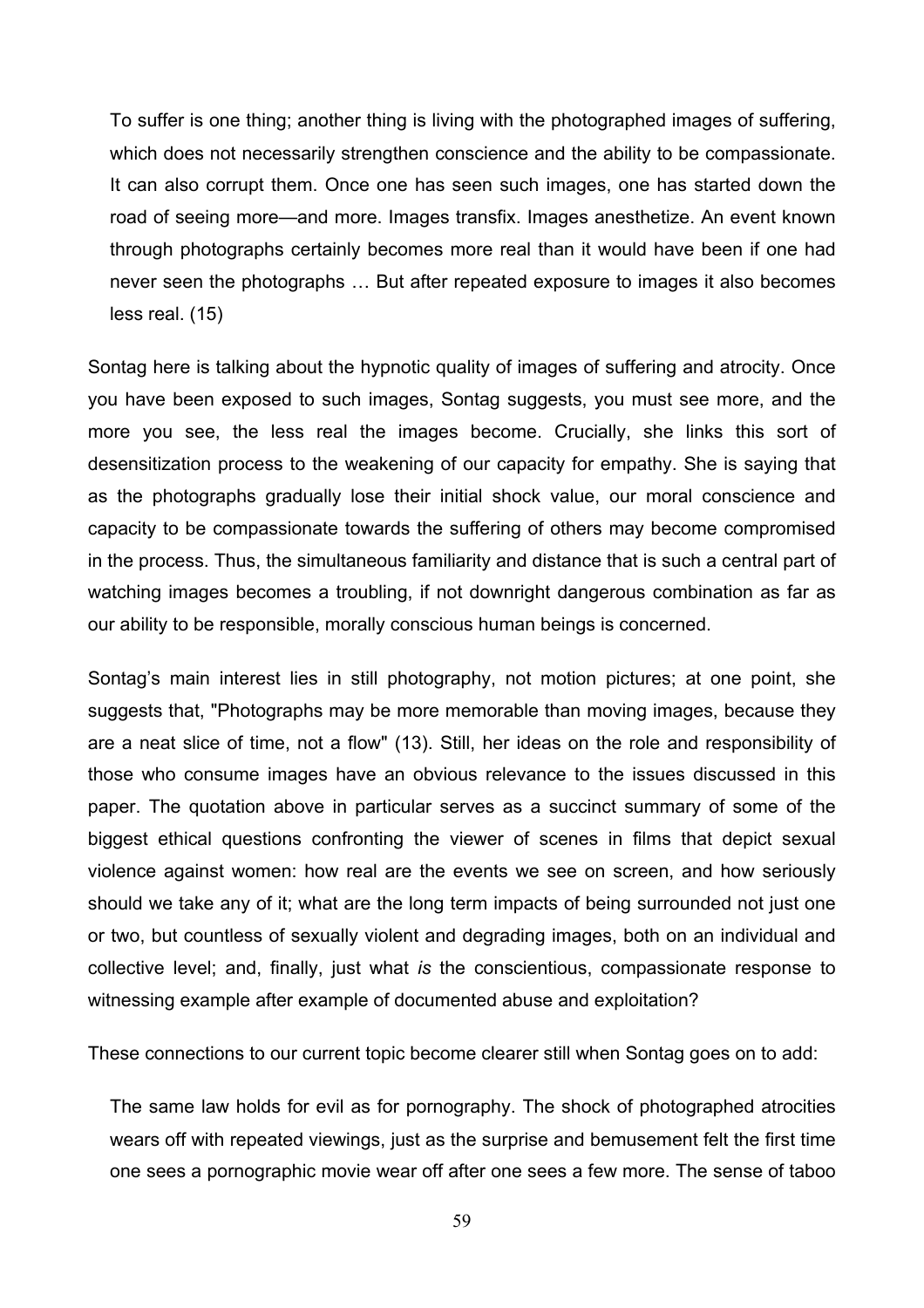> To suffer is one thing; another thing is living with the photographed images of suffering, which does not necessarily strengthen conscience and the ability to be compassionate. It can also corrupt them. Once one has seen such images, one has started down the road of seeing more—and more. Images transfix. Images anesthetize. An event known through photographs certainly becomes more real than it would have been if one had never seen the photographs … But after repeated exposure to images it also becomes less real. (15)

Sontag here is talking about the hypnotic quality of images of suffering and atrocity. Once you have been exposed to such images, Sontag suggests, you must see more, and the more you see, the less real the images become. Crucially, she links this sort of desensitization process to the weakening of our capacity for empathy. She is saying that as the photographs gradually lose their initial shock value, our moral conscience and capacity to be compassionate towards the suffering of others may become compromised in the process. Thus, the simultaneous familiarity and distance that is such a central part of watching images becomes a troubling, if not downright dangerous combination as far as our ability to be responsible, morally conscious human beings is concerned.

Sontag's main interest lies in still photography, not motion pictures; at one point, she suggests that, "Photographs may be more memorable than moving images, because they are a neat slice of time, not a flow" (13). Still, her ideas on the role and responsibility of those who consume images have an obvious relevance to the issues discussed in this paper. The quotation above in particular serves as a succinct summary of some of the biggest ethical questions confronting the viewer of scenes in films that depict sexual violence against women: how real are the events we see on screen, and how seriously should we take any of it; what are the long term impacts of being surrounded not just one or two, but countless of sexually violent and degrading images, both on an individual and collective level; and, finally, just what *is* the conscientious, compassionate response to witnessing example after example of documented abuse and exploitation?

These connections to our current topic become clearer still when Sontag goes on to add:

> The same law holds for evil as for pornography. The shock of photographed atrocities wears off with repeated viewings, just as the surprise and bemusement felt the first time one sees a pornographic movie wear off after one sees a few more. The sense of taboo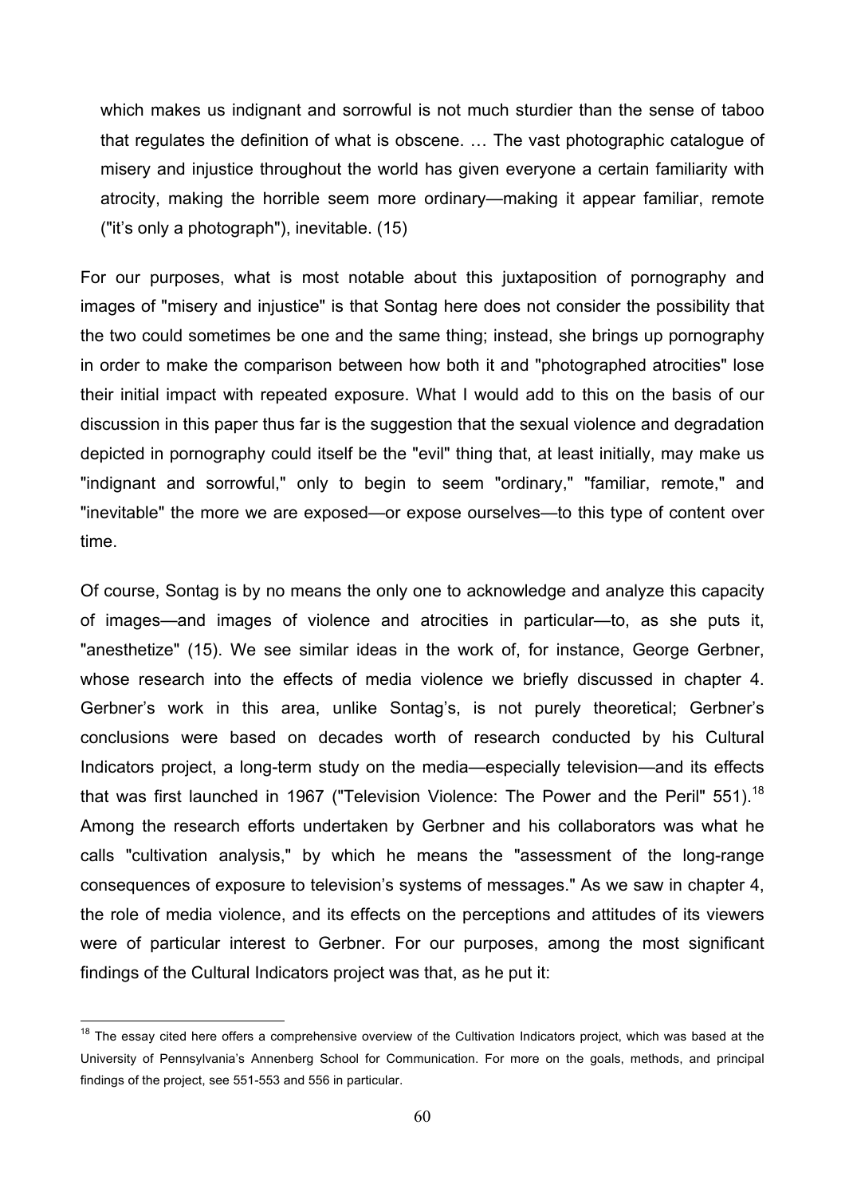> which makes us indignant and sorrowful is not much sturdier than the sense of taboo that regulates the definition of what is obscene. … The vast photographic catalogue of misery and injustice throughout the world has given everyone a certain familiarity with atrocity, making the horrible seem more ordinary—making it appear familiar, remote ("it's only a photograph"), inevitable. (15)

For our purposes, what is most notable about this juxtaposition of pornography and images of "misery and injustice" is that Sontag here does not consider the possibility that the two could sometimes be one and the same thing; instead, she brings up pornography in order to make the comparison between how both it and "photographed atrocities" lose their initial impact with repeated exposure. What I would add to this on the basis of our discussion in this paper thus far is the suggestion that the sexual violence and degradation depicted in pornography could itself be the "evil" thing that, at least initially, may make us "indignant and sorrowful," only to begin to seem "ordinary," "familiar, remote," and "inevitable" the more we are exposed—or expose ourselves—to this type of content over time.

Of course, Sontag is by no means the only one to acknowledge and analyze this capacity of images—and images of violence and atrocities in particular—to, as she puts it, "anesthetize" (15). We see similar ideas in the work of, for instance, George Gerbner, whose research into the effects of media violence we briefly discussed in chapter 4. Gerbner's work in this area, unlike Sontag's, is not purely theoretical; Gerbner's conclusions were based on decades worth of research conducted by his Cultural Indicators project, a long-term study on the media—especially television—and its effects that was first launched in 1967 ("Television Violence: The Power and the Peril" 551).[18] Among the research efforts undertaken by Gerbner and his collaborators was what he calls "cultivation analysis," by which he means the "assessment of the long-range consequences of exposure to television's systems of messages." As we saw in chapter 4, the role of media violence, and its effects on the perceptions and attitudes of its viewers were of particular interest to Gerbner. For our purposes, among the most significant findings of the Cultural Indicators project was that, as he put it:

[18] The essay cited here offers a comprehensive overview of the Cultivation Indicators project, which was based at the University of Pennsylvania's Annenberg School for Communication. For more on the goals, methods, and principal findings of the project, see 551-553 and 556 in particular.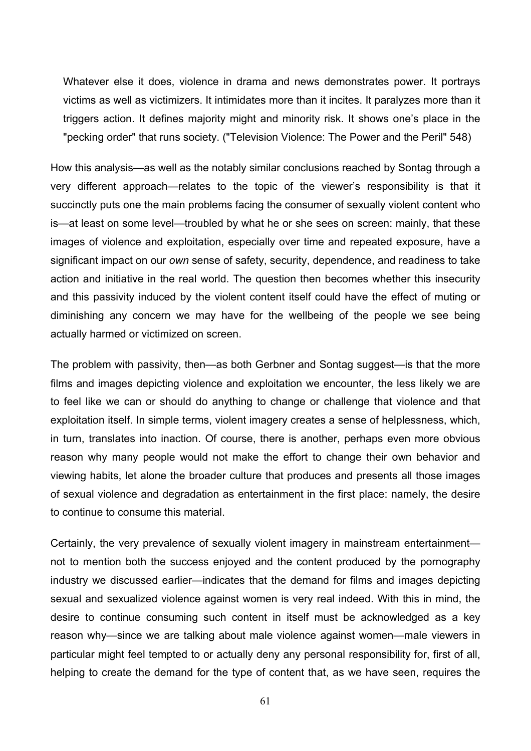> Whatever else it does, violence in drama and news demonstrates power. It portrays victims as well as victimizers. It intimidates more than it incites. It paralyzes more than it triggers action. It defines majority might and minority risk. It shows one's place in the "pecking order" that runs society. ("Television Violence: The Power and the Peril" 548)

How this analysis—as well as the notably similar conclusions reached by Sontag through a very different approach—relates to the topic of the viewer's responsibility is that it succinctly puts one the main problems facing the consumer of sexually violent content who is—at least on some level—troubled by what he or she sees on screen: mainly, that these images of violence and exploitation, especially over time and repeated exposure, have a significant impact on our *own* sense of safety, security, dependence, and readiness to take action and initiative in the real world. The question then becomes whether this insecurity and this passivity induced by the violent content itself could have the effect of muting or diminishing any concern we may have for the wellbeing of the people we see being actually harmed or victimized on screen.

The problem with passivity, then—as both Gerbner and Sontag suggest—is that the more films and images depicting violence and exploitation we encounter, the less likely we are to feel like we can or should do anything to change or challenge that violence and that exploitation itself. In simple terms, violent imagery creates a sense of helplessness, which, in turn, translates into inaction. Of course, there is another, perhaps even more obvious reason why many people would not make the effort to change their own behavior and viewing habits, let alone the broader culture that produces and presents all those images of sexual violence and degradation as entertainment in the first place: namely, the desire to continue to consume this material.

Certainly, the very prevalence of sexually violent imagery in mainstream entertainment—not to mention both the success enjoyed and the content produced by the pornography industry we discussed earlier—indicates that the demand for films and images depicting sexual and sexualized violence against women is very real indeed. With this in mind, the desire to continue consuming such content in itself must be acknowledged as a key reason why—since we are talking about male violence against women—male viewers in particular might feel tempted to or actually deny any personal responsibility for, first of all, helping to create the demand for the type of content that, as we have seen, requires the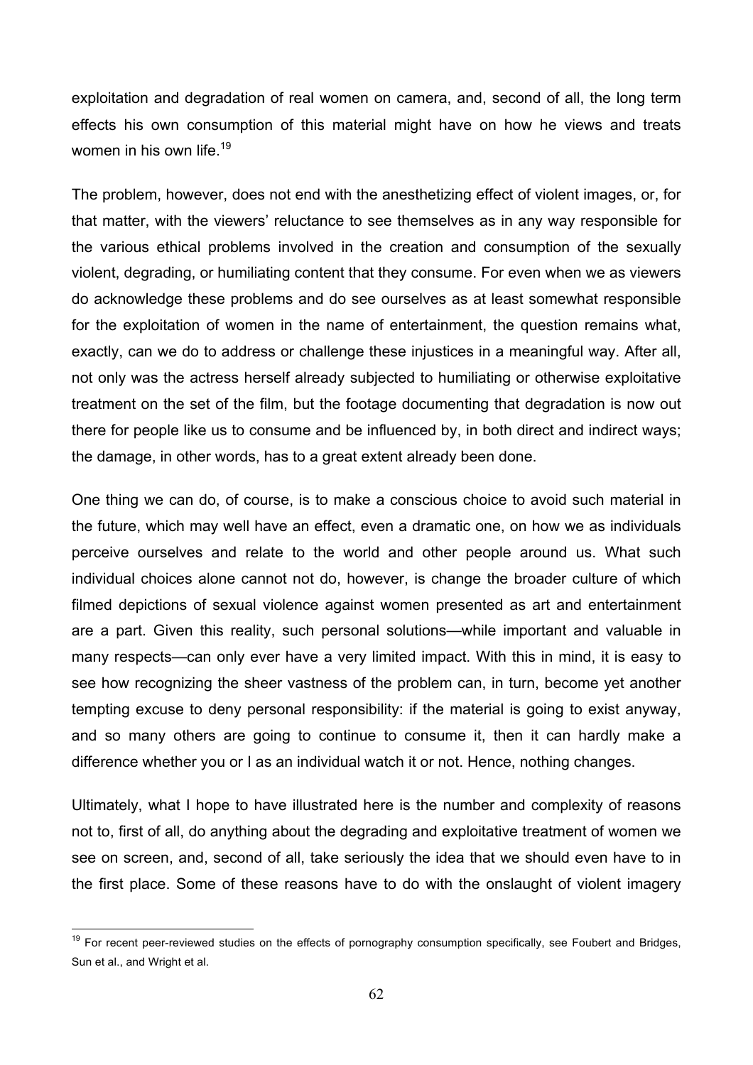exploitation and degradation of real women on camera, and, second of all, the long term effects his own consumption of this material might have on how he views and treats women in his own life.[19]

The problem, however, does not end with the anesthetizing effect of violent images, or, for that matter, with the viewers' reluctance to see themselves as in any way responsible for the various ethical problems involved in the creation and consumption of the sexually violent, degrading, or humiliating content that they consume. For even when we as viewers do acknowledge these problems and do see ourselves as at least somewhat responsible for the exploitation of women in the name of entertainment, the question remains what, exactly, can we do to address or challenge these injustices in a meaningful way. After all, not only was the actress herself already subjected to humiliating or otherwise exploitative treatment on the set of the film, but the footage documenting that degradation is now out there for people like us to consume and be influenced by, in both direct and indirect ways; the damage, in other words, has to a great extent already been done.

One thing we can do, of course, is to make a conscious choice to avoid such material in the future, which may well have an effect, even a dramatic one, on how we as individuals perceive ourselves and relate to the world and other people around us. What such individual choices alone cannot not do, however, is change the broader culture of which filmed depictions of sexual violence against women presented as art and entertainment are a part. Given this reality, such personal solutions—while important and valuable in many respects—can only ever have a very limited impact. With this in mind, it is easy to see how recognizing the sheer vastness of the problem can, in turn, become yet another tempting excuse to deny personal responsibility: if the material is going to exist anyway, and so many others are going to continue to consume it, then it can hardly make a difference whether you or I as an individual watch it or not. Hence, nothing changes.

Ultimately, what I hope to have illustrated here is the number and complexity of reasons not to, first of all, do anything about the degrading and exploitative treatment of women we see on screen, and, second of all, take seriously the idea that we should even have to in the first place. Some of these reasons have to do with the onslaught of violent imagery

[19] For recent peer-reviewed studies on the effects of pornography consumption specifically, see Foubert and Bridges, Sun et al., and Wright et al.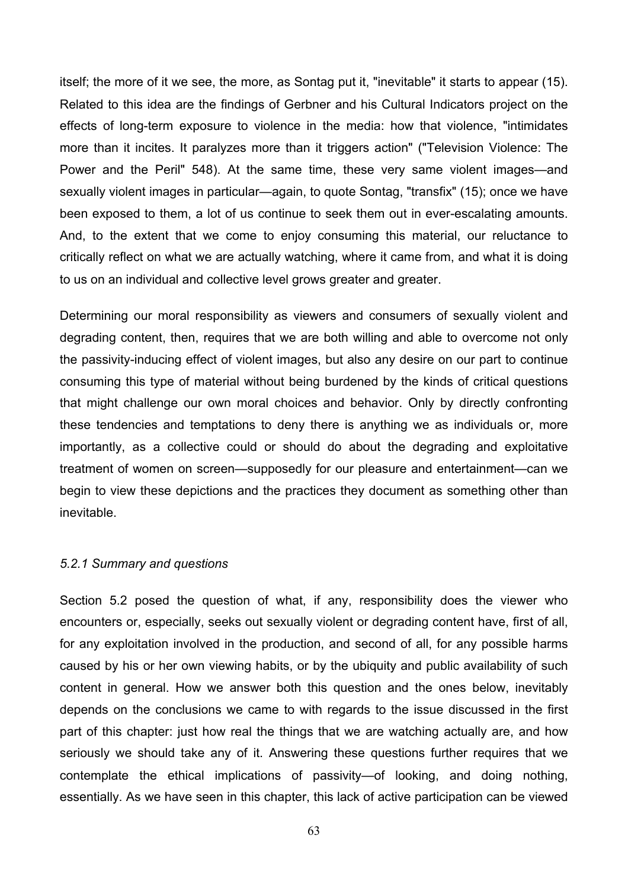itself; the more of it we see, the more, as Sontag put it, "inevitable" it starts to appear (15). Related to this idea are the findings of Gerbner and his Cultural Indicators project on the effects of long-term exposure to violence in the media: how that violence, "intimidates more than it incites. It paralyzes more than it triggers action" ("Television Violence: The Power and the Peril" 548). At the same time, these very same violent images—and sexually violent images in particular—again, to quote Sontag, "transfix" (15); once we have been exposed to them, a lot of us continue to seek them out in ever-escalating amounts. And, to the extent that we come to enjoy consuming this material, our reluctance to critically reflect on what we are actually watching, where it came from, and what it is doing to us on an individual and collective level grows greater and greater.

Determining our moral responsibility as viewers and consumers of sexually violent and degrading content, then, requires that we are both willing and able to overcome not only the passivity-inducing effect of violent images, but also any desire on our part to continue consuming this type of material without being burdened by the kinds of critical questions that might challenge our own moral choices and behavior. Only by directly confronting these tendencies and temptations to deny there is anything we as individuals or, more importantly, as a collective could or should do about the degrading and exploitative treatment of women on screen—supposedly for our pleasure and entertainment—can we begin to view these depictions and the practices they document as something other than inevitable.

### *5.2.1 Summary and questions*

Section 5.2 posed the question of what, if any, responsibility does the viewer who encounters or, especially, seeks out sexually violent or degrading content have, first of all, for any exploitation involved in the production, and second of all, for any possible harms caused by his or her own viewing habits, or by the ubiquity and public availability of such content in general. How we answer both this question and the ones below, inevitably depends on the conclusions we came to with regards to the issue discussed in the first part of this chapter: just how real the things that we are watching actually are, and how seriously we should take any of it. Answering these questions further requires that we contemplate the ethical implications of passivity—of looking, and doing nothing, essentially. As we have seen in this chapter, this lack of active participation can be viewed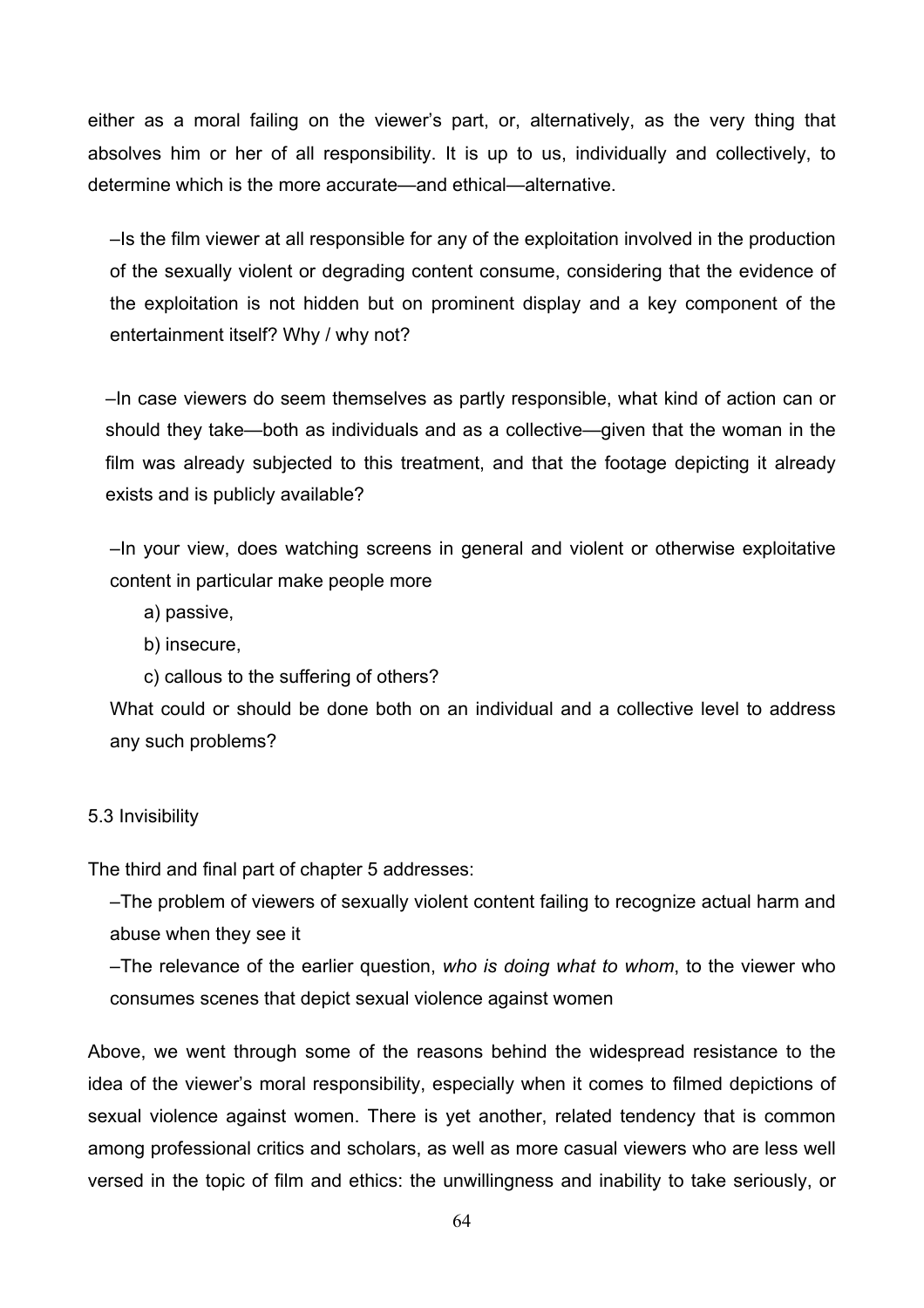either as a moral failing on the viewer's part, or, alternatively, as the very thing that absolves him or her of all responsibility. It is up to us, individually and collectively, to determine which is the more accurate—and ethical—alternative.

–Is the film viewer at all responsible for any of the exploitation involved in the production of the sexually violent or degrading content consume, considering that the evidence of the exploitation is not hidden but on prominent display and a key component of the entertainment itself? Why / why not?

–In case viewers do seem themselves as partly responsible, what kind of action can or should they take—both as individuals and as a collective—given that the woman in the film was already subjected to this treatment, and that the footage depicting it already exists and is publicly available?

–In your view, does watching screens in general and violent or otherwise exploitative content in particular make people more

a) passive,

b) insecure,

c) callous to the suffering of others?

What could or should be done both on an individual and a collective level to address any such problems?

## 5.3 Invisibility

The third and final part of chapter 5 addresses:

–The problem of viewers of sexually violent content failing to recognize actual harm and abuse when they see it

–The relevance of the earlier question, *who is doing what to whom*, to the viewer who consumes scenes that depict sexual violence against women

Above, we went through some of the reasons behind the widespread resistance to the idea of the viewer's moral responsibility, especially when it comes to filmed depictions of sexual violence against women. There is yet another, related tendency that is common among professional critics and scholars, as well as more casual viewers who are less well versed in the topic of film and ethics: the unwillingness and inability to take seriously, or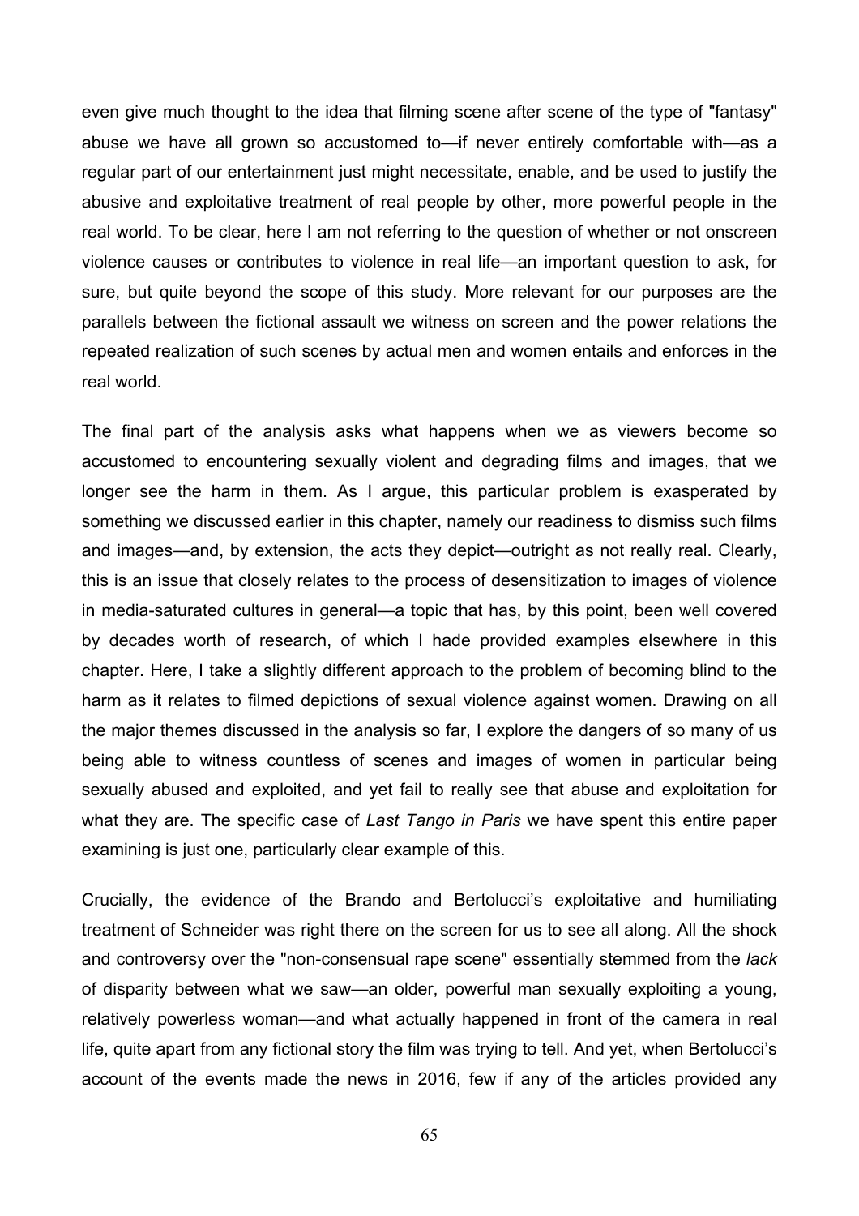even give much thought to the idea that filming scene after scene of the type of "fantasy" abuse we have all grown so accustomed to—if never entirely comfortable with—as a regular part of our entertainment just might necessitate, enable, and be used to justify the abusive and exploitative treatment of real people by other, more powerful people in the real world. To be clear, here I am not referring to the question of whether or not onscreen violence causes or contributes to violence in real life—an important question to ask, for sure, but quite beyond the scope of this study. More relevant for our purposes are the parallels between the fictional assault we witness on screen and the power relations the repeated realization of such scenes by actual men and women entails and enforces in the real world.

The final part of the analysis asks what happens when we as viewers become so accustomed to encountering sexually violent and degrading films and images, that we longer see the harm in them. As I argue, this particular problem is exasperated by something we discussed earlier in this chapter, namely our readiness to dismiss such films and images—and, by extension, the acts they depict—outright as not really real. Clearly, this is an issue that closely relates to the process of desensitization to images of violence in media-saturated cultures in general—a topic that has, by this point, been well covered by decades worth of research, of which I hade provided examples elsewhere in this chapter. Here, I take a slightly different approach to the problem of becoming blind to the harm as it relates to filmed depictions of sexual violence against women. Drawing on all the major themes discussed in the analysis so far, I explore the dangers of so many of us being able to witness countless of scenes and images of women in particular being sexually abused and exploited, and yet fail to really see that abuse and exploitation for what they are. The specific case of *Last Tango in Paris* we have spent this entire paper examining is just one, particularly clear example of this.

Crucially, the evidence of the Brando and Bertolucci's exploitative and humiliating treatment of Schneider was right there on the screen for us to see all along. All the shock and controversy over the "non-consensual rape scene" essentially stemmed from the *lack* of disparity between what we saw—an older, powerful man sexually exploiting a young, relatively powerless woman—and what actually happened in front of the camera in real life, quite apart from any fictional story the film was trying to tell. And yet, when Bertolucci's account of the events made the news in 2016, few if any of the articles provided any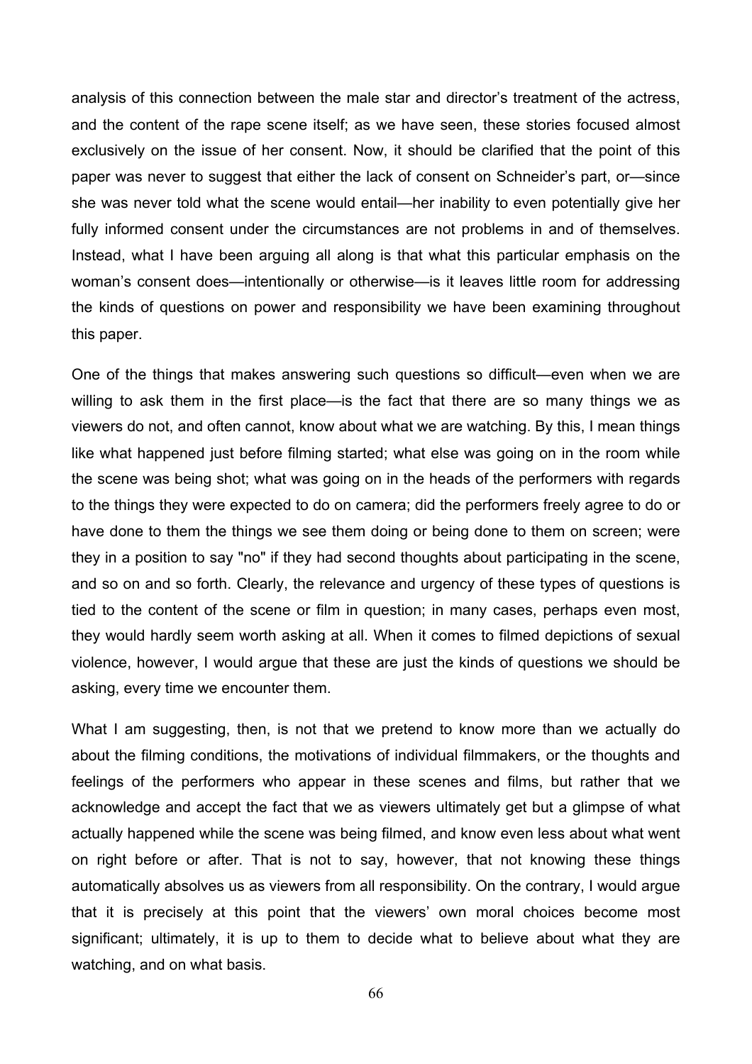analysis of this connection between the male star and director's treatment of the actress, and the content of the rape scene itself; as we have seen, these stories focused almost exclusively on the issue of her consent. Now, it should be clarified that the point of this paper was never to suggest that either the lack of consent on Schneider's part, or—since she was never told what the scene would entail—her inability to even potentially give her fully informed consent under the circumstances are not problems in and of themselves. Instead, what I have been arguing all along is that what this particular emphasis on the woman's consent does—intentionally or otherwise—is it leaves little room for addressing the kinds of questions on power and responsibility we have been examining throughout this paper.

One of the things that makes answering such questions so difficult—even when we are willing to ask them in the first place—is the fact that there are so many things we as viewers do not, and often cannot, know about what we are watching. By this, I mean things like what happened just before filming started; what else was going on in the room while the scene was being shot; what was going on in the heads of the performers with regards to the things they were expected to do on camera; did the performers freely agree to do or have done to them the things we see them doing or being done to them on screen; were they in a position to say "no" if they had second thoughts about participating in the scene, and so on and so forth. Clearly, the relevance and urgency of these types of questions is tied to the content of the scene or film in question; in many cases, perhaps even most, they would hardly seem worth asking at all. When it comes to filmed depictions of sexual violence, however, I would argue that these are just the kinds of questions we should be asking, every time we encounter them.

What I am suggesting, then, is not that we pretend to know more than we actually do about the filming conditions, the motivations of individual filmmakers, or the thoughts and feelings of the performers who appear in these scenes and films, but rather that we acknowledge and accept the fact that we as viewers ultimately get but a glimpse of what actually happened while the scene was being filmed, and know even less about what went on right before or after. That is not to say, however, that not knowing these things automatically absolves us as viewers from all responsibility. On the contrary, I would argue that it is precisely at this point that the viewers' own moral choices become most significant; ultimately, it is up to them to decide what to believe about what they are watching, and on what basis.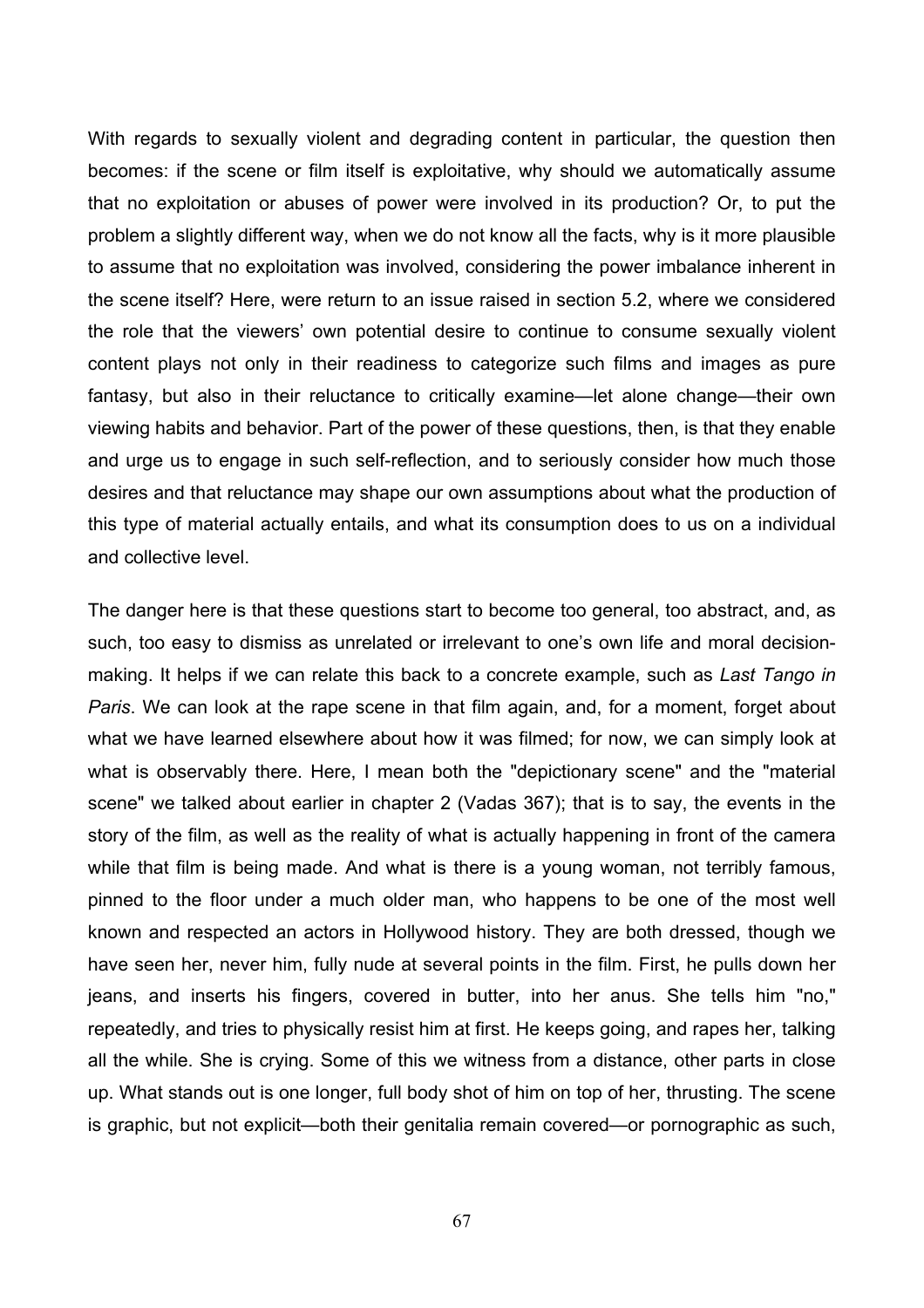With regards to sexually violent and degrading content in particular, the question then becomes: if the scene or film itself is exploitative, why should we automatically assume that no exploitation or abuses of power were involved in its production? Or, to put the problem a slightly different way, when we do not know all the facts, why is it more plausible to assume that no exploitation was involved, considering the power imbalance inherent in the scene itself? Here, were return to an issue raised in section 5.2, where we considered the role that the viewers' own potential desire to continue to consume sexually violent content plays not only in their readiness to categorize such films and images as pure fantasy, but also in their reluctance to critically examine—let alone change—their own viewing habits and behavior. Part of the power of these questions, then, is that they enable and urge us to engage in such self-reflection, and to seriously consider how much those desires and that reluctance may shape our own assumptions about what the production of this type of material actually entails, and what its consumption does to us on a individual and collective level.

The danger here is that these questions start to become too general, too abstract, and, as such, too easy to dismiss as unrelated or irrelevant to one's own life and moral decision-making. It helps if we can relate this back to a concrete example, such as *Last Tango in Paris*. We can look at the rape scene in that film again, and, for a moment, forget about what we have learned elsewhere about how it was filmed; for now, we can simply look at what is observably there. Here, I mean both the "depictionary scene" and the "material scene" we talked about earlier in chapter 2 (Vadas 367); that is to say, the events in the story of the film, as well as the reality of what is actually happening in front of the camera while that film is being made. And what is there is a young woman, not terribly famous, pinned to the floor under a much older man, who happens to be one of the most well known and respected an actors in Hollywood history. They are both dressed, though we have seen her, never him, fully nude at several points in the film. First, he pulls down her jeans, and inserts his fingers, covered in butter, into her anus. She tells him "no," repeatedly, and tries to physically resist him at first. He keeps going, and rapes her, talking all the while. She is crying. Some of this we witness from a distance, other parts in close up. What stands out is one longer, full body shot of him on top of her, thrusting. The scene is graphic, but not explicit—both their genitalia remain covered—or pornographic as such,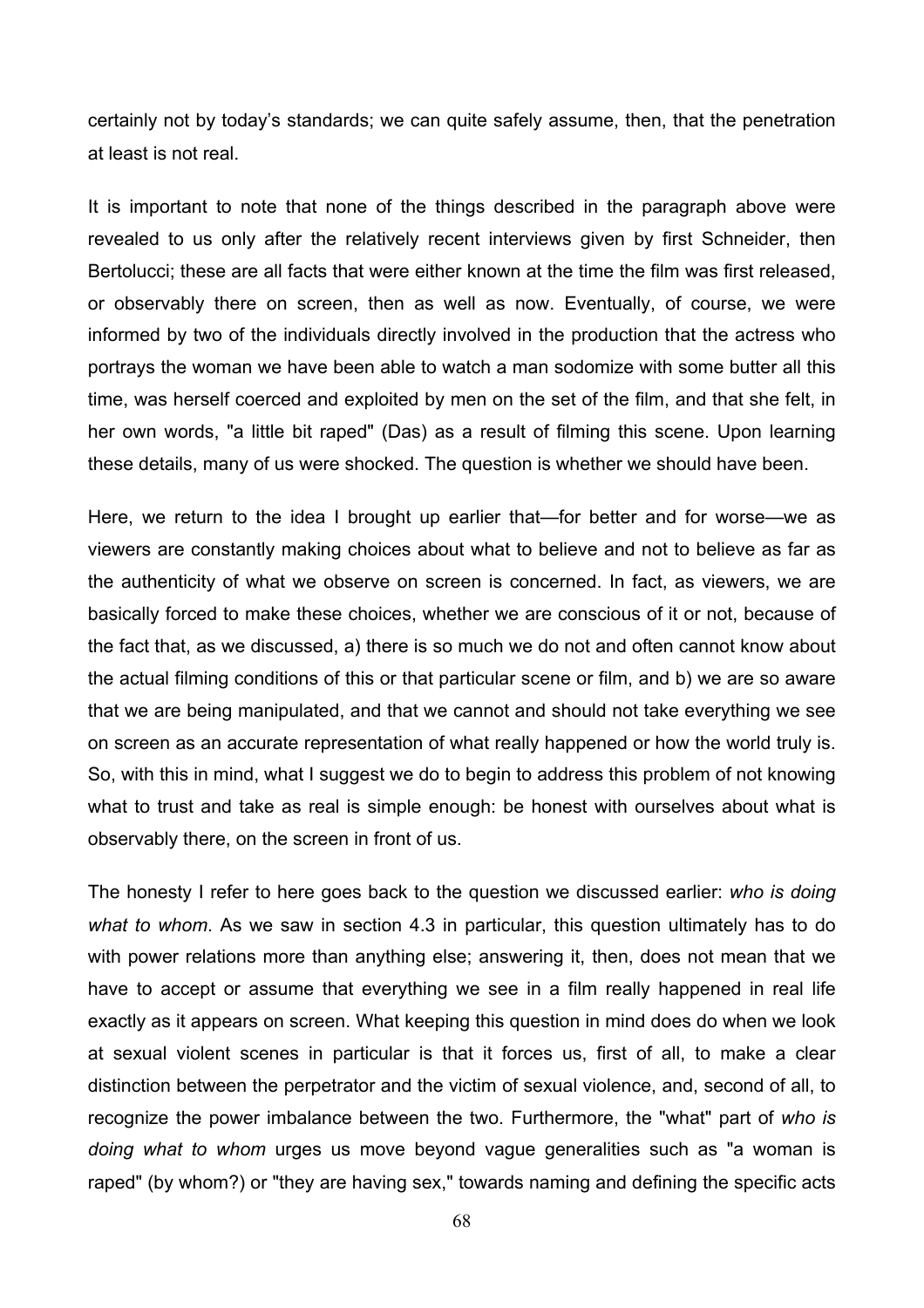certainly not by today's standards; we can quite safely assume, then, that the penetration at least is not real.

It is important to note that none of the things described in the paragraph above were revealed to us only after the relatively recent interviews given by first Schneider, then Bertolucci; these are all facts that were either known at the time the film was first released, or observably there on screen, then as well as now. Eventually, of course, we were informed by two of the individuals directly involved in the production that the actress who portrays the woman we have been able to watch a man sodomize with some butter all this time, was herself coerced and exploited by men on the set of the film, and that she felt, in her own words, "a little bit raped" (Das) as a result of filming this scene. Upon learning these details, many of us were shocked. The question is whether we should have been.

Here, we return to the idea I brought up earlier that—for better and for worse—we as viewers are constantly making choices about what to believe and not to believe as far as the authenticity of what we observe on screen is concerned. In fact, as viewers, we are basically forced to make these choices, whether we are conscious of it or not, because of the fact that, as we discussed, a) there is so much we do not and often cannot know about the actual filming conditions of this or that particular scene or film, and b) we are so aware that we are being manipulated, and that we cannot and should not take everything we see on screen as an accurate representation of what really happened or how the world truly is. So, with this in mind, what I suggest we do to begin to address this problem of not knowing what to trust and take as real is simple enough: be honest with ourselves about what is observably there, on the screen in front of us.

The honesty I refer to here goes back to the question we discussed earlier: *who is doing what to whom*. As we saw in section 4.3 in particular, this question ultimately has to do with power relations more than anything else; answering it, then, does not mean that we have to accept or assume that everything we see in a film really happened in real life exactly as it appears on screen. What keeping this question in mind does do when we look at sexual violent scenes in particular is that it forces us, first of all, to make a clear distinction between the perpetrator and the victim of sexual violence, and, second of all, to recognize the power imbalance between the two. Furthermore, the "what" part of *who is doing what to whom* urges us move beyond vague generalities such as "a woman is raped" (by whom?) or "they are having sex," towards naming and defining the specific acts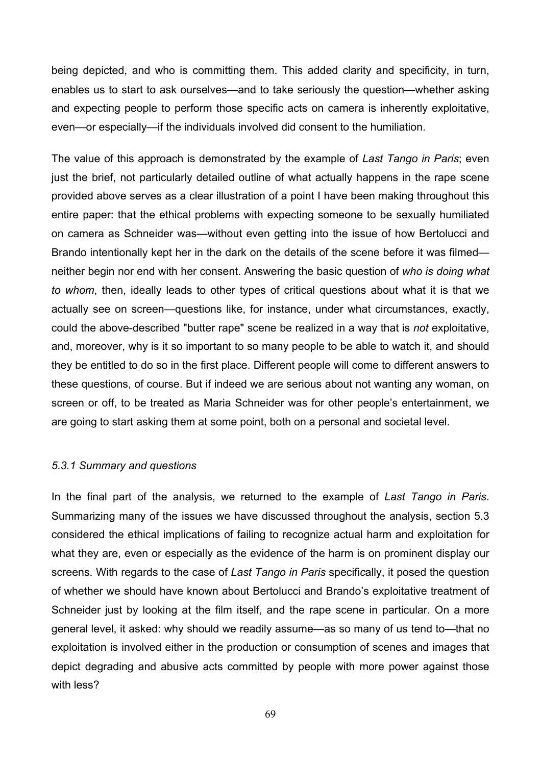being depicted, and who is committing them. This added clarity and specificity, in turn, enables us to start to ask ourselves—and to take seriously the question—whether asking and expecting people to perform those specific acts on camera is inherently exploitative, even—or especially—if the individuals involved did consent to the humiliation.

The value of this approach is demonstrated by the example of *Last Tango in Paris*; even just the brief, not particularly detailed outline of what actually happens in the rape scene provided above serves as a clear illustration of a point I have been making throughout this entire paper: that the ethical problems with expecting someone to be sexually humiliated on camera as Schneider was—without even getting into the issue of how Bertolucci and Brando intentionally kept her in the dark on the details of the scene before it was filmed—neither begin nor end with her consent. Answering the basic question of *who is doing what to whom*, then, ideally leads to other types of critical questions about what it is that we actually see on screen—questions like, for instance, under what circumstances, exactly, could the above-described "butter rape" scene be realized in a way that is *not* exploitative, and, moreover, why is it so important to so many people to be able to watch it, and should they be entitled to do so in the first place. Different people will come to different answers to these questions, of course. But if indeed we are serious about not wanting any woman, on screen or off, to be treated as Maria Schneider was for other people's entertainment, we are going to start asking them at some point, both on a personal and societal level.

### *5.3.1 Summary and questions*

In the final part of the analysis, we returned to the example of *Last Tango in Paris*. Summarizing many of the issues we have discussed throughout the analysis, section 5.3 considered the ethical implications of failing to recognize actual harm and exploitation for what they are, even or especially as the evidence of the harm is on prominent display our screens. With regards to the case of *Last Tango in Paris* specifically, it posed the question of whether we should have known about Bertolucci and Brando's exploitative treatment of Schneider just by looking at the film itself, and the rape scene in particular. On a more general level, it asked: why should we readily assume—as so many of us tend to—that no exploitation is involved either in the production or consumption of scenes and images that depict degrading and abusive acts committed by people with more power against those with less?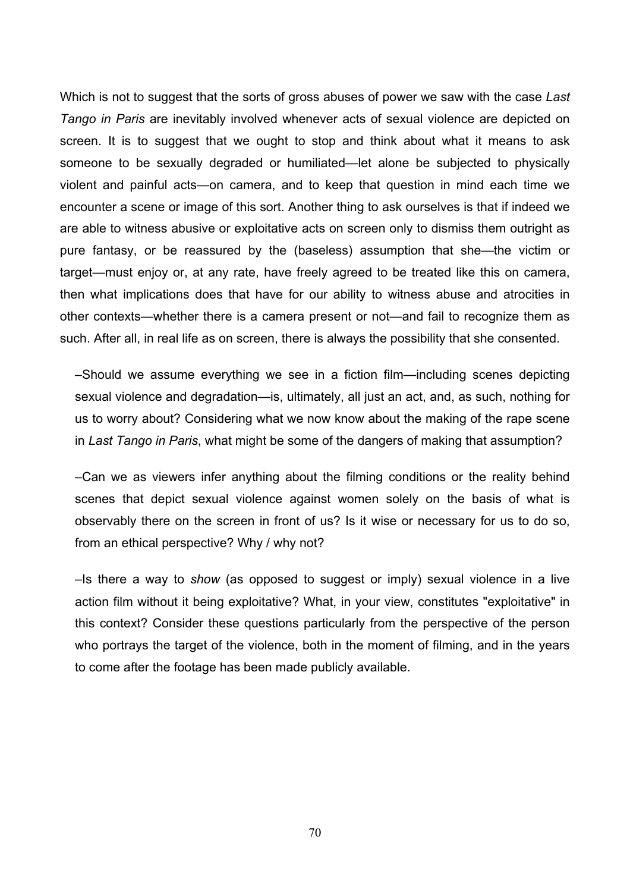Which is not to suggest that the sorts of gross abuses of power we saw with the case *Last Tango in Paris* are inevitably involved whenever acts of sexual violence are depicted on screen. It is to suggest that we ought to stop and think about what it means to ask someone to be sexually degraded or humiliated—let alone be subjected to physically violent and painful acts—on camera, and to keep that question in mind each time we encounter a scene or image of this sort. Another thing to ask ourselves is that if indeed we are able to witness abusive or exploitative acts on screen only to dismiss them outright as pure fantasy, or be reassured by the (baseless) assumption that she—the victim or target—must enjoy or, at any rate, have freely agreed to be treated like this on camera, then what implications does that have for our ability to witness abuse and atrocities in other contexts—whether there is a camera present or not—and fail to recognize them as such. After all, in real life as on screen, there is always the possibility that she consented.

–Should we assume everything we see in a fiction film—including scenes depicting sexual violence and degradation—is, ultimately, all just an act, and, as such, nothing for us to worry about? Considering what we now know about the making of the rape scene in *Last Tango in Paris*, what might be some of the dangers of making that assumption?

–Can we as viewers infer anything about the filming conditions or the reality behind scenes that depict sexual violence against women solely on the basis of what is observably there on the screen in front of us? Is it wise or necessary for us to do so, from an ethical perspective? Why / why not?

–Is there a way to *show* (as opposed to suggest or imply) sexual violence in a live action film without it being exploitative? What, in your view, constitutes "exploitative" in this context? Consider these questions particularly from the perspective of the person who portrays the target of the violence, both in the moment of filming, and in the years to come after the footage has been made publicly available.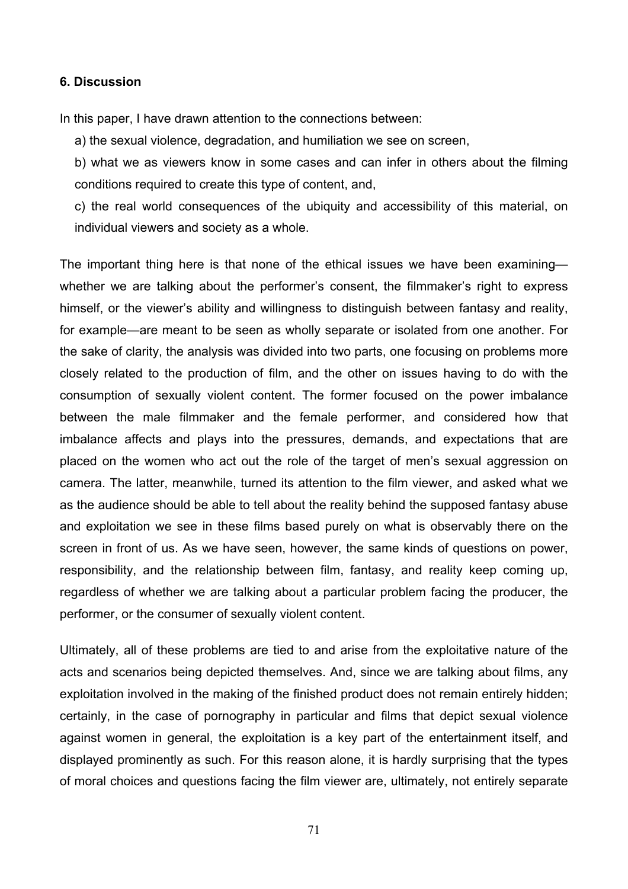**6. Discussion**

In this paper, I have drawn attention to the connections between:

a) the sexual violence, degradation, and humiliation we see on screen,

b) what we as viewers know in some cases and can infer in others about the filming conditions required to create this type of content, and,

c) the real world consequences of the ubiquity and accessibility of this material, on individual viewers and society as a whole.

The important thing here is that none of the ethical issues we have been examining—whether we are talking about the performer's consent, the filmmaker's right to express himself, or the viewer's ability and willingness to distinguish between fantasy and reality, for example—are meant to be seen as wholly separate or isolated from one another. For the sake of clarity, the analysis was divided into two parts, one focusing on problems more closely related to the production of film, and the other on issues having to do with the consumption of sexually violent content. The former focused on the power imbalance between the male filmmaker and the female performer, and considered how that imbalance affects and plays into the pressures, demands, and expectations that are placed on the women who act out the role of the target of men's sexual aggression on camera. The latter, meanwhile, turned its attention to the film viewer, and asked what we as the audience should be able to tell about the reality behind the supposed fantasy abuse and exploitation we see in these films based purely on what is observably there on the screen in front of us. As we have seen, however, the same kinds of questions on power, responsibility, and the relationship between film, fantasy, and reality keep coming up, regardless of whether we are talking about a particular problem facing the producer, the performer, or the consumer of sexually violent content.

Ultimately, all of these problems are tied to and arise from the exploitative nature of the acts and scenarios being depicted themselves. And, since we are talking about films, any exploitation involved in the making of the finished product does not remain entirely hidden; certainly, in the case of pornography in particular and films that depict sexual violence against women in general, the exploitation is a key part of the entertainment itself, and displayed prominently as such. For this reason alone, it is hardly surprising that the types of moral choices and questions facing the film viewer are, ultimately, not entirely separate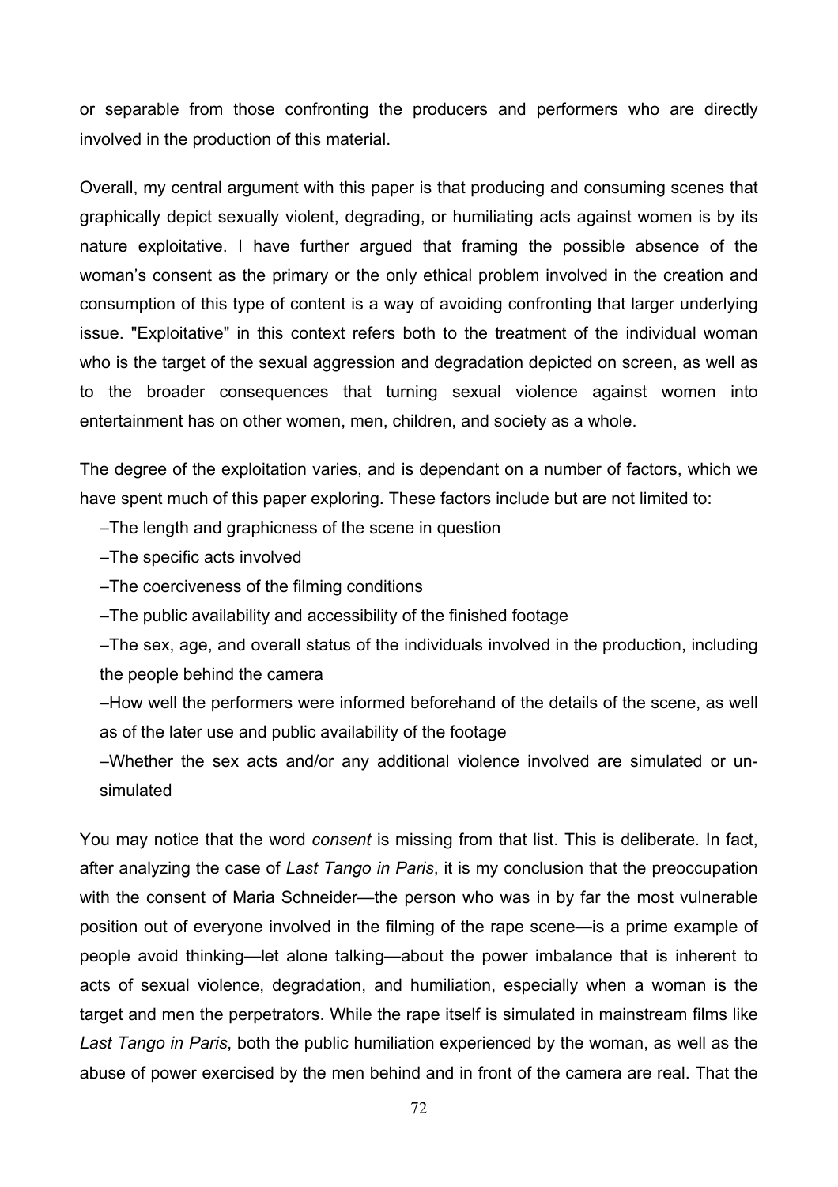or separable from those confronting the producers and performers who are directly involved in the production of this material.

Overall, my central argument with this paper is that producing and consuming scenes that graphically depict sexually violent, degrading, or humiliating acts against women is by its nature exploitative. I have further argued that framing the possible absence of the woman's consent as the primary or the only ethical problem involved in the creation and consumption of this type of content is a way of avoiding confronting that larger underlying issue. "Exploitative" in this context refers both to the treatment of the individual woman who is the target of the sexual aggression and degradation depicted on screen, as well as to the broader consequences that turning sexual violence against women into entertainment has on other women, men, children, and society as a whole.

The degree of the exploitation varies, and is dependant on a number of factors, which we have spent much of this paper exploring. These factors include but are not limited to:

–The length and graphicness of the scene in question

–The specific acts involved

–The coerciveness of the filming conditions

–The public availability and accessibility of the finished footage

–The sex, age, and overall status of the individuals involved in the production, including the people behind the camera

–How well the performers were informed beforehand of the details of the scene, as well as of the later use and public availability of the footage

–Whether the sex acts and/or any additional violence involved are simulated or un-simulated

You may notice that the word *consent* is missing from that list. This is deliberate. In fact, after analyzing the case of *Last Tango in Paris*, it is my conclusion that the preoccupation with the consent of Maria Schneider—the person who was in by far the most vulnerable position out of everyone involved in the filming of the rape scene—is a prime example of people avoid thinking—let alone talking—about the power imbalance that is inherent to acts of sexual violence, degradation, and humiliation, especially when a woman is the target and men the perpetrators. While the rape itself is simulated in mainstream films like *Last Tango in Paris*, both the public humiliation experienced by the woman, as well as the abuse of power exercised by the men behind and in front of the camera are real. That the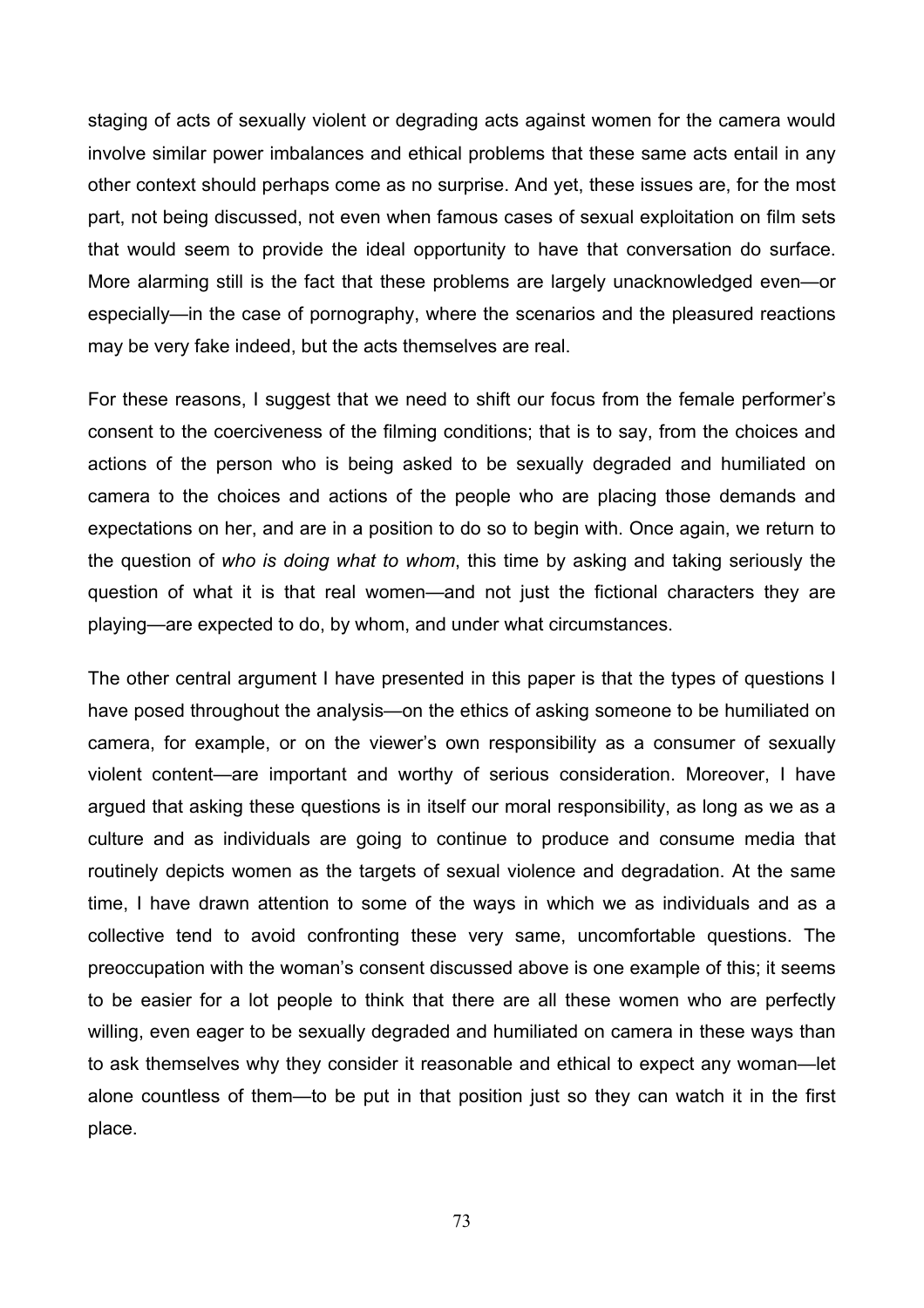staging of acts of sexually violent or degrading acts against women for the camera would involve similar power imbalances and ethical problems that these same acts entail in any other context should perhaps come as no surprise. And yet, these issues are, for the most part, not being discussed, not even when famous cases of sexual exploitation on film sets that would seem to provide the ideal opportunity to have that conversation do surface. More alarming still is the fact that these problems are largely unacknowledged even—or especially—in the case of pornography, where the scenarios and the pleasured reactions may be very fake indeed, but the acts themselves are real.

For these reasons, I suggest that we need to shift our focus from the female performer's consent to the coerciveness of the filming conditions; that is to say, from the choices and actions of the person who is being asked to be sexually degraded and humiliated on camera to the choices and actions of the people who are placing those demands and expectations on her, and are in a position to do so to begin with. Once again, we return to the question of *who is doing what to whom*, this time by asking and taking seriously the question of what it is that real women—and not just the fictional characters they are playing—are expected to do, by whom, and under what circumstances.

The other central argument I have presented in this paper is that the types of questions I have posed throughout the analysis—on the ethics of asking someone to be humiliated on camera, for example, or on the viewer's own responsibility as a consumer of sexually violent content—are important and worthy of serious consideration. Moreover, I have argued that asking these questions is in itself our moral responsibility, as long as we as a culture and as individuals are going to continue to produce and consume media that routinely depicts women as the targets of sexual violence and degradation. At the same time, I have drawn attention to some of the ways in which we as individuals and as a collective tend to avoid confronting these very same, uncomfortable questions. The preoccupation with the woman's consent discussed above is one example of this; it seems to be easier for a lot people to think that there are all these women who are perfectly willing, even eager to be sexually degraded and humiliated on camera in these ways than to ask themselves why they consider it reasonable and ethical to expect any woman—let alone countless of them—to be put in that position just so they can watch it in the first place.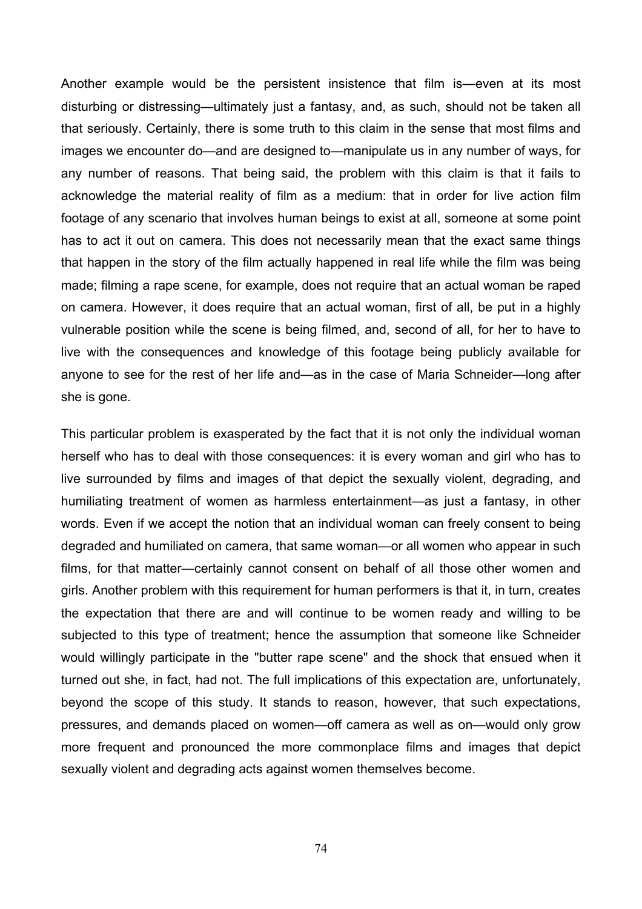Another example would be the persistent insistence that film is—even at its most disturbing or distressing—ultimately just a fantasy, and, as such, should not be taken all that seriously. Certainly, there is some truth to this claim in the sense that most films and images we encounter do—and are designed to—manipulate us in any number of ways, for any number of reasons. That being said, the problem with this claim is that it fails to acknowledge the material reality of film as a medium: that in order for live action film footage of any scenario that involves human beings to exist at all, someone at some point has to act it out on camera. This does not necessarily mean that the exact same things that happen in the story of the film actually happened in real life while the film was being made; filming a rape scene, for example, does not require that an actual woman be raped on camera. However, it does require that an actual woman, first of all, be put in a highly vulnerable position while the scene is being filmed, and, second of all, for her to have to live with the consequences and knowledge of this footage being publicly available for anyone to see for the rest of her life and—as in the case of Maria Schneider—long after she is gone.

This particular problem is exasperated by the fact that it is not only the individual woman herself who has to deal with those consequences: it is every woman and girl who has to live surrounded by films and images of that depict the sexually violent, degrading, and humiliating treatment of women as harmless entertainment—as just a fantasy, in other words. Even if we accept the notion that an individual woman can freely consent to being degraded and humiliated on camera, that same woman—or all women who appear in such films, for that matter—certainly cannot consent on behalf of all those other women and girls. Another problem with this requirement for human performers is that it, in turn, creates the expectation that there are and will continue to be women ready and willing to be subjected to this type of treatment; hence the assumption that someone like Schneider would willingly participate in the "butter rape scene" and the shock that ensued when it turned out she, in fact, had not. The full implications of this expectation are, unfortunately, beyond the scope of this study. It stands to reason, however, that such expectations, pressures, and demands placed on women—off camera as well as on—would only grow more frequent and pronounced the more commonplace films and images that depict sexually violent and degrading acts against women themselves become.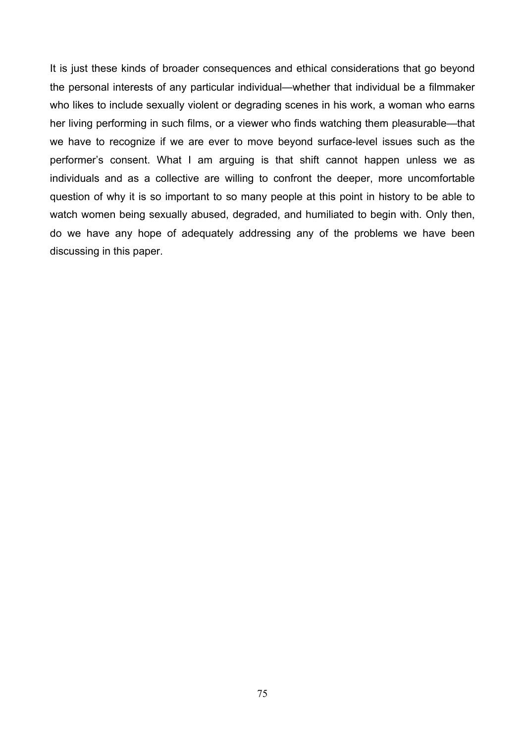It is just these kinds of broader consequences and ethical considerations that go beyond the personal interests of any particular individual—whether that individual be a filmmaker who likes to include sexually violent or degrading scenes in his work, a woman who earns her living performing in such films, or a viewer who finds watching them pleasurable—that we have to recognize if we are ever to move beyond surface-level issues such as the performer's consent. What I am arguing is that shift cannot happen unless we as individuals and as a collective are willing to confront the deeper, more uncomfortable question of why it is so important to so many people at this point in history to be able to watch women being sexually abused, degraded, and humiliated to begin with. Only then, do we have any hope of adequately addressing any of the problems we have been discussing in this paper.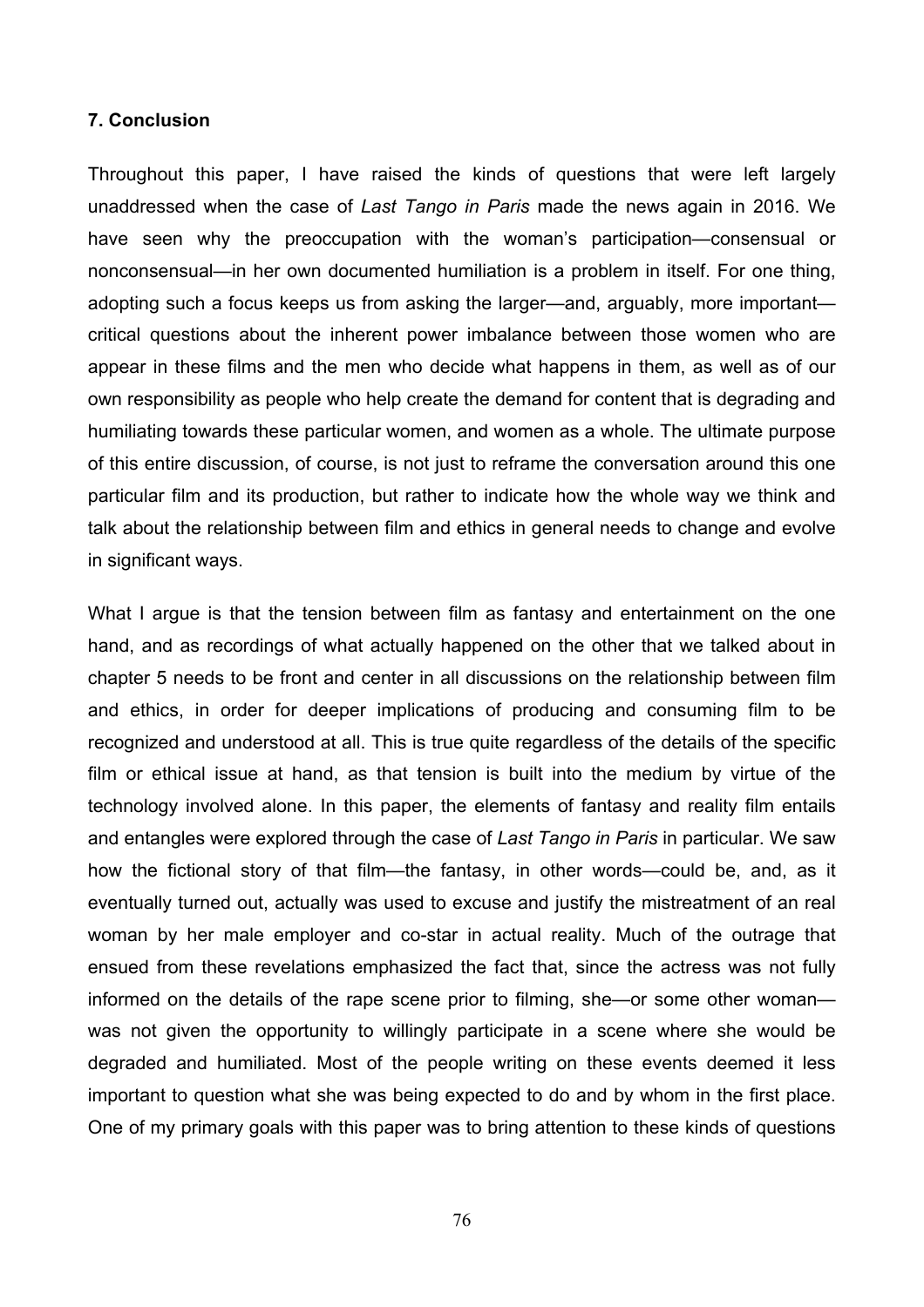**7. Conclusion**

Throughout this paper, I have raised the kinds of questions that were left largely unaddressed when the case of *Last Tango in Paris* made the news again in 2016. We have seen why the preoccupation with the woman's participation—consensual or nonconsensual—in her own documented humiliation is a problem in itself. For one thing, adopting such a focus keeps us from asking the larger—and, arguably, more important—critical questions about the inherent power imbalance between those women who are appear in these films and the men who decide what happens in them, as well as of our own responsibility as people who help create the demand for content that is degrading and humiliating towards these particular women, and women as a whole. The ultimate purpose of this entire discussion, of course, is not just to reframe the conversation around this one particular film and its production, but rather to indicate how the whole way we think and talk about the relationship between film and ethics in general needs to change and evolve in significant ways.

What I argue is that the tension between film as fantasy and entertainment on the one hand, and as recordings of what actually happened on the other that we talked about in chapter 5 needs to be front and center in all discussions on the relationship between film and ethics, in order for deeper implications of producing and consuming film to be recognized and understood at all. This is true quite regardless of the details of the specific film or ethical issue at hand, as that tension is built into the medium by virtue of the technology involved alone. In this paper, the elements of fantasy and reality film entails and entangles were explored through the case of *Last Tango in Paris* in particular. We saw how the fictional story of that film—the fantasy, in other words—could be, and, as it eventually turned out, actually was used to excuse and justify the mistreatment of an real woman by her male employer and co-star in actual reality. Much of the outrage that ensued from these revelations emphasized the fact that, since the actress was not fully informed on the details of the rape scene prior to filming, she—or some other woman—was not given the opportunity to willingly participate in a scene where she would be degraded and humiliated. Most of the people writing on these events deemed it less important to question what she was being expected to do and by whom in the first place. One of my primary goals with this paper was to bring attention to these kinds of questions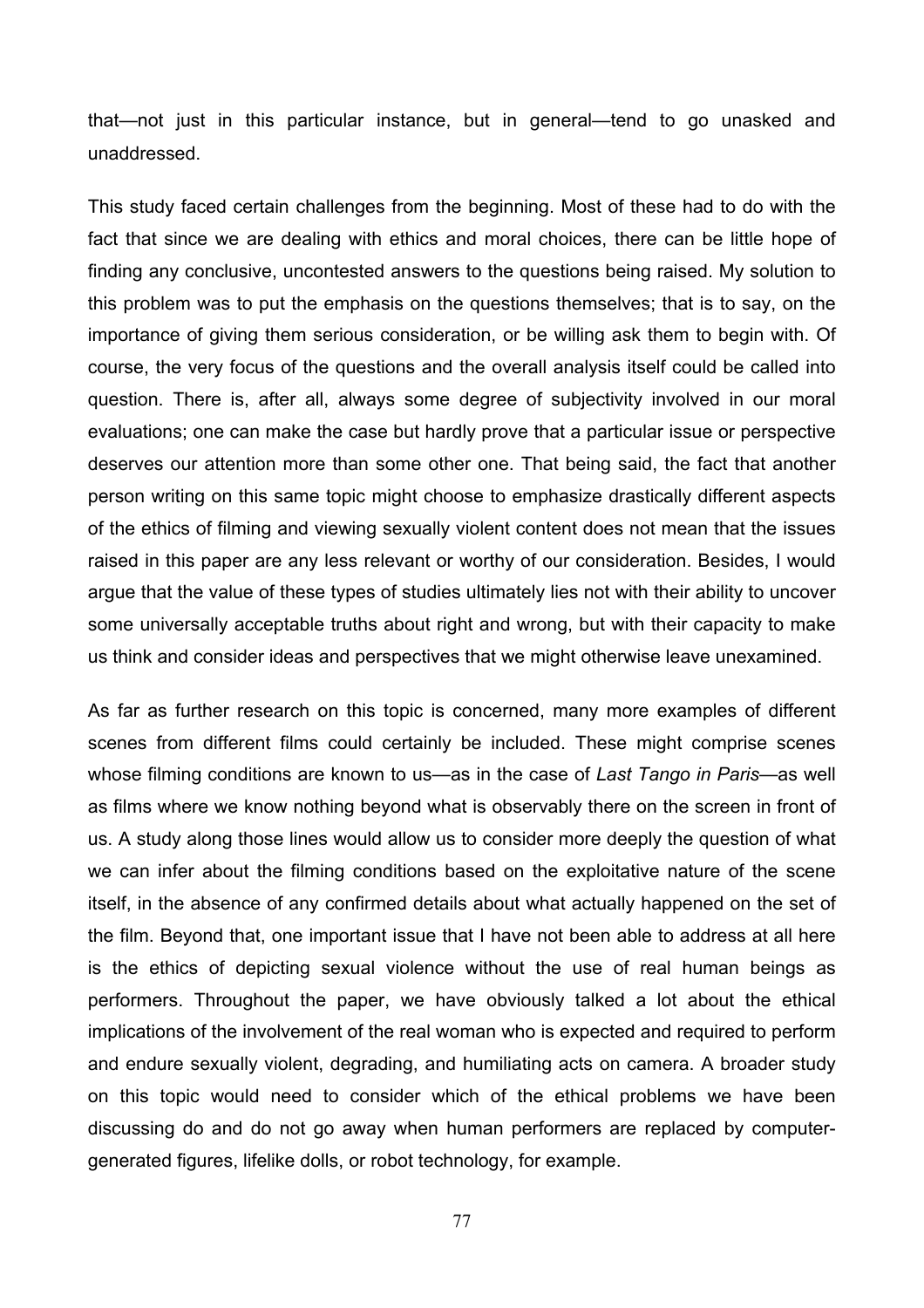that—not just in this particular instance, but in general—tend to go unasked and unaddressed.

This study faced certain challenges from the beginning. Most of these had to do with the fact that since we are dealing with ethics and moral choices, there can be little hope of finding any conclusive, uncontested answers to the questions being raised. My solution to this problem was to put the emphasis on the questions themselves; that is to say, on the importance of giving them serious consideration, or be willing ask them to begin with. Of course, the very focus of the questions and the overall analysis itself could be called into question. There is, after all, always some degree of subjectivity involved in our moral evaluations; one can make the case but hardly prove that a particular issue or perspective deserves our attention more than some other one. That being said, the fact that another person writing on this same topic might choose to emphasize drastically different aspects of the ethics of filming and viewing sexually violent content does not mean that the issues raised in this paper are any less relevant or worthy of our consideration. Besides, I would argue that the value of these types of studies ultimately lies not with their ability to uncover some universally acceptable truths about right and wrong, but with their capacity to make us think and consider ideas and perspectives that we might otherwise leave unexamined.

As far as further research on this topic is concerned, many more examples of different scenes from different films could certainly be included. These might comprise scenes whose filming conditions are known to us—as in the case of *Last Tango in Paris*—as well as films where we know nothing beyond what is observably there on the screen in front of us. A study along those lines would allow us to consider more deeply the question of what we can infer about the filming conditions based on the exploitative nature of the scene itself, in the absence of any confirmed details about what actually happened on the set of the film. Beyond that, one important issue that I have not been able to address at all here is the ethics of depicting sexual violence without the use of real human beings as performers. Throughout the paper, we have obviously talked a lot about the ethical implications of the involvement of the real woman who is expected and required to perform and endure sexually violent, degrading, and humiliating acts on camera. A broader study on this topic would need to consider which of the ethical problems we have been discussing do and do not go away when human performers are replaced by computer-generated figures, lifelike dolls, or robot technology, for example.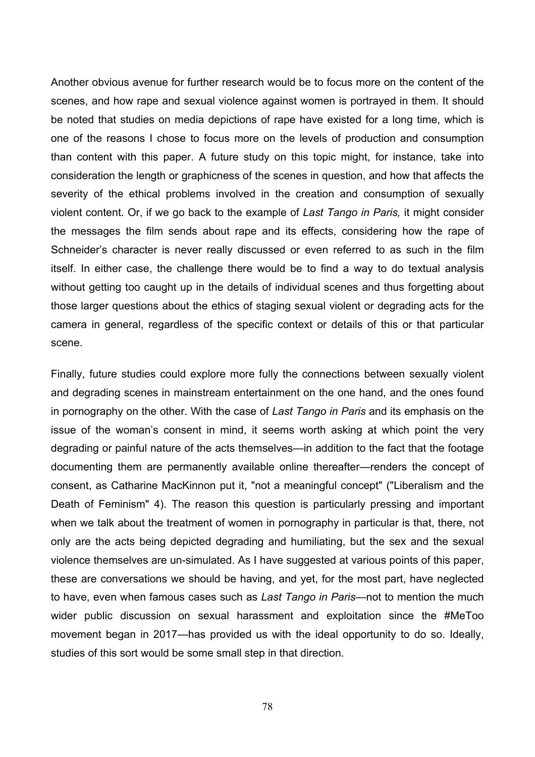Another obvious avenue for further research would be to focus more on the content of the scenes, and how rape and sexual violence against women is portrayed in them. It should be noted that studies on media depictions of rape have existed for a long time, which is one of the reasons I chose to focus more on the levels of production and consumption than content with this paper. A future study on this topic might, for instance, take into consideration the length or graphicness of the scenes in question, and how that affects the severity of the ethical problems involved in the creation and consumption of sexually violent content. Or, if we go back to the example of *Last Tango in Paris,* it might consider the messages the film sends about rape and its effects, considering how the rape of Schneider's character is never really discussed or even referred to as such in the film itself. In either case, the challenge there would be to find a way to do textual analysis without getting too caught up in the details of individual scenes and thus forgetting about those larger questions about the ethics of staging sexual violent or degrading acts for the camera in general, regardless of the specific context or details of this or that particular scene.

Finally, future studies could explore more fully the connections between sexually violent and degrading scenes in mainstream entertainment on the one hand, and the ones found in pornography on the other. With the case of *Last Tango in Paris* and its emphasis on the issue of the woman's consent in mind, it seems worth asking at which point the very degrading or painful nature of the acts themselves—in addition to the fact that the footage documenting them are permanently available online thereafter—renders the concept of consent, as Catharine MacKinnon put it, "not a meaningful concept" ("Liberalism and the Death of Feminism" 4). The reason this question is particularly pressing and important when we talk about the treatment of women in pornography in particular is that, there, not only are the acts being depicted degrading and humiliating, but the sex and the sexual violence themselves are un-simulated. As I have suggested at various points of this paper, these are conversations we should be having, and yet, for the most part, have neglected to have, even when famous cases such as *Last Tango in Paris*—not to mention the much wider public discussion on sexual harassment and exploitation since the #MeToo movement began in 2017—has provided us with the ideal opportunity to do so. Ideally, studies of this sort would be some small step in that direction.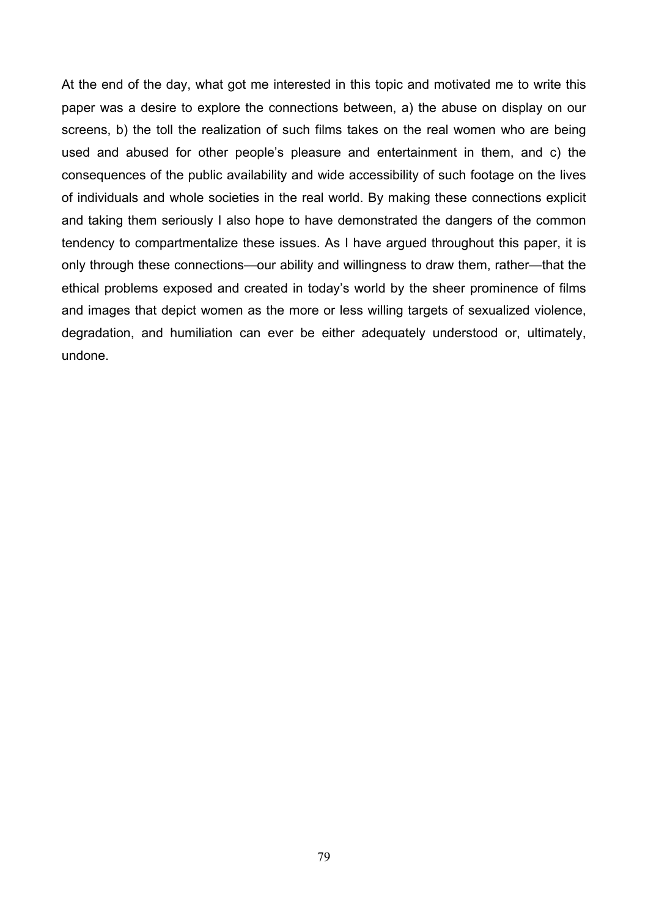At the end of the day, what got me interested in this topic and motivated me to write this paper was a desire to explore the connections between, a) the abuse on display on our screens, b) the toll the realization of such films takes on the real women who are being used and abused for other people's pleasure and entertainment in them, and c) the consequences of the public availability and wide accessibility of such footage on the lives of individuals and whole societies in the real world. By making these connections explicit and taking them seriously I also hope to have demonstrated the dangers of the common tendency to compartmentalize these issues. As I have argued throughout this paper, it is only through these connections—our ability and willingness to draw them, rather—that the ethical problems exposed and created in today's world by the sheer prominence of films and images that depict women as the more or less willing targets of sexualized violence, degradation, and humiliation can ever be either adequately understood or, ultimately, undone.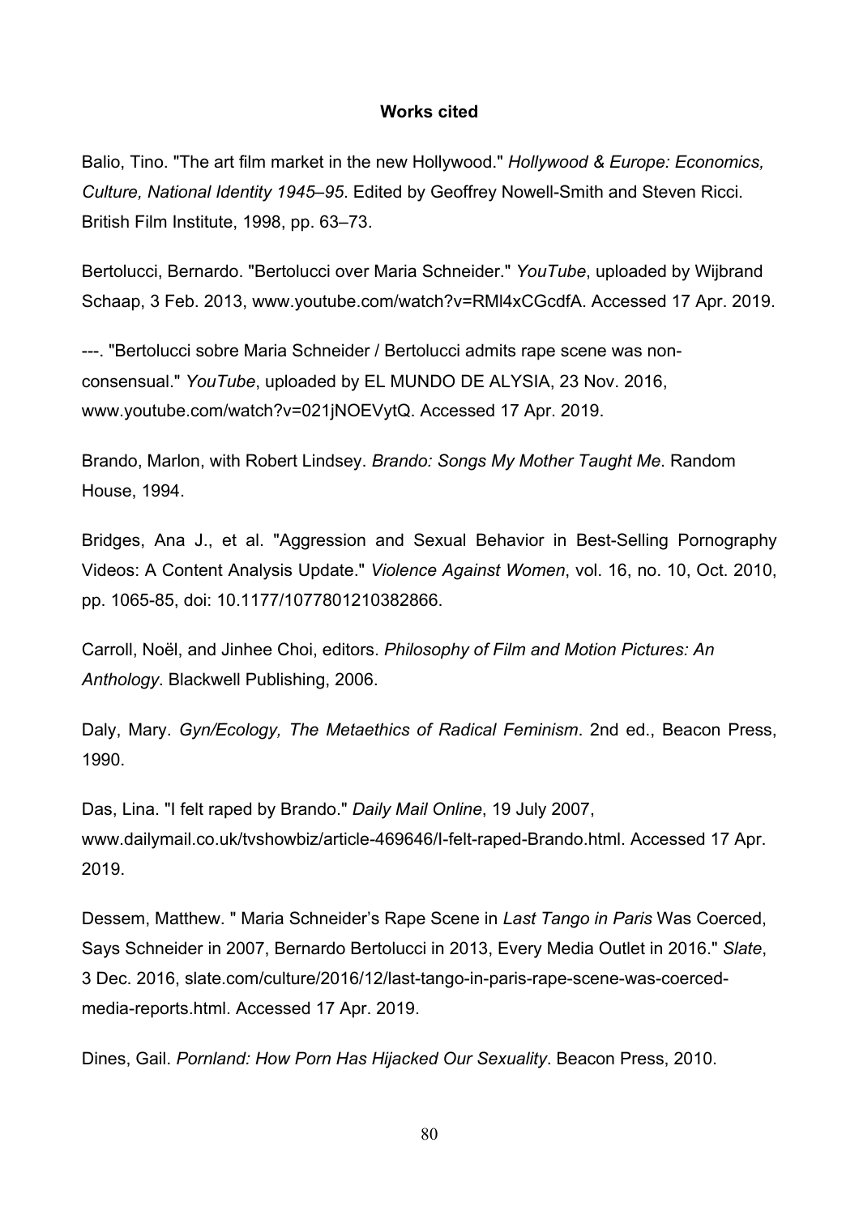**Works cited**

Balio, Tino. "The art film market in the new Hollywood." *Hollywood & Europe: Economics, Culture, National Identity 1945–95*. Edited by Geoffrey Nowell-Smith and Steven Ricci. British Film Institute, 1998, pp. 63–73.

Bertolucci, Bernardo. "Bertolucci over Maria Schneider." *YouTube*, uploaded by Wijbrand Schaap, 3 Feb. 2013, www.youtube.com/watch?v=RMl4xCGcdfA. Accessed 17 Apr. 2019.

---. "Bertolucci sobre Maria Schneider / Bertolucci admits rape scene was non-consensual." *YouTube*, uploaded by EL MUNDO DE ALYSIA, 23 Nov. 2016, www.youtube.com/watch?v=021jNOEVytQ. Accessed 17 Apr. 2019.

Brando, Marlon, with Robert Lindsey. *Brando: Songs My Mother Taught Me*. Random House, 1994.

Bridges, Ana J., et al. "Aggression and Sexual Behavior in Best-Selling Pornography Videos: A Content Analysis Update." *Violence Against Women*, vol. 16, no. 10, Oct. 2010, pp. 1065-85, doi: 10.1177/1077801210382866.

Carroll, Noël, and Jinhee Choi, editors. *Philosophy of Film and Motion Pictures: An Anthology*. Blackwell Publishing, 2006.

Daly, Mary. *Gyn/Ecology, The Metaethics of Radical Feminism*. 2nd ed., Beacon Press, 1990.

Das, Lina. "I felt raped by Brando." *Daily Mail Online*, 19 July 2007, www.dailymail.co.uk/tvshowbiz/article-469646/I-felt-raped-Brando.html. Accessed 17 Apr. 2019.

Dessem, Matthew. " Maria Schneider's Rape Scene in *Last Tango in Paris* Was Coerced, Says Schneider in 2007, Bernardo Bertolucci in 2013, Every Media Outlet in 2016." *Slate*, 3 Dec. 2016, slate.com/culture/2016/12/last-tango-in-paris-rape-scene-was-coerced-media-reports.html. Accessed 17 Apr. 2019.

Dines, Gail. *Pornland: How Porn Has Hijacked Our Sexuality*. Beacon Press, 2010.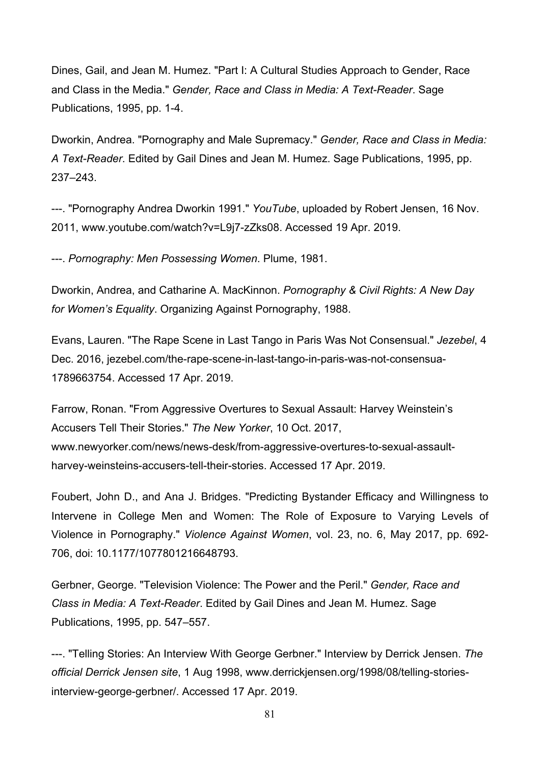Dines, Gail, and Jean M. Humez. "Part I: A Cultural Studies Approach to Gender, Race and Class in the Media." *Gender, Race and Class in Media: A Text-Reader*. Sage Publications, 1995, pp. 1-4.

Dworkin, Andrea. "Pornography and Male Supremacy." *Gender, Race and Class in Media: A Text-Reader*. Edited by Gail Dines and Jean M. Humez. Sage Publications, 1995, pp. 237–243.

---. "Pornography Andrea Dworkin 1991." *YouTube*, uploaded by Robert Jensen, 16 Nov. 2011, www.youtube.com/watch?v=L9j7-zZks08. Accessed 19 Apr. 2019.

---. *Pornography: Men Possessing Women*. Plume, 1981.

Dworkin, Andrea, and Catharine A. MacKinnon. *Pornography & Civil Rights: A New Day for Women's Equality*. Organizing Against Pornography, 1988.

Evans, Lauren. "The Rape Scene in Last Tango in Paris Was Not Consensual." *Jezebel*, 4 Dec. 2016, jezebel.com/the-rape-scene-in-last-tango-in-paris-was-not-consensua-1789663754. Accessed 17 Apr. 2019.

Farrow, Ronan. "From Aggressive Overtures to Sexual Assault: Harvey Weinstein's Accusers Tell Their Stories." *The New Yorker*, 10 Oct. 2017, www.newyorker.com/news/news-desk/from-aggressive-overtures-to-sexual-assault-harvey-weinsteins-accusers-tell-their-stories. Accessed 17 Apr. 2019.

Foubert, John D., and Ana J. Bridges. "Predicting Bystander Efficacy and Willingness to Intervene in College Men and Women: The Role of Exposure to Varying Levels of Violence in Pornography." *Violence Against Women*, vol. 23, no. 6, May 2017, pp. 692-706, doi: 10.1177/1077801216648793.

Gerbner, George. "Television Violence: The Power and the Peril." *Gender, Race and Class in Media: A Text-Reader*. Edited by Gail Dines and Jean M. Humez. Sage Publications, 1995, pp. 547–557.

---. "Telling Stories: An Interview With George Gerbner." Interview by Derrick Jensen. *The official Derrick Jensen site*, 1 Aug 1998, www.derrickjensen.org/1998/08/telling-stories-interview-george-gerbner/. Accessed 17 Apr. 2019.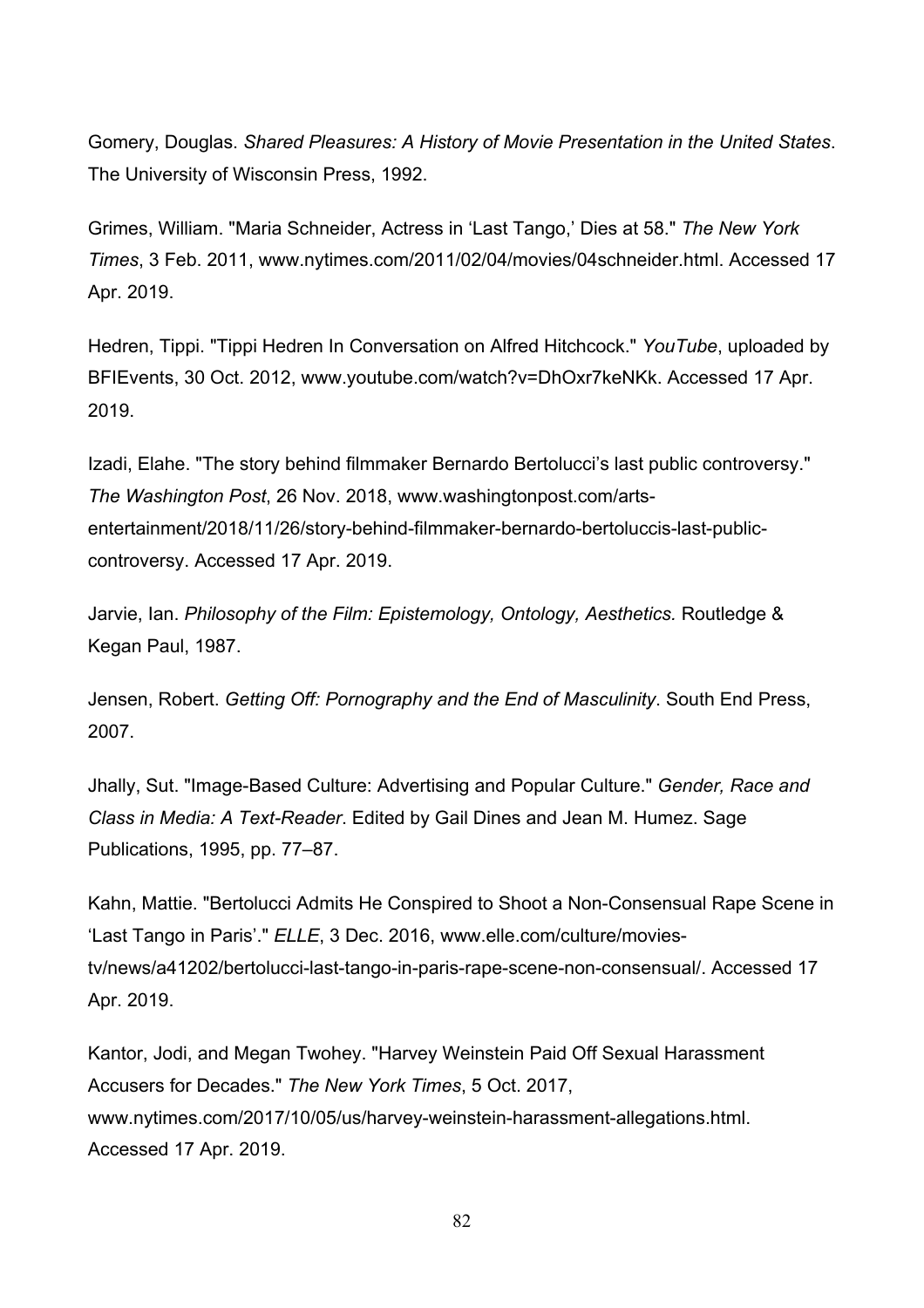Gomery, Douglas. *Shared Pleasures: A History of Movie Presentation in the United States*. The University of Wisconsin Press, 1992.

Grimes, William. "Maria Schneider, Actress in 'Last Tango,' Dies at 58." *The New York Times*, 3 Feb. 2011, www.nytimes.com/2011/02/04/movies/04schneider.html. Accessed 17 Apr. 2019.

Hedren, Tippi. "Tippi Hedren In Conversation on Alfred Hitchcock." *YouTube*, uploaded by BFIEvents, 30 Oct. 2012, www.youtube.com/watch?v=DhOxr7keNKk. Accessed 17 Apr. 2019.

Izadi, Elahe. "The story behind filmmaker Bernardo Bertolucci's last public controversy." *The Washington Post*, 26 Nov. 2018, www.washingtonpost.com/arts-entertainment/2018/11/26/story-behind-filmmaker-bernardo-bertoluccis-last-public-controversy. Accessed 17 Apr. 2019.

Jarvie, Ian. *Philosophy of the Film: Epistemology, Ontology, Aesthetics.* Routledge & Kegan Paul, 1987.

Jensen, Robert. *Getting Off: Pornography and the End of Masculinity*. South End Press, 2007.

Jhally, Sut. "Image-Based Culture: Advertising and Popular Culture." *Gender, Race and Class in Media: A Text-Reader*. Edited by Gail Dines and Jean M. Humez. Sage Publications, 1995, pp. 77–87.

Kahn, Mattie. "Bertolucci Admits He Conspired to Shoot a Non-Consensual Rape Scene in 'Last Tango in Paris'." *ELLE*, 3 Dec. 2016, www.elle.com/culture/movies-tv/news/a41202/bertolucci-last-tango-in-paris-rape-scene-non-consensual/. Accessed 17 Apr. 2019.

Kantor, Jodi, and Megan Twohey. "Harvey Weinstein Paid Off Sexual Harassment Accusers for Decades." *The New York Times*, 5 Oct. 2017, www.nytimes.com/2017/10/05/us/harvey-weinstein-harassment-allegations.html. Accessed 17 Apr. 2019.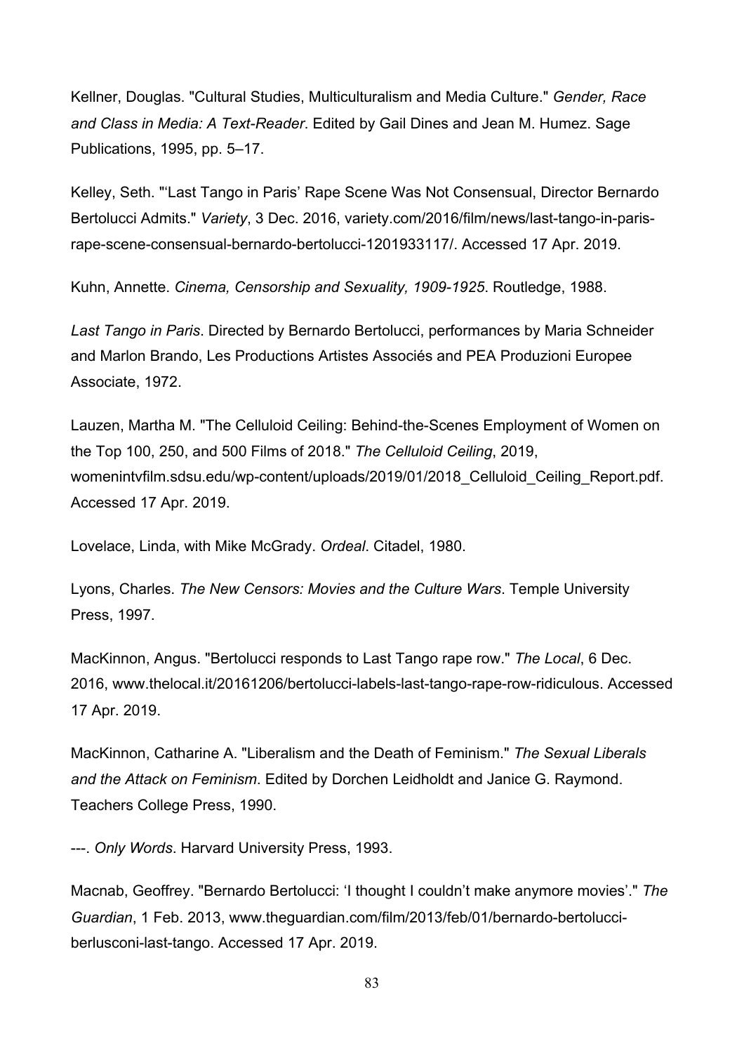Kellner, Douglas. "Cultural Studies, Multiculturalism and Media Culture." *Gender, Race and Class in Media: A Text-Reader*. Edited by Gail Dines and Jean M. Humez. Sage Publications, 1995, pp. 5–17.

Kelley, Seth. "'Last Tango in Paris' Rape Scene Was Not Consensual, Director Bernardo Bertolucci Admits." *Variety*, 3 Dec. 2016, variety.com/2016/film/news/last-tango-in-paris-rape-scene-consensual-bernardo-bertolucci-1201933117/. Accessed 17 Apr. 2019.

Kuhn, Annette. *Cinema, Censorship and Sexuality, 1909-1925*. Routledge, 1988.

*Last Tango in Paris*. Directed by Bernardo Bertolucci, performances by Maria Schneider and Marlon Brando, Les Productions Artistes Associés and PEA Produzioni Europee Associate, 1972.

Lauzen, Martha M. "The Celluloid Ceiling: Behind-the-Scenes Employment of Women on the Top 100, 250, and 500 Films of 2018." *The Celluloid Ceiling*, 2019, womenintvfilm.sdsu.edu/wp-content/uploads/2019/01/2018_Celluloid_Ceiling_Report.pdf. Accessed 17 Apr. 2019.

Lovelace, Linda, with Mike McGrady. *Ordeal*. Citadel, 1980.

Lyons, Charles. *The New Censors: Movies and the Culture Wars*. Temple University Press, 1997.

MacKinnon, Angus. "Bertolucci responds to Last Tango rape row." *The Local*, 6 Dec. 2016, www.thelocal.it/20161206/bertolucci-labels-last-tango-rape-row-ridiculous. Accessed 17 Apr. 2019.

MacKinnon, Catharine A. "Liberalism and the Death of Feminism." *The Sexual Liberals and the Attack on Feminism*. Edited by Dorchen Leidholdt and Janice G. Raymond. Teachers College Press, 1990.

---. *Only Words*. Harvard University Press, 1993.

Macnab, Geoffrey. "Bernardo Bertolucci: 'I thought I couldn't make anymore movies'." *The Guardian*, 1 Feb. 2013, www.theguardian.com/film/2013/feb/01/bernardo-bertolucci-berlusconi-last-tango. Accessed 17 Apr. 2019.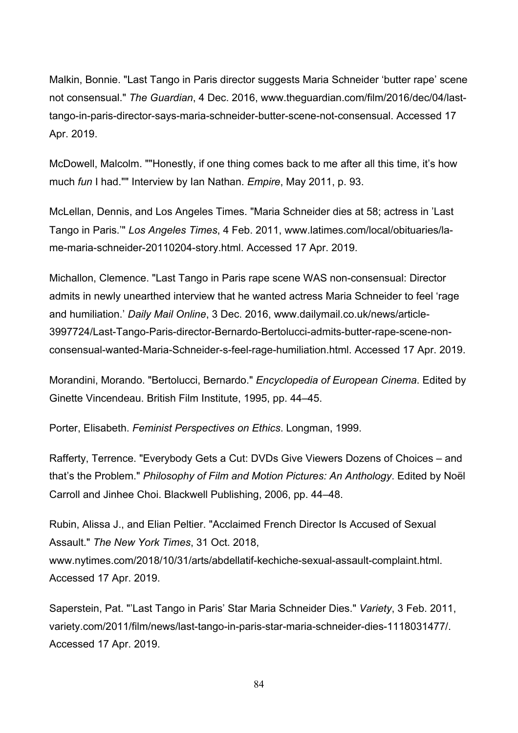Malkin, Bonnie. "Last Tango in Paris director suggests Maria Schneider 'butter rape' scene not consensual." *The Guardian*, 4 Dec. 2016, www.theguardian.com/film/2016/dec/04/last-tango-in-paris-director-says-maria-schneider-butter-scene-not-consensual. Accessed 17 Apr. 2019.

McDowell, Malcolm. ""Honestly, if one thing comes back to me after all this time, it's how much *fun* I had."" Interview by Ian Nathan. *Empire*, May 2011, p. 93.

McLellan, Dennis, and Los Angeles Times. "Maria Schneider dies at 58; actress in 'Last Tango in Paris.'" *Los Angeles Times*, 4 Feb. 2011, www.latimes.com/local/obituaries/la-me-maria-schneider-20110204-story.html. Accessed 17 Apr. 2019.

Michallon, Clemence. "Last Tango in Paris rape scene WAS non-consensual: Director admits in newly unearthed interview that he wanted actress Maria Schneider to feel 'rage and humiliation.' *Daily Mail Online*, 3 Dec. 2016, www.dailymail.co.uk/news/article-3997724/Last-Tango-Paris-director-Bernardo-Bertolucci-admits-butter-rape-scene-non-consensual-wanted-Maria-Schneider-s-feel-rage-humiliation.html. Accessed 17 Apr. 2019.

Morandini, Morando. "Bertolucci, Bernardo." *Encyclopedia of European Cinema*. Edited by Ginette Vincendeau. British Film Institute, 1995, pp. 44–45.

Porter, Elisabeth. *Feminist Perspectives on Ethics*. Longman, 1999.

Rafferty, Terrence. "Everybody Gets a Cut: DVDs Give Viewers Dozens of Choices – and that's the Problem." *Philosophy of Film and Motion Pictures: An Anthology*. Edited by Noël Carroll and Jinhee Choi. Blackwell Publishing, 2006, pp. 44–48.

Rubin, Alissa J., and Elian Peltier. "Acclaimed French Director Is Accused of Sexual Assault." *The New York Times*, 31 Oct. 2018, www.nytimes.com/2018/10/31/arts/abdellatif-kechiche-sexual-assault-complaint.html. Accessed 17 Apr. 2019.

Saperstein, Pat. "'Last Tango in Paris' Star Maria Schneider Dies." *Variety*, 3 Feb. 2011, variety.com/2011/film/news/last-tango-in-paris-star-maria-schneider-dies-1118031477/. Accessed 17 Apr. 2019.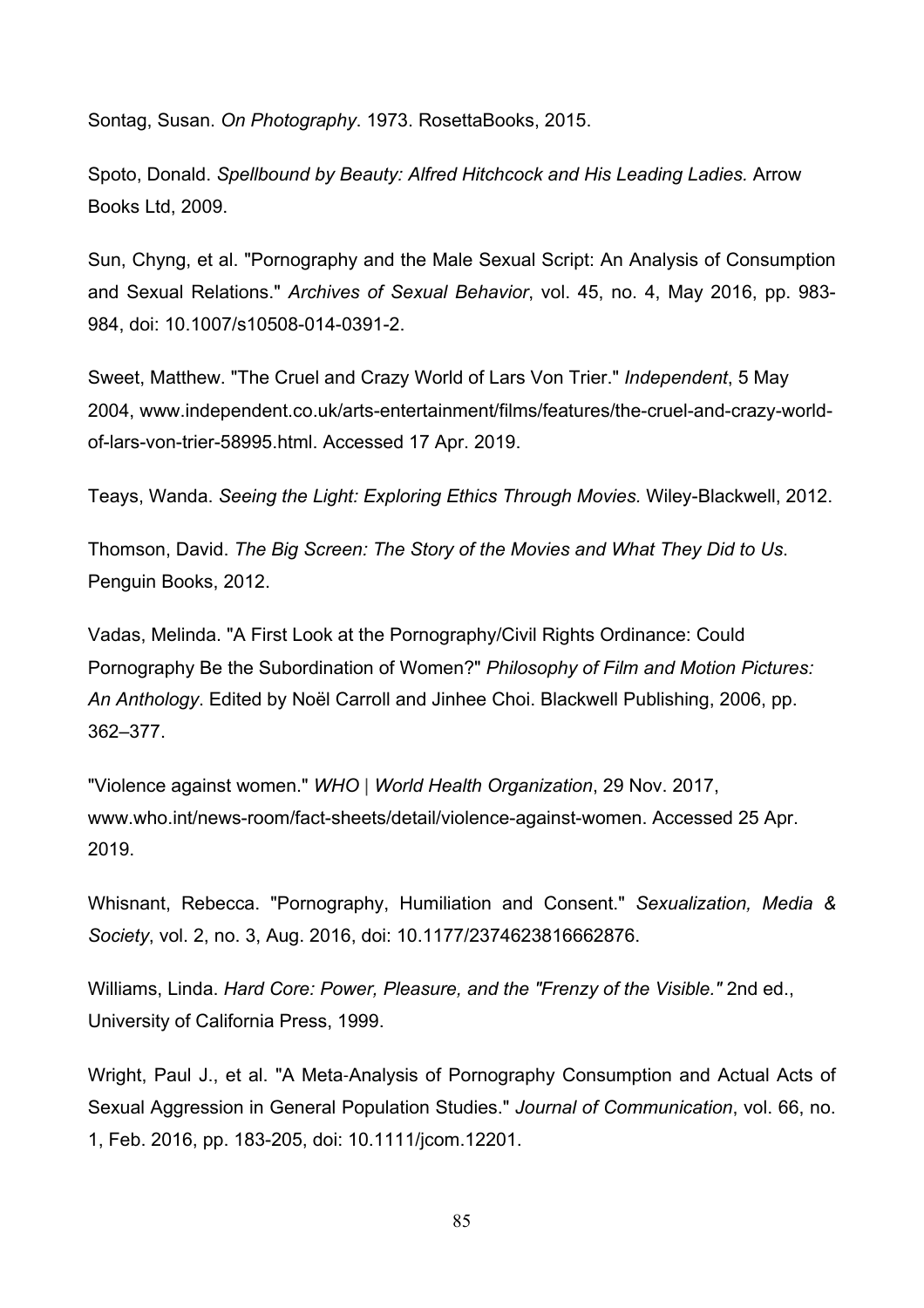Sontag, Susan. *On Photography*. 1973. RosettaBooks, 2015.

Spoto, Donald. *Spellbound by Beauty: Alfred Hitchcock and His Leading Ladies.* Arrow Books Ltd, 2009.

Sun, Chyng, et al. "Pornography and the Male Sexual Script: An Analysis of Consumption and Sexual Relations." *Archives of Sexual Behavior*, vol. 45, no. 4, May 2016, pp. 983-984, doi: 10.1007/s10508-014-0391-2.

Sweet, Matthew. "The Cruel and Crazy World of Lars Von Trier." *Independent*, 5 May 2004, www.independent.co.uk/arts-entertainment/films/features/the-cruel-and-crazy-world-of-lars-von-trier-58995.html. Accessed 17 Apr. 2019.

Teays, Wanda. *Seeing the Light: Exploring Ethics Through Movies.* Wiley-Blackwell, 2012.

Thomson, David. *The Big Screen: The Story of the Movies and What They Did to Us*. Penguin Books, 2012.

Vadas, Melinda. "A First Look at the Pornography/Civil Rights Ordinance: Could Pornography Be the Subordination of Women?" *Philosophy of Film and Motion Pictures: An Anthology*. Edited by Noël Carroll and Jinhee Choi. Blackwell Publishing, 2006, pp. 362–377.

"Violence against women." *WHO | World Health Organization*, 29 Nov. 2017, www.who.int/news-room/fact-sheets/detail/violence-against-women. Accessed 25 Apr. 2019.

Whisnant, Rebecca. "Pornography, Humiliation and Consent." *Sexualization, Media & Society*, vol. 2, no. 3, Aug. 2016, doi: 10.1177/2374623816662876.

Williams, Linda. *Hard Core: Power, Pleasure, and the "Frenzy of the Visible."* 2nd ed., University of California Press, 1999.

Wright, Paul J., et al. "A Meta-Analysis of Pornography Consumption and Actual Acts of Sexual Aggression in General Population Studies." *Journal of Communication*, vol. 66, no. 1, Feb. 2016, pp. 183-205, doi: 10.1111/jcom.12201.